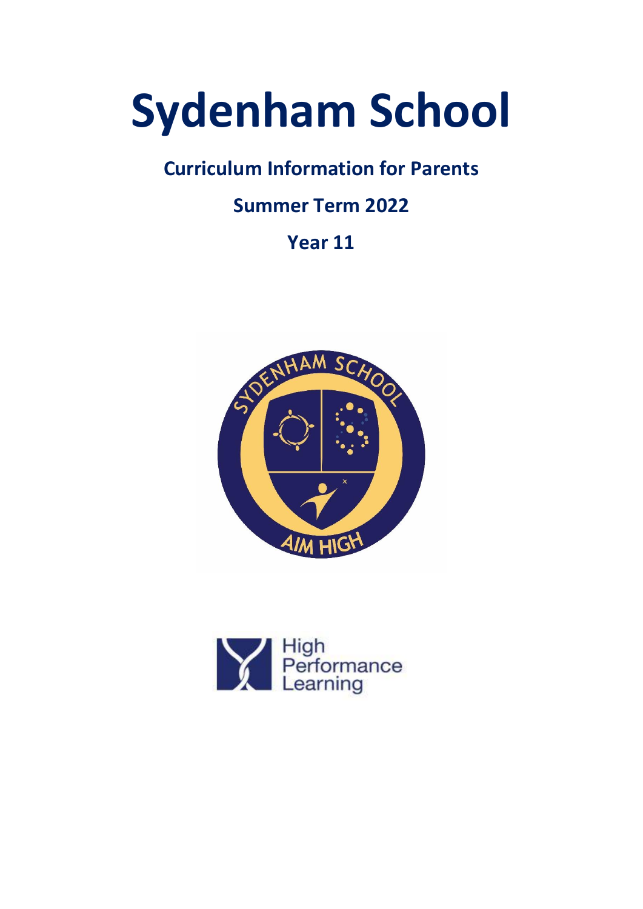# Sydenham School

## Curriculum Information for Parents

## Summer Term 2022

## Year 11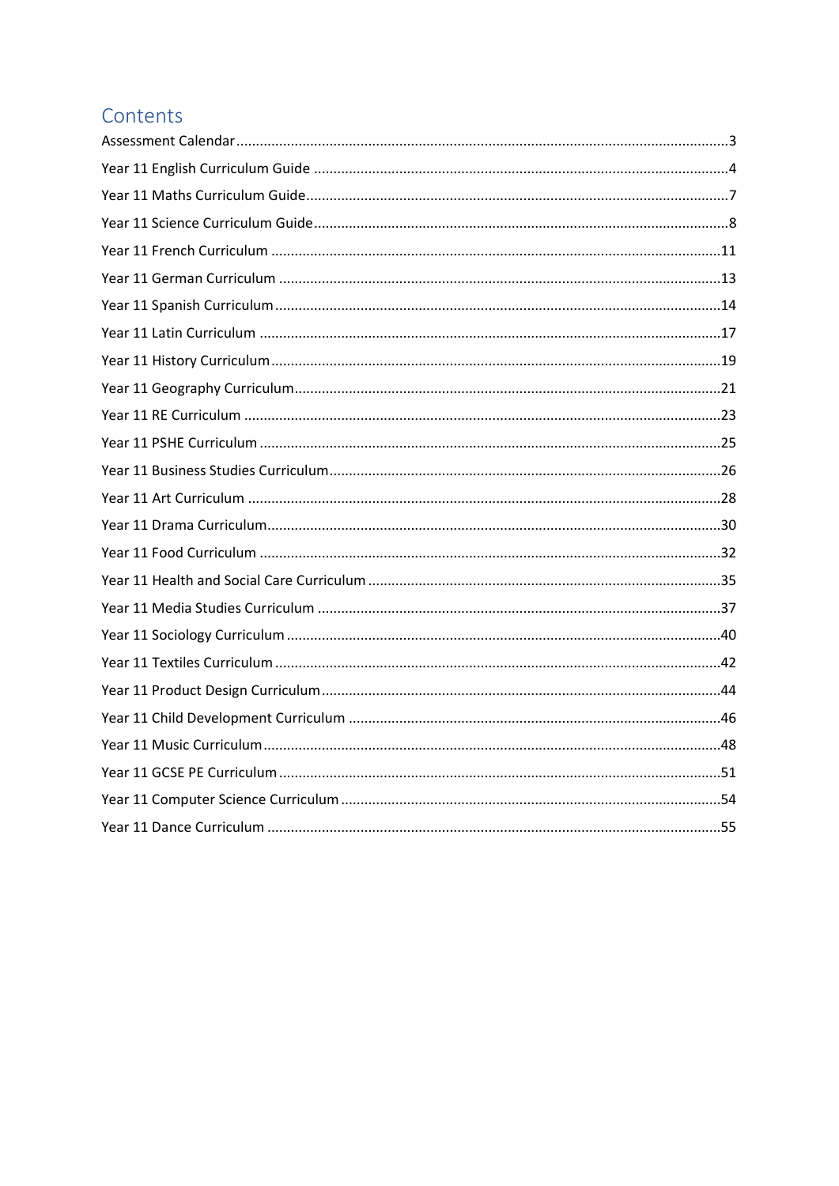# Contents

Assessment Calendar.........3
Year 11 English Curriculum Guide.........4
Year 11 Maths Curriculum Guide.........7
Year 11 Science Curriculum Guide.........8
Year 11 French Curriculum.........11
Year 11 German Curriculum.........13
Year 11 Spanish Curriculum.........14
Year 11 Latin Curriculum.........17
Year 11 History Curriculum.........19
Year 11 Geography Curriculum.........21
Year 11 RE Curriculum.........23
Year 11 PSHE Curriculum.........25
Year 11 Business Studies Curriculum.........26
Year 11 Art Curriculum.........28
Year 11 Drama Curriculum.........30
Year 11 Food Curriculum.........32
Year 11 Health and Social Care Curriculum.........35
Year 11 Media Studies Curriculum.........37
Year 11 Sociology Curriculum.........40
Year 11 Textiles Curriculum.........42
Year 11 Product Design Curriculum.........44
Year 11 Child Development Curriculum.........46
Year 11 Music Curriculum.........48
Year 11 GCSE PE Curriculum.........51
Year 11 Computer Science Curriculum.........54
Year 11 Dance Curriculum.........55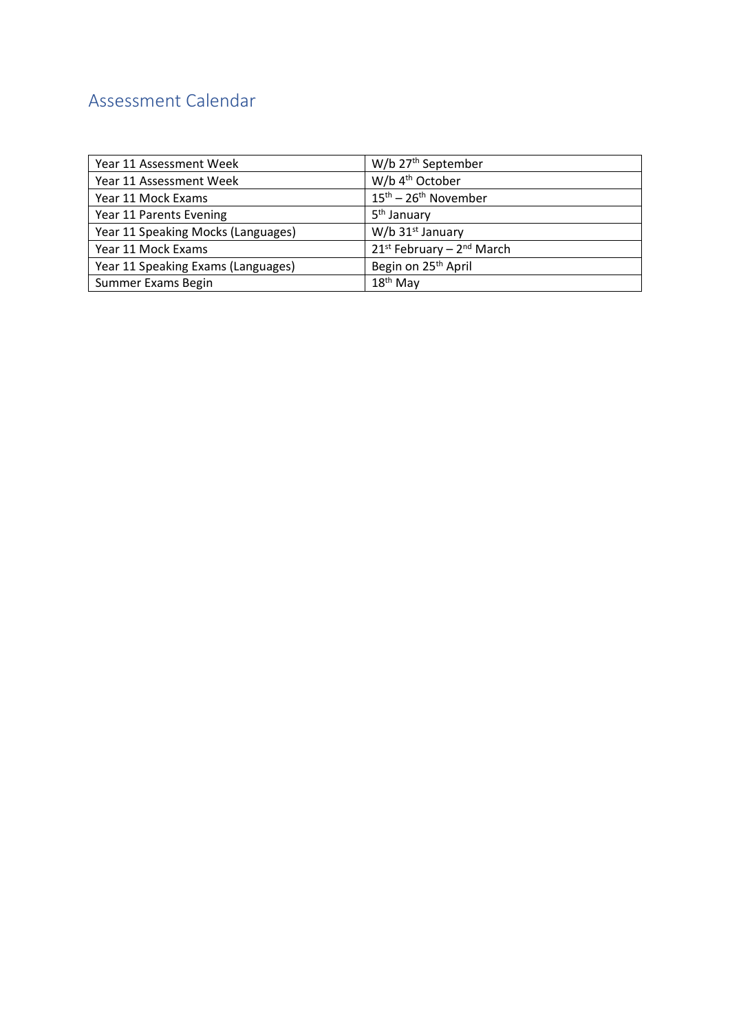## Assessment Calendar

| | |
|---|---|
| Year 11 Assessment Week | W/b 27th September |
| Year 11 Assessment Week | W/b 4th October |
| Year 11 Mock Exams | 15th – 26th November |
| Year 11 Parents Evening | 5th January |
| Year 11 Speaking Mocks (Languages) | W/b 31st January |
| Year 11 Mock Exams | 21st February – 2nd March |
| Year 11 Speaking Exams (Languages) | Begin on 25th April |
| Summer Exams Begin | 18th May |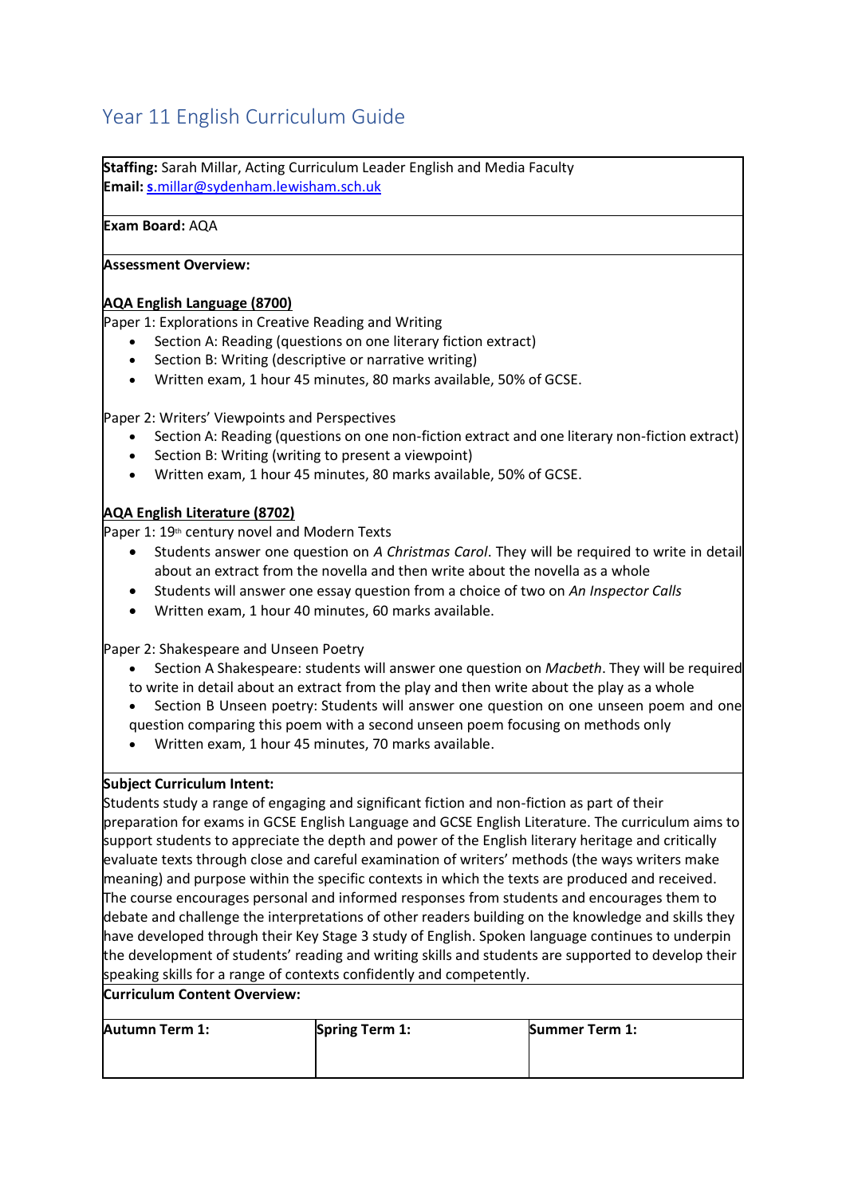# Year 11 English Curriculum Guide

**Staffing:** Sarah Millar, Acting Curriculum Leader English and Media Faculty
**Email:** s.millar@sydenham.lewisham.sch.uk

**Exam Board:** AQA

**Assessment Overview:**

**AQA English Language (8700)**

Paper 1: Explorations in Creative Reading and Writing

- Section A: Reading (questions on one literary fiction extract)
- Section B: Writing (descriptive or narrative writing)
- Written exam, 1 hour 45 minutes, 80 marks available, 50% of GCSE.

Paper 2: Writers' Viewpoints and Perspectives

- Section A: Reading (questions on one non-fiction extract and one literary non-fiction extract)
- Section B: Writing (writing to present a viewpoint)
- Written exam, 1 hour 45 minutes, 80 marks available, 50% of GCSE.

**AQA English Literature (8702)**

Paper 1: 19th century novel and Modern Texts

- Students answer one question on *A Christmas Carol*. They will be required to write in detail about an extract from the novella and then write about the novella as a whole
- Students will answer one essay question from a choice of two on *An Inspector Calls*
- Written exam, 1 hour 40 minutes, 60 marks available.

Paper 2: Shakespeare and Unseen Poetry

- Section A Shakespeare: students will answer one question on *Macbeth*. They will be required to write in detail about an extract from the play and then write about the play as a whole
- Section B Unseen poetry: Students will answer one question on one unseen poem and one question comparing this poem with a second unseen poem focusing on methods only
- Written exam, 1 hour 45 minutes, 70 marks available.

**Subject Curriculum Intent:**

Students study a range of engaging and significant fiction and non-fiction as part of their preparation for exams in GCSE English Language and GCSE English Literature. The curriculum aims to support students to appreciate the depth and power of the English literary heritage and critically evaluate texts through close and careful examination of writers' methods (the ways writers make meaning) and purpose within the specific contexts in which the texts are produced and received. The course encourages personal and informed responses from students and encourages them to debate and challenge the interpretations of other readers building on the knowledge and skills they have developed through their Key Stage 3 study of English. Spoken language continues to underpin the development of students' reading and writing skills and students are supported to develop their speaking skills for a range of contexts confidently and competently.

**Curriculum Content Overview:**

| **Autumn Term 1:** | **Spring Term 1:** | **Summer Term 1:** |
| --- | --- | --- |
| | | |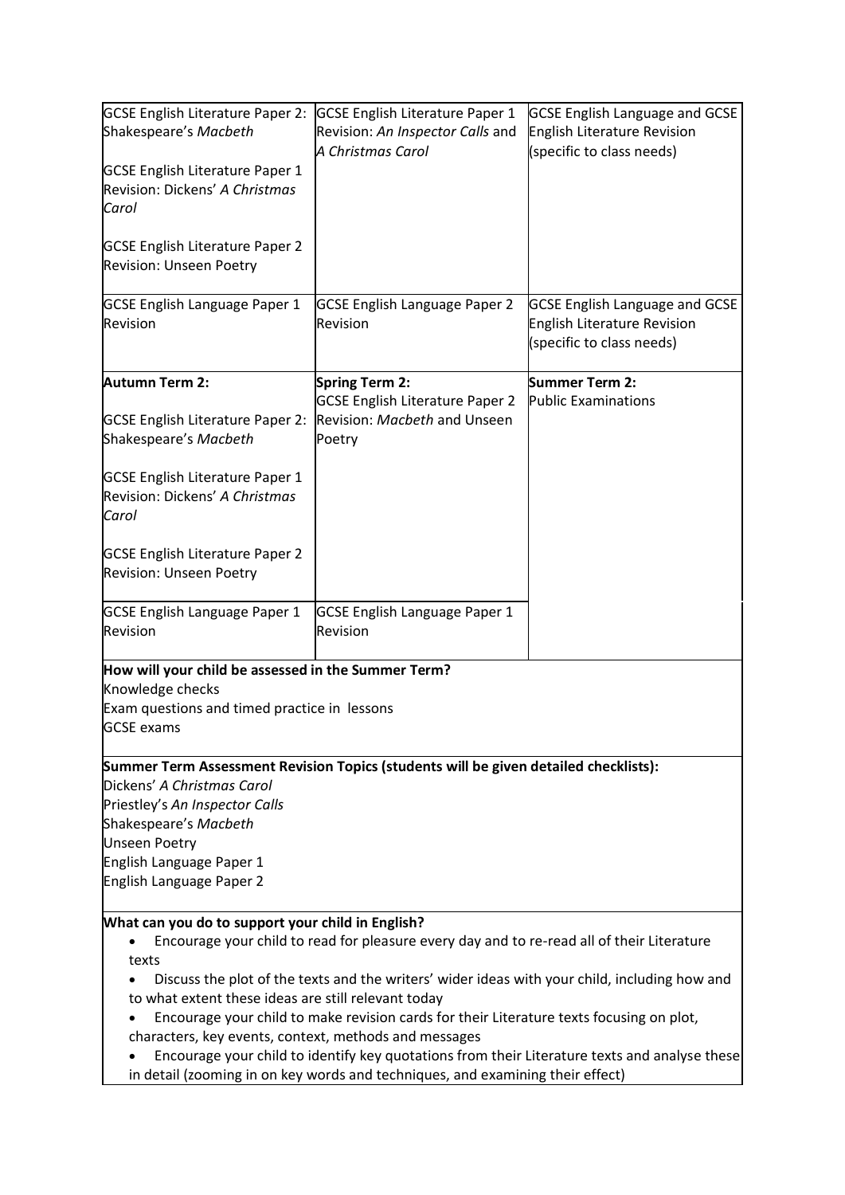| | | |
|---|---|---|
| GCSE English Literature Paper 2: Shakespeare's *Macbeth*<br><br>GCSE English Literature Paper 1 Revision: Dickens' *A Christmas Carol*<br><br>GCSE English Literature Paper 2 Revision: Unseen Poetry | GCSE English Literature Paper 1 Revision: *An Inspector Calls* and *A Christmas Carol* | GCSE English Language and GCSE English Literature Revision (specific to class needs) |
| GCSE English Language Paper 1 Revision | GCSE English Language Paper 2 Revision | GCSE English Language and GCSE English Literature Revision (specific to class needs) |
| **Autumn Term 2:**<br><br>GCSE English Literature Paper 2: Shakespeare's *Macbeth*<br><br>GCSE English Literature Paper 1 Revision: Dickens' *A Christmas Carol*<br><br>GCSE English Literature Paper 2 Revision: Unseen Poetry | **Spring Term 2:**<br>GCSE English Literature Paper 2 Revision: *Macbeth* and Unseen Poetry | **Summer Term 2:**<br>Public Examinations |
| GCSE English Language Paper 1 Revision | GCSE English Language Paper 1 Revision | |

**How will your child be assessed in the Summer Term?**
Knowledge checks
Exam questions and timed practice in lessons
GCSE exams

**Summer Term Assessment Revision Topics (students will be given detailed checklists):**
Dickens' *A Christmas Carol*
Priestley's *An Inspector Calls*
Shakespeare's *Macbeth*
Unseen Poetry
English Language Paper 1
English Language Paper 2

**What can you do to support your child in English?**

- Encourage your child to read for pleasure every day and to re-read all of their Literature texts
- Discuss the plot of the texts and the writers' wider ideas with your child, including how and to what extent these ideas are still relevant today
- Encourage your child to make revision cards for their Literature texts focusing on plot, characters, key events, context, methods and messages
- Encourage your child to identify key quotations from their Literature texts and analyse these in detail (zooming in on key words and techniques, and examining their effect)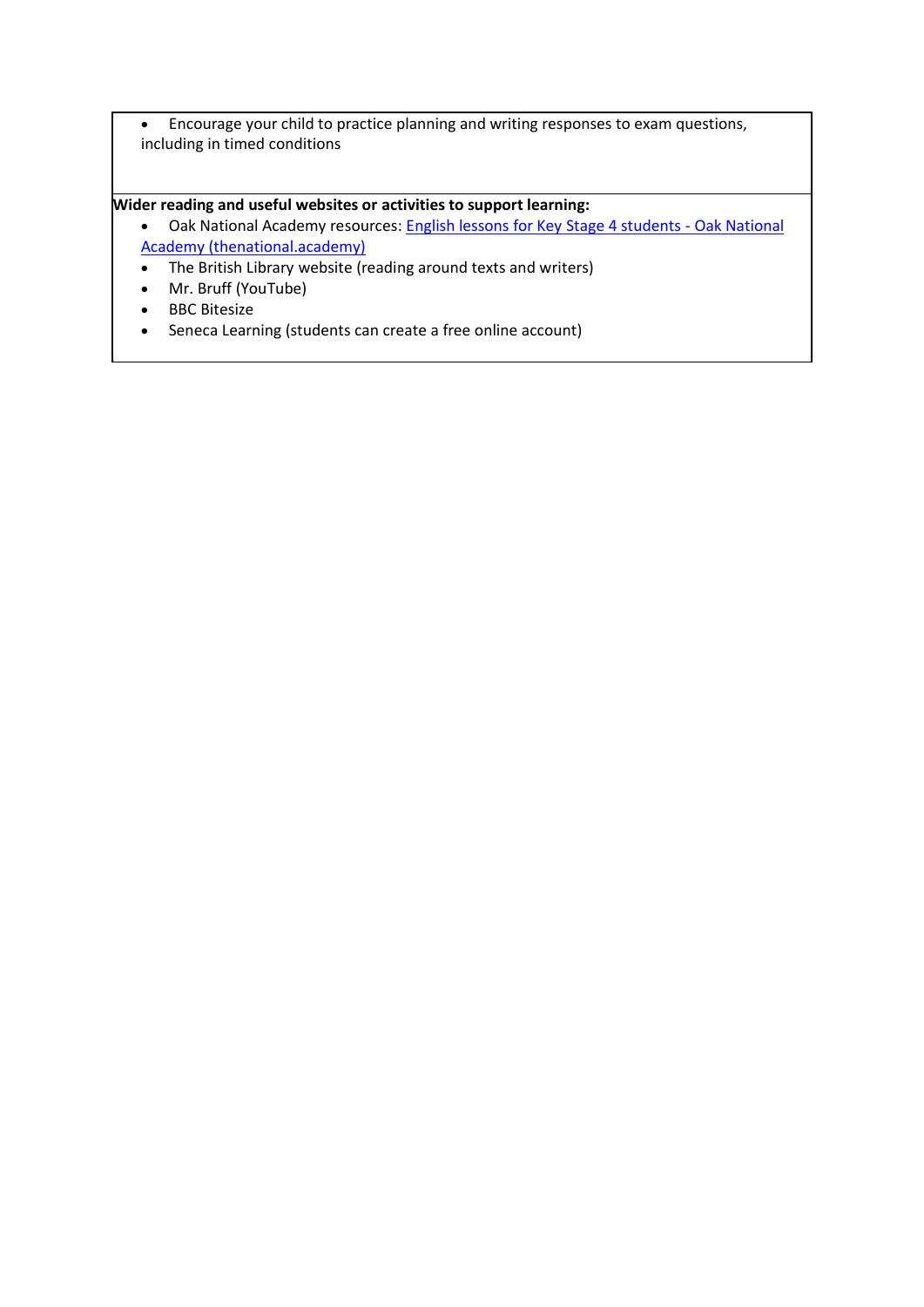- Encourage your child to practice planning and writing responses to exam questions, including in timed conditions

**Wider reading and useful websites or activities to support learning:**

- Oak National Academy resources: [English lessons for Key Stage 4 students - Oak National Academy (thenational.academy)](https://www.thenational.academy)
- The British Library website (reading around texts and writers)
- Mr. Bruff (YouTube)
- BBC Bitesize
- Seneca Learning (students can create a free online account)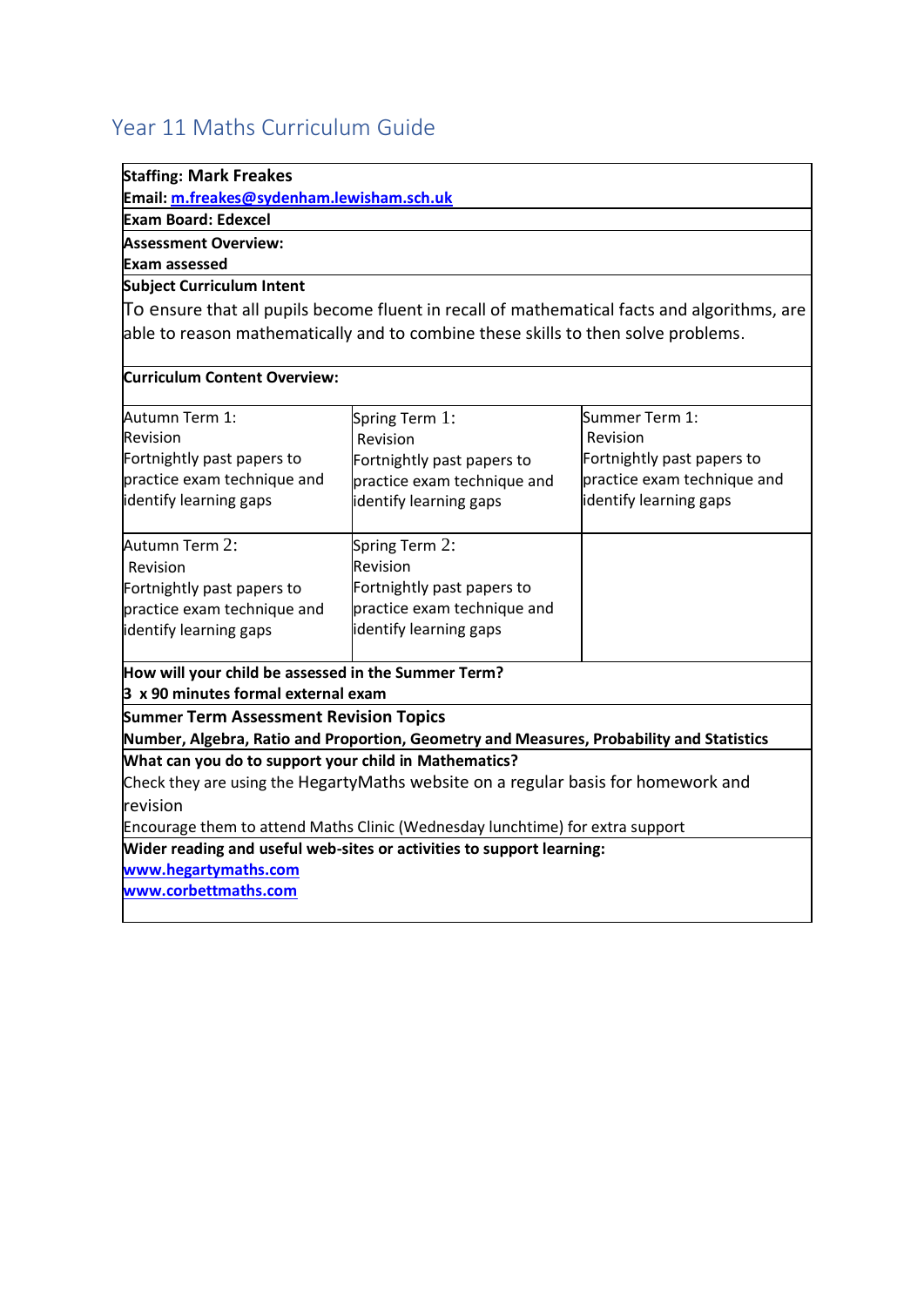## Year 11 Maths Curriculum Guide

**Staffing: Mark Freakes**
**Email: m.freakes@sydenham.lewisham.sch.uk**

**Exam Board: Edexcel**

**Assessment Overview:**
**Exam assessed**

**Subject Curriculum Intent**

To ensure that all pupils become fluent in recall of mathematical facts and algorithms, are able to reason mathematically and to combine these skills to then solve problems.

**Curriculum Content Overview:**

| | | |
|---|---|---|
| Autumn Term 1:<br>Revision<br>Fortnightly past papers to practice exam technique and identify learning gaps | Spring Term 1:<br>Revision<br>Fortnightly past papers to practice exam technique and identify learning gaps | Summer Term 1:<br>Revision<br>Fortnightly past papers to practice exam technique and identify learning gaps |
| Autumn Term 2:<br>Revision<br>Fortnightly past papers to practice exam technique and identify learning gaps | Spring Term 2:<br>Revision<br>Fortnightly past papers to practice exam technique and identify learning gaps | |

**How will your child be assessed in the Summer Term?**
**3 x 90 minutes formal external exam**

**Summer Term Assessment Revision Topics**
**Number, Algebra, Ratio and Proportion, Geometry and Measures, Probability and Statistics**

**What can you do to support your child in Mathematics?**
Check they are using the HegartyMaths website on a regular basis for homework and revision
Encourage them to attend Maths Clinic (Wednesday lunchtime) for extra support

**Wider reading and useful web-sites or activities to support learning:**
**www.hegartymaths.com**
**www.corbettmaths.com**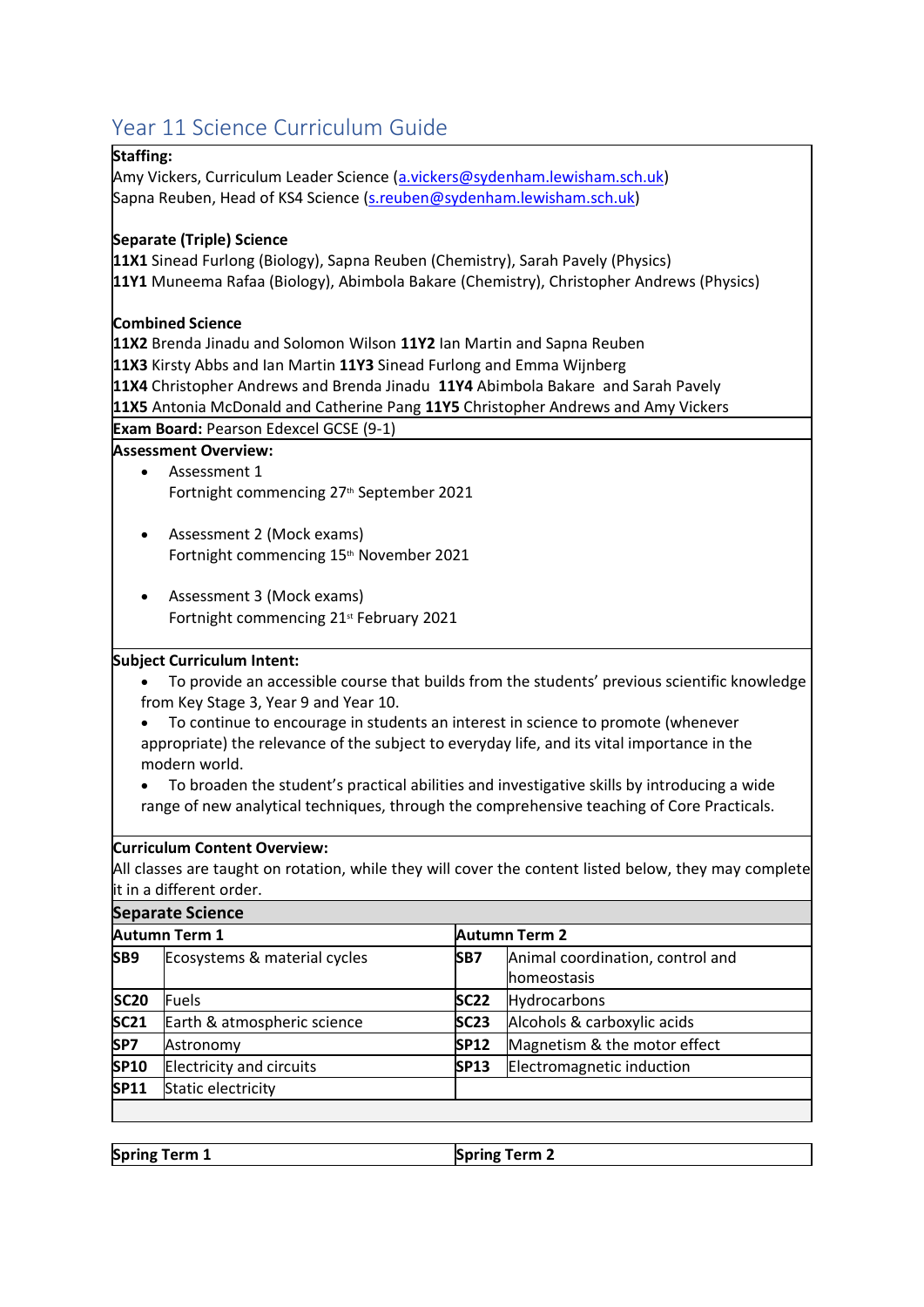# Year 11 Science Curriculum Guide

**Staffing:**
Amy Vickers, Curriculum Leader Science (a.vickers@sydenham.lewisham.sch.uk)
Sapna Reuben, Head of KS4 Science (s.reuben@sydenham.lewisham.sch.uk)

**Separate (Triple) Science**
**11X1** Sinead Furlong (Biology), Sapna Reuben (Chemistry), Sarah Pavely (Physics)
**11Y1** Muneema Rafaa (Biology), Abimbola Bakare (Chemistry), Christopher Andrews (Physics)

**Combined Science**
**11X2** Brenda Jinadu and Solomon Wilson **11Y2** Ian Martin and Sapna Reuben
**11X3** Kirsty Abbs and Ian Martin **11Y3** Sinead Furlong and Emma Wijnberg
**11X4** Christopher Andrews and Brenda Jinadu **11Y4** Abimbola Bakare and Sarah Pavely
**11X5** Antonia McDonald and Catherine Pang **11Y5** Christopher Andrews and Amy Vickers

**Exam Board:** Pearson Edexcel GCSE (9-1)

**Assessment Overview:**

- Assessment 1
  Fortnight commencing 27th September 2021
- Assessment 2 (Mock exams)
  Fortnight commencing 15th November 2021
- Assessment 3 (Mock exams)
  Fortnight commencing 21st February 2021

**Subject Curriculum Intent:**

- To provide an accessible course that builds from the students' previous scientific knowledge from Key Stage 3, Year 9 and Year 10.
- To continue to encourage in students an interest in science to promote (whenever appropriate) the relevance of the subject to everyday life, and its vital importance in the modern world.
- To broaden the student's practical abilities and investigative skills by introducing a wide range of new analytical techniques, through the comprehensive teaching of Core Practicals.

**Curriculum Content Overview:**
All classes are taught on rotation, while they will cover the content listed below, they may complete it in a different order.

**Separate Science**

| **Autumn Term 1** | | **Autumn Term 2** | |
|---|---|---|---|
| **SB9** | Ecosystems & material cycles | **SB7** | Animal coordination, control and homeostasis |
| **SC20** | Fuels | **SC22** | Hydrocarbons |
| **SC21** | Earth & atmospheric science | **SC23** | Alcohols & carboxylic acids |
| **SP7** | Astronomy | **SP12** | Magnetism & the motor effect |
| **SP10** | Electricity and circuits | **SP13** | Electromagnetic induction |
| **SP11** | Static electricity | | |

| **Spring Term 1** | **Spring Term 2** |
|---|---|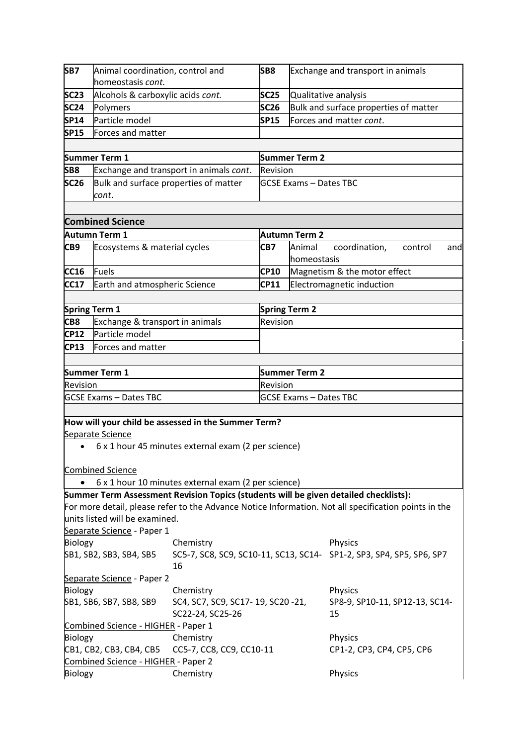| | | | |
|---|---|---|---|
| **SB7** | Animal coordination, control and homeostasis *cont.* | **SB8** | Exchange and transport in animals |
| **SC23** | Alcohols & carboxylic acids *cont.* | **SC25** | Qualitative analysis |
| **SC24** | Polymers | **SC26** | Bulk and surface properties of matter |
| **SP14** | Particle model | **SP15** | Forces and matter *cont*. |
| **SP15** | Forces and matter | | |

| **Summer Term 1** | | **Summer Term 2** | |
|---|---|---|---|
| **SB8** | Exchange and transport in animals *cont*. | Revision | |
| **SC26** | Bulk and surface properties of matter *cont*. | GCSE Exams – Dates TBC | |

## Combined Science

| **Autumn Term 1** | | **Autumn Term 2** | |
|---|---|---|---|
| **CB9** | Ecosystems & material cycles | **CB7** | Animal coordination, control and homeostasis |
| **CC16** | Fuels | **CP10** | Magnetism & the motor effect |
| **CC17** | Earth and atmospheric Science | **CP11** | Electromagnetic induction |

| **Spring Term 1** | | **Spring Term 2** |
|---|---|---|
| **CB8** | Exchange & transport in animals | Revision |
| **CP12** | Particle model | |
| **CP13** | Forces and matter | |

| **Summer Term 1** | **Summer Term 2** |
|---|---|
| Revision | Revision |
| GCSE Exams – Dates TBC | GCSE Exams – Dates TBC |

**How will your child be assessed in the Summer Term?**

Separate Science

- 6 x 1 hour 45 minutes external exam (2 per science)

Combined Science

- 6 x 1 hour 10 minutes external exam (2 per science)

**Summer Term Assessment Revision Topics (students will be given detailed checklists):**

For more detail, please refer to the Advance Notice Information. Not all specification points in the units listed will be examined.

Separate Science - Paper 1

| Biology | Chemistry | Physics |
|---|---|---|
| SB1, SB2, SB3, SB4, SB5 | SC5-7, SC8, SC9, SC10-11, SC13, SC14-16 | SP1-2, SP3, SP4, SP5, SP6, SP7 |

Separate Science - Paper 2

| Biology | Chemistry | Physics |
|---|---|---|
| SB1, SB6, SB7, SB8, SB9 | SC4, SC7, SC9, SC17- 19, SC20 -21, SC22-24, SC25-26 | SP8-9, SP10-11, SP12-13, SC14-15 |

Combined Science - HIGHER - Paper 1

| Biology | Chemistry | Physics |
|---|---|---|
| CB1, CB2, CB3, CB4, CB5 | CC5-7, CC8, CC9, CC10-11 | CP1-2, CP3, CP4, CP5, CP6 |

Combined Science - HIGHER - Paper 2

| Biology | Chemistry | Physics |
|---|---|---|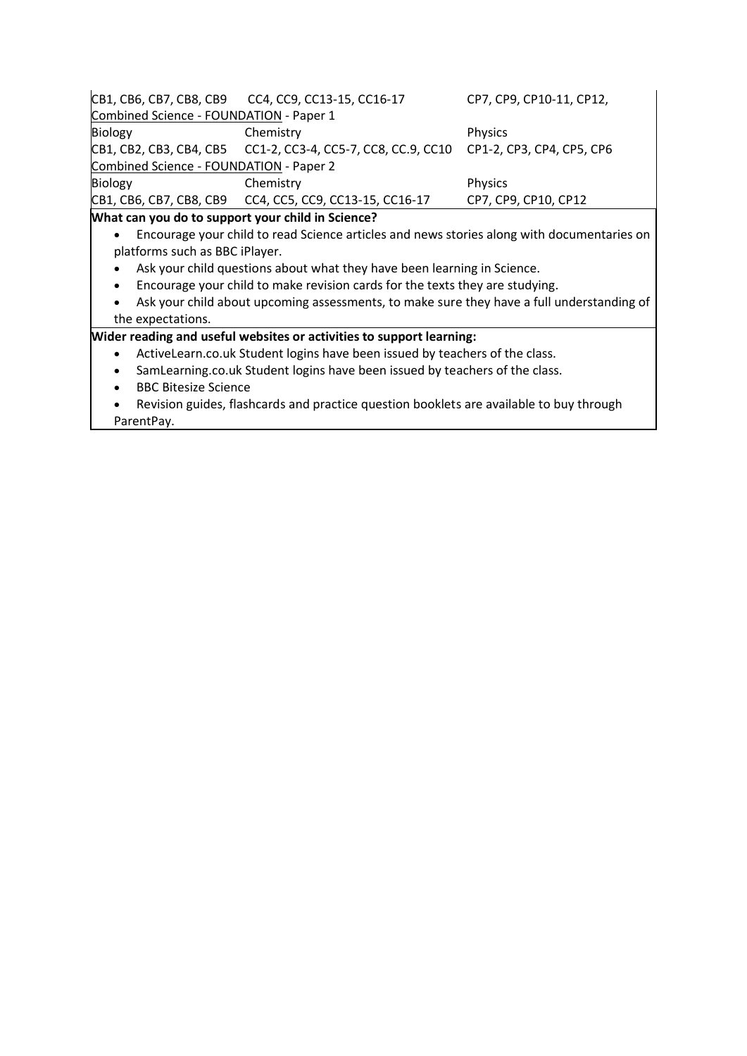| | | |
|---|---|---|
| CB1, CB6, CB7, CB8, CB9 | CC4, CC9, CC13-15, CC16-17 | CP7, CP9, CP10-11, CP12, |

Combined Science - FOUNDATION - Paper 1

| Biology | Chemistry | Physics |
|---|---|---|
| CB1, CB2, CB3, CB4, CB5 | CC1-2, CC3-4, CC5-7, CC8, CC.9, CC10 | CP1-2, CP3, CP4, CP5, CP6 |

Combined Science - FOUNDATION - Paper 2

| Biology | Chemistry | Physics |
|---|---|---|
| CB1, CB6, CB7, CB8, CB9 | CC4, CC5, CC9, CC13-15, CC16-17 | CP7, CP9, CP10, CP12 |

**What can you do to support your child in Science?**

- Encourage your child to read Science articles and news stories along with documentaries on platforms such as BBC iPlayer.
- Ask your child questions about what they have been learning in Science.
- Encourage your child to make revision cards for the texts they are studying.
- Ask your child about upcoming assessments, to make sure they have a full understanding of the expectations.

**Wider reading and useful websites or activities to support learning:**

- ActiveLearn.co.uk Student logins have been issued by teachers of the class.
- SamLearning.co.uk Student logins have been issued by teachers of the class.
- BBC Bitesize Science
- Revision guides, flashcards and practice question booklets are available to buy through ParentPay.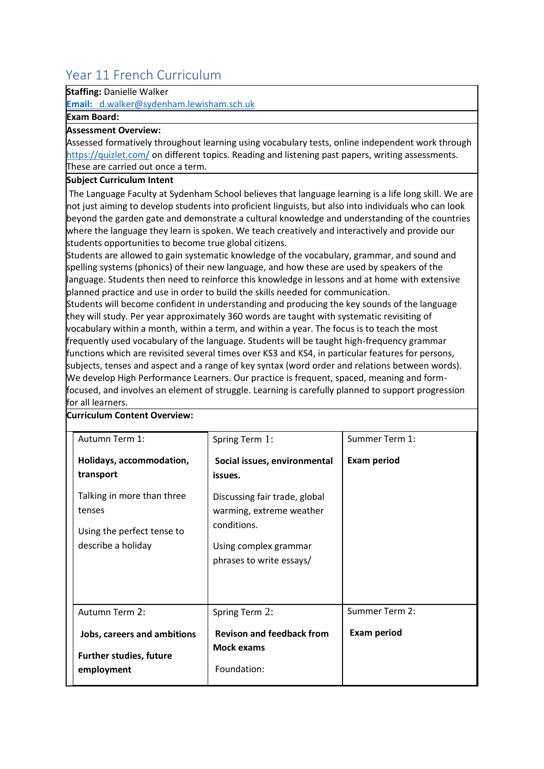## Year 11 French Curriculum

**Staffing:** Danielle Walker

**Email:** d.walker@sydenham.lewisham.sch.uk

**Exam Board:**

**Assessment Overview:**

Assessed formatively throughout learning using vocabulary tests, online independent work through https://quizlet.com/ on different topics. Reading and listening past papers, writing assessments. These are carried out once a term.

**Subject Curriculum Intent**

The Language Faculty at Sydenham School believes that language learning is a life long skill. We are not just aiming to develop students into proficient linguists, but also into individuals who can look beyond the garden gate and demonstrate a cultural knowledge and understanding of the countries where the language they learn is spoken. We teach creatively and interactively and provide our students opportunities to become true global citizens.

Students are allowed to gain systematic knowledge of the vocabulary, grammar, and sound and spelling systems (phonics) of their new language, and how these are used by speakers of the language. Students then need to reinforce this knowledge in lessons and at home with extensive planned practice and use in order to build the skills needed for communication.

Students will become confident in understanding and producing the key sounds of the language they will study. Per year approximately 360 words are taught with systematic revisiting of vocabulary within a month, within a term, and within a year. The focus is to teach the most frequently used vocabulary of the language. Students will be taught high-frequency grammar functions which are revisited several times over KS3 and KS4, in particular features for persons, subjects, tenses and aspect and a range of key syntax (word order and relations between words).

We develop High Performance Learners. Our practice is frequent, spaced, meaning and form-focused, and involves an element of struggle. Learning is carefully planned to support progression for all learners.

**Curriculum Content Overview:**

| Autumn Term 1: | Spring Term 1: | Summer Term 1: |
|---|---|---|
| **Holidays, accommodation, transport**<br><br>Talking in more than three tenses<br><br>Using the perfect tense to describe a holiday | **Social issues, environmental issues.**<br><br>Discussing fair trade, global warming, extreme weather conditions.<br><br>Using complex grammar phrases to write essays/ | **Exam period** |
| **Autumn Term 2:** | **Spring Term 2:** | **Summer Term 2:** |
| **Jobs, careers and ambitions**<br><br>**Further studies, future employment** | **Revison and feedback from Mock exams**<br><br>Foundation: | **Exam period** |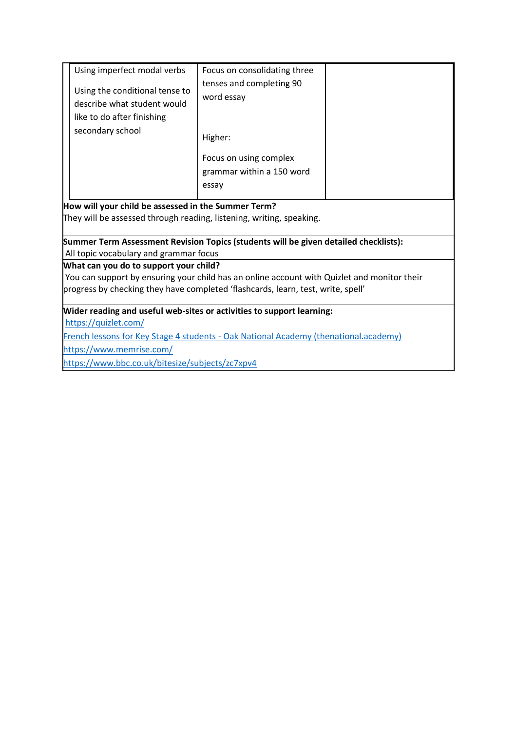| | | |
|---|---|---|
| Using imperfect modal verbs<br><br>Using the conditional tense to describe what student would like to do after finishing secondary school | Focus on consolidating three tenses and completing 90 word essay<br><br>Higher:<br><br>Focus on using complex grammar within a 150 word essay | |

**How will your child be assessed in the Summer Term?**
They will be assessed through reading, listening, writing, speaking.

**Summer Term Assessment Revision Topics (students will be given detailed checklists):**
All topic vocabulary and grammar focus

**What can you do to support your child?**
You can support by ensuring your child has an online account with Quizlet and monitor their progress by checking they have completed 'flashcards, learn, test, write, spell'

**Wider reading and useful web-sites or activities to support learning:**

https://quizlet.com/

French lessons for Key Stage 4 students - Oak National Academy (thenational.academy)

https://www.memrise.com/

https://www.bbc.co.uk/bitesize/subjects/zc7xpv4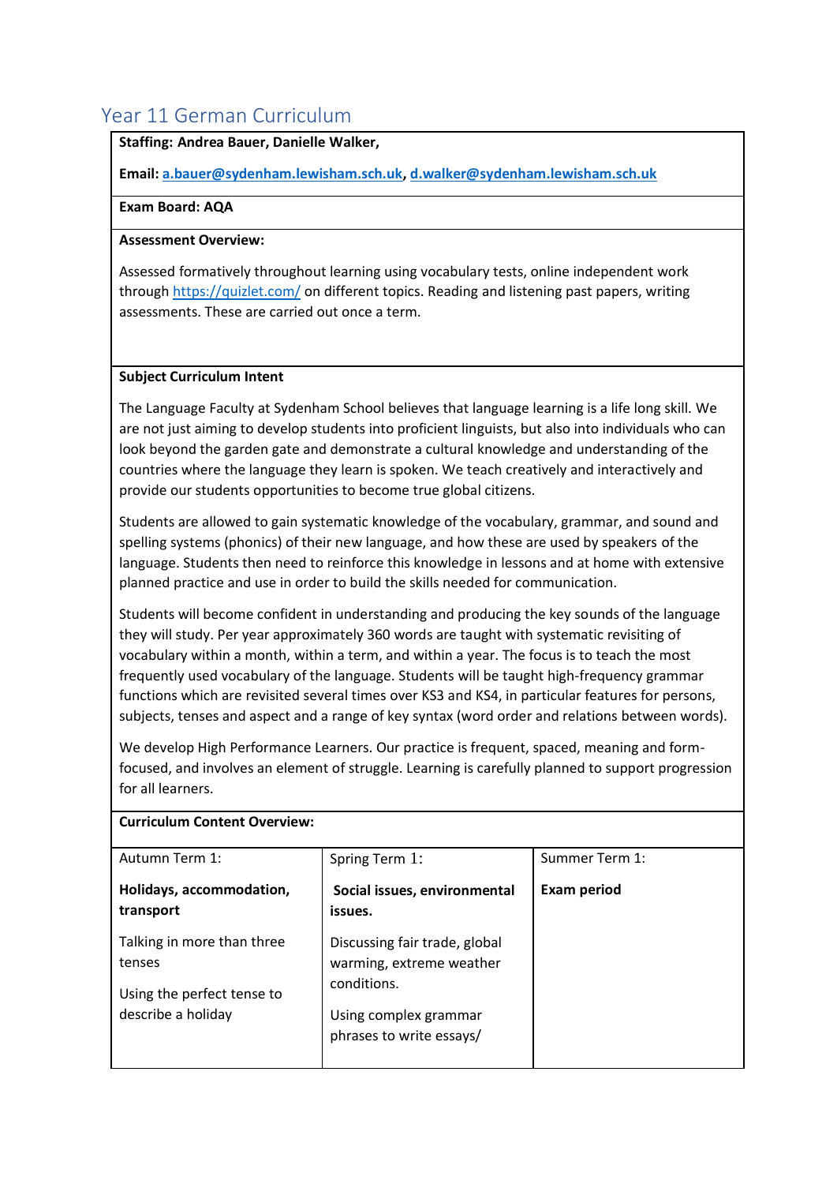## Year 11 German Curriculum

**Staffing: Andrea Bauer, Danielle Walker,**

**Email: [a.bauer@sydenham.lewisham.sch.uk](mailto:a.bauer@sydenham.lewisham.sch.uk), [d.walker@sydenham.lewisham.sch.uk](mailto:d.walker@sydenham.lewisham.sch.uk)**

**Exam Board: AQA**

**Assessment Overview:**

Assessed formatively throughout learning using vocabulary tests, online independent work through [https://quizlet.com/](https://quizlet.com/) on different topics. Reading and listening past papers, writing assessments. These are carried out once a term.

**Subject Curriculum Intent**

The Language Faculty at Sydenham School believes that language learning is a life long skill. We are not just aiming to develop students into proficient linguists, but also into individuals who can look beyond the garden gate and demonstrate a cultural knowledge and understanding of the countries where the language they learn is spoken. We teach creatively and interactively and provide our students opportunities to become true global citizens.

Students are allowed to gain systematic knowledge of the vocabulary, grammar, and sound and spelling systems (phonics) of their new language, and how these are used by speakers of the language. Students then need to reinforce this knowledge in lessons and at home with extensive planned practice and use in order to build the skills needed for communication.

Students will become confident in understanding and producing the key sounds of the language they will study. Per year approximately 360 words are taught with systematic revisiting of vocabulary within a month, within a term, and within a year. The focus is to teach the most frequently used vocabulary of the language. Students will be taught high-frequency grammar functions which are revisited several times over KS3 and KS4, in particular features for persons, subjects, tenses and aspect and a range of key syntax (word order and relations between words).

We develop High Performance Learners. Our practice is frequent, spaced, meaning and form-focused, and involves an element of struggle. Learning is carefully planned to support progression for all learners.

**Curriculum Content Overview:**

| Autumn Term 1: | Spring Term 1: | Summer Term 1: |
|---|---|---|
| **Holidays, accommodation, transport**<br><br>Talking in more than three tenses<br><br>Using the perfect tense to describe a holiday | **Social issues, environmental issues.**<br><br>Discussing fair trade, global warming, extreme weather conditions.<br><br>Using complex grammar phrases to write essays/ | **Exam period** |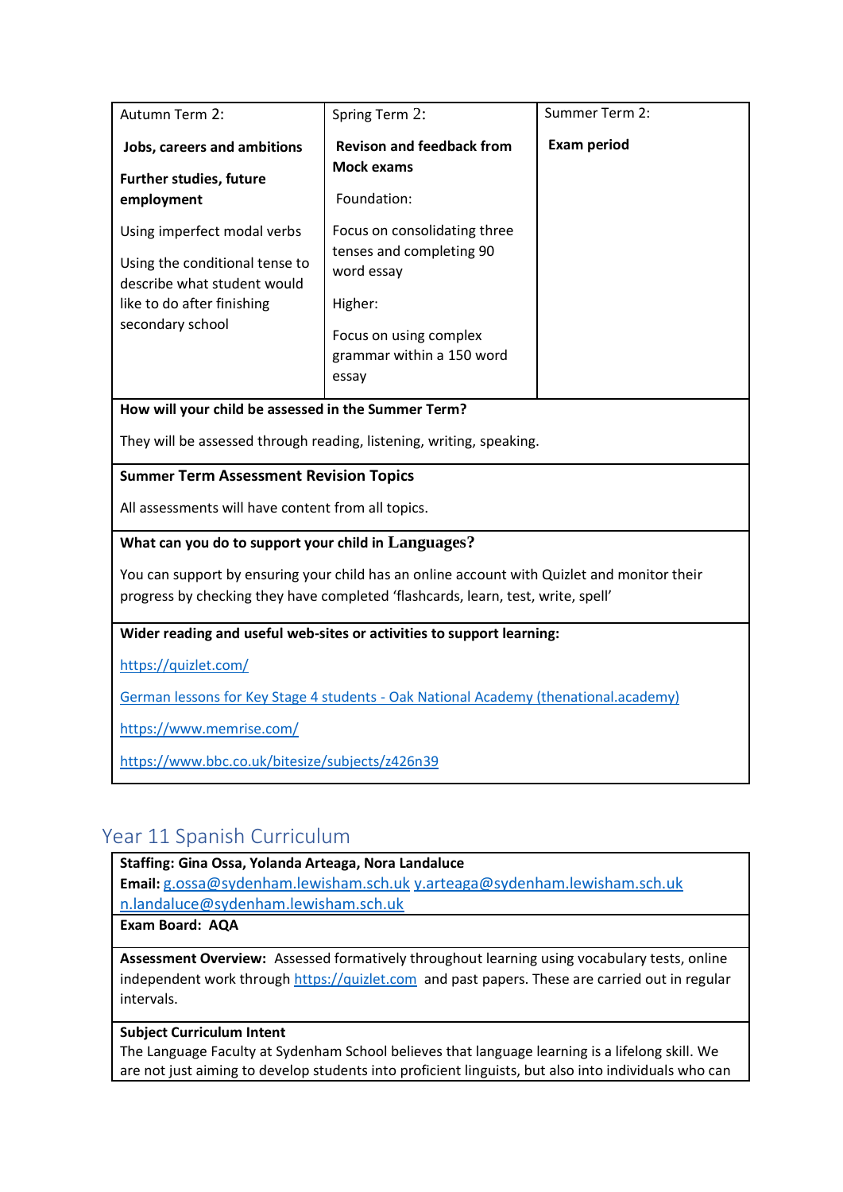| Autumn Term 2: | Spring Term 2: | Summer Term 2: |
|---|---|---|
| **Jobs, careers and ambitions**<br><br>**Further studies, future employment**<br><br>Using imperfect modal verbs<br><br>Using the conditional tense to describe what student would like to do after finishing secondary school | **Revison and feedback from Mock exams**<br><br>Foundation:<br><br>Focus on consolidating three tenses and completing 90 word essay<br><br>Higher:<br><br>Focus on using complex grammar within a 150 word essay | **Exam period** |

**How will your child be assessed in the Summer Term?**

They will be assessed through reading, listening, writing, speaking.

**Summer Term Assessment Revision Topics**

All assessments will have content from all topics.

**What can you do to support your child in Languages?**

You can support by ensuring your child has an online account with Quizlet and monitor their progress by checking they have completed 'flashcards, learn, test, write, spell'

**Wider reading and useful web-sites or activities to support learning:**

https://quizlet.com/

German lessons for Key Stage 4 students - Oak National Academy (thenational.academy)

https://www.memrise.com/

https://www.bbc.co.uk/bitesize/subjects/z426n39

## Year 11 Spanish Curriculum

**Staffing: Gina Ossa, Yolanda Arteaga, Nora Landaluce**
**Email:** g.ossa@sydenham.lewisham.sch.uk y.arteaga@sydenham.lewisham.sch.uk n.landaluce@sydenham.lewisham.sch.uk

**Exam Board: AQA**

**Assessment Overview:** Assessed formatively throughout learning using vocabulary tests, online independent work through https://quizlet.com and past papers. These are carried out in regular intervals.

**Subject Curriculum Intent**
The Language Faculty at Sydenham School believes that language learning is a lifelong skill. We are not just aiming to develop students into proficient linguists, but also into individuals who can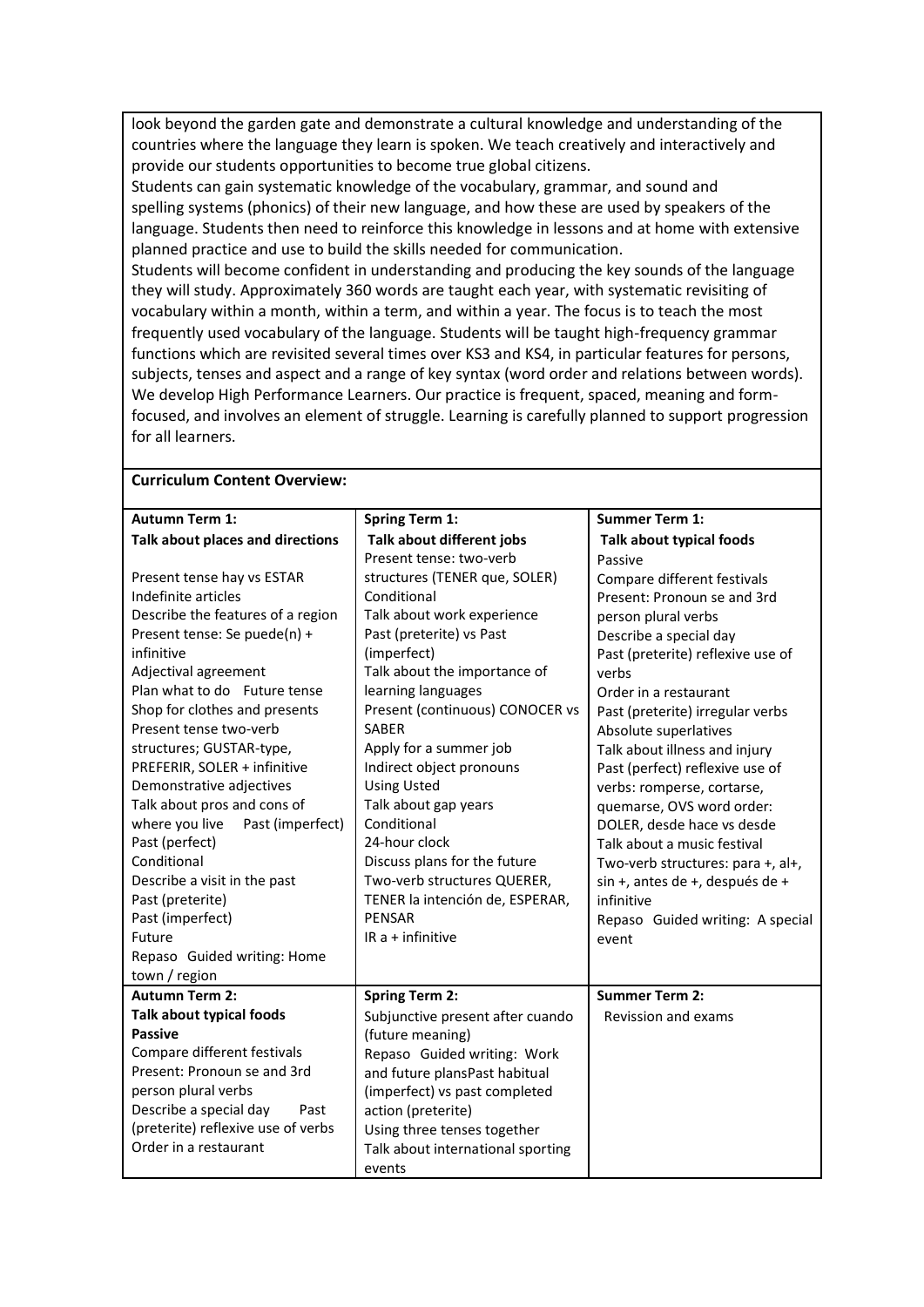look beyond the garden gate and demonstrate a cultural knowledge and understanding of the countries where the language they learn is spoken. We teach creatively and interactively and provide our students opportunities to become true global citizens.
Students can gain systematic knowledge of the vocabulary, grammar, and sound and spelling systems (phonics) of their new language, and how these are used by speakers of the language. Students then need to reinforce this knowledge in lessons and at home with extensive planned practice and use to build the skills needed for communication.
Students will become confident in understanding and producing the key sounds of the language they will study. Approximately 360 words are taught each year, with systematic revisiting of vocabulary within a month, within a term, and within a year. The focus is to teach the most frequently used vocabulary of the language. Students will be taught high-frequency grammar functions which are revisited several times over KS3 and KS4, in particular features for persons, subjects, tenses and aspect and a range of key syntax (word order and relations between words). We develop High Performance Learners. Our practice is frequent, spaced, meaning and form-focused, and involves an element of struggle. Learning is carefully planned to support progression for all learners.

**Curriculum Content Overview:**

| **Autumn Term 1:** | **Spring Term 1:** | **Summer Term 1:** |
|---|---|---|
| **Talk about places and directions**<br><br>Present tense hay vs ESTAR<br>Indefinite articles<br>Describe the features of a region<br>Present tense: Se puede(n) + infinitive<br>Adjectival agreement<br>Plan what to do Future tense<br>Shop for clothes and presents<br>Present tense two-verb structures; GUSTAR-type, PREFERIR, SOLER + infinitive<br>Demonstrative adjectives<br>Talk about pros and cons of where you live Past (imperfect)<br>Past (perfect)<br>Conditional<br>Describe a visit in the past<br>Past (preterite)<br>Past (imperfect)<br>Future<br>Repaso Guided writing: Home town / region | **Talk about different jobs**<br>Present tense: two-verb structures (TENER que, SOLER)<br>Conditional<br>Talk about work experience<br>Past (preterite) vs Past (imperfect)<br>Talk about the importance of learning languages<br>Present (continuous) CONOCER vs SABER<br>Apply for a summer job<br>Indirect object pronouns<br>Using Usted<br>Talk about gap years<br>Conditional<br>24-hour clock<br>Discuss plans for the future<br>Two-verb structures QUERER, TENER la intención de, ESPERAR, PENSAR<br>IR a + infinitive | **Talk about typical foods**<br>Passive<br>Compare different festivals<br>Present: Pronoun se and 3rd person plural verbs<br>Describe a special day<br>Past (preterite) reflexive use of verbs<br>Order in a restaurant<br>Past (preterite) irregular verbs<br>Absolute superlatives<br>Talk about illness and injury<br>Past (perfect) reflexive use of verbs: romperse, cortarse, quemarse, OVS word order: DOLER, desde hace vs desde<br>Talk about a music festival<br>Two-verb structures: para +, al+, sin +, antes de +, después de + infinitive<br>Repaso Guided writing: A special event |
| **Autumn Term 2:**<br>**Talk about typical foods**<br>**Passive**<br>Compare different festivals<br>Present: Pronoun se and 3rd person plural verbs<br>Describe a special day Past (preterite) reflexive use of verbs<br>Order in a restaurant | **Spring Term 2:**<br>Subjunctive present after cuando (future meaning)<br>Repaso Guided writing: Work and future plansPast habitual (imperfect) vs past completed action (preterite)<br>Using three tenses together<br>Talk about international sporting events | **Summer Term 2:**<br>Revission and exams |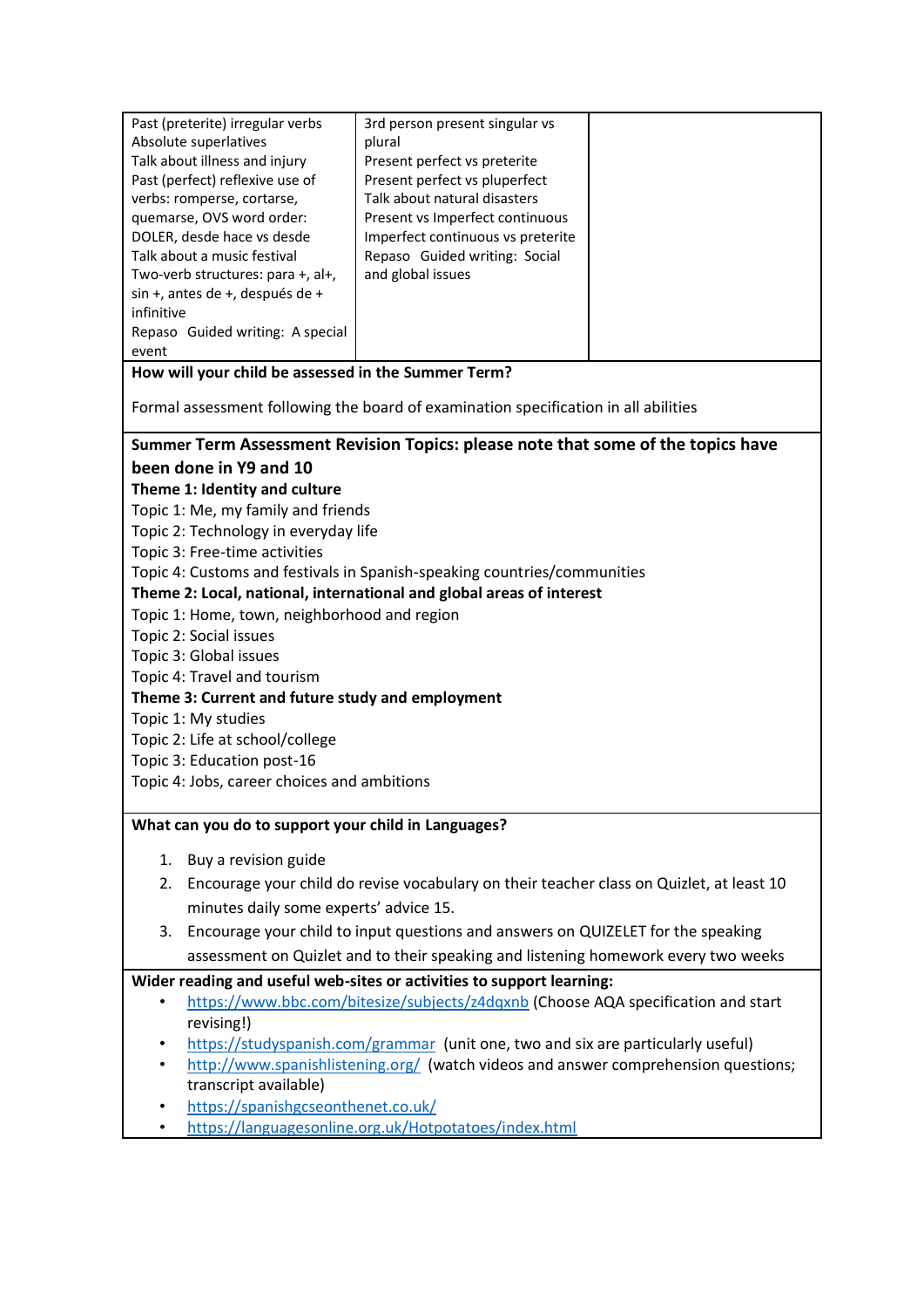| Past (preterite) irregular verbs<br>Absolute superlatives<br>Talk about illness and injury<br>Past (perfect) reflexive use of verbs: romperse, cortarse, quemarse, OVS word order: DOLER, desde hace vs desde<br>Talk about a music festival<br>Two-verb structures: para +, al+, sin +, antes de +, después de + infinitive<br>Repaso Guided writing: A special event | 3rd person present singular vs plural<br>Present perfect vs preterite<br>Present perfect vs pluperfect<br>Talk about natural disasters<br>Present vs Imperfect continuous<br>Imperfect continuous vs preterite<br>Repaso Guided writing: Social and global issues | |
|---|---|---|

**How will your child be assessed in the Summer Term?**

Formal assessment following the board of examination specification in all abilities

**Summer Term Assessment Revision Topics: please note that some of the topics have been done in Y9 and 10**

**Theme 1: Identity and culture**

Topic 1: Me, my family and friends
Topic 2: Technology in everyday life
Topic 3: Free-time activities
Topic 4: Customs and festivals in Spanish-speaking countries/communities

**Theme 2: Local, national, international and global areas of interest**

Topic 1: Home, town, neighborhood and region
Topic 2: Social issues
Topic 3: Global issues
Topic 4: Travel and tourism

**Theme 3: Current and future study and employment**

Topic 1: My studies
Topic 2: Life at school/college
Topic 3: Education post-16
Topic 4: Jobs, career choices and ambitions

**What can you do to support your child in Languages?**

1. Buy a revision guide
2. Encourage your child do revise vocabulary on their teacher class on Quizlet, at least 10 minutes daily some experts' advice 15.
3. Encourage your child to input questions and answers on QUIZELET for the speaking assessment on Quizlet and to their speaking and listening homework every two weeks

**Wider reading and useful web-sites or activities to support learning:**

- https://www.bbc.com/bitesize/subjects/z4dqxnb (Choose AQA specification and start revising!)
- https://studyspanish.com/grammar (unit one, two and six are particularly useful)
- http://www.spanishlistening.org/ (watch videos and answer comprehension questions; transcript available)
- https://spanishgcseonthenet.co.uk/
- https://languagesonline.org.uk/Hotpotatoes/index.html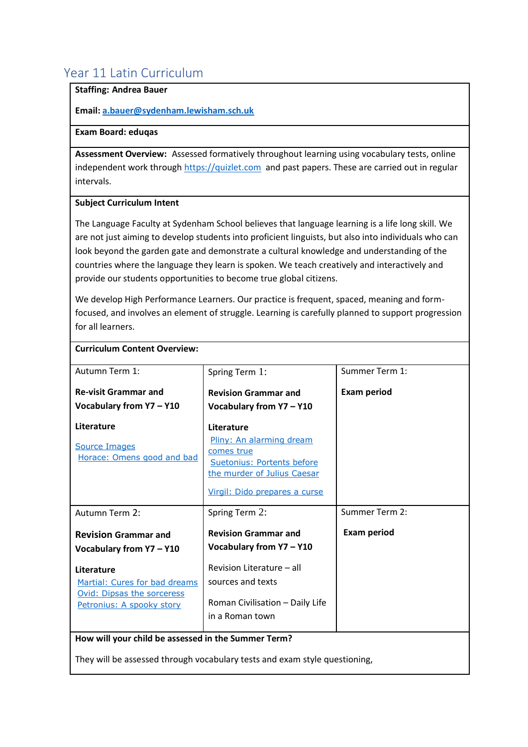## Year 11 Latin Curriculum

**Staffing: Andrea Bauer**

**Email: a.bauer@sydenham.lewisham.sch.uk**

**Exam Board: eduqas**

**Assessment Overview:** Assessed formatively throughout learning using vocabulary tests, online independent work through https://quizlet.com and past papers. These are carried out in regular intervals.

**Subject Curriculum Intent**

The Language Faculty at Sydenham School believes that language learning is a life long skill. We are not just aiming to develop students into proficient linguists, but also into individuals who can look beyond the garden gate and demonstrate a cultural knowledge and understanding of the countries where the language they learn is spoken. We teach creatively and interactively and provide our students opportunities to become true global citizens.

We develop High Performance Learners. Our practice is frequent, spaced, meaning and form-focused, and involves an element of struggle. Learning is carefully planned to support progression for all learners.

**Curriculum Content Overview:**

| Autumn Term 1: | Spring Term 1: | Summer Term 1: |
|---|---|---|
| **Re-visit Grammar and Vocabulary from Y7 – Y10**<br><br>**Literature**<br>Source Images<br>Horace: Omens good and bad | **Revision Grammar and Vocabulary from Y7 – Y10**<br><br>**Literature**<br>Pliny: An alarming dream comes true<br>Suetonius: Portents before the murder of Julius Caesar<br><br>Virgil: Dido prepares a curse | **Exam period** |
| **Autumn Term 2:** | **Spring Term 2:** | **Summer Term 2:** |
| **Revision Grammar and Vocabulary from Y7 – Y10**<br><br>**Literature**<br>Martial: Cures for bad dreams<br>Ovid: Dipsas the sorceress<br>Petronius: A spooky story | **Revision Grammar and Vocabulary from Y7 – Y10**<br><br>Revision Literature – all sources and texts<br><br>Roman Civilisation – Daily Life in a Roman town | **Exam period** |

**How will your child be assessed in the Summer Term?**

They will be assessed through vocabulary tests and exam style questioning,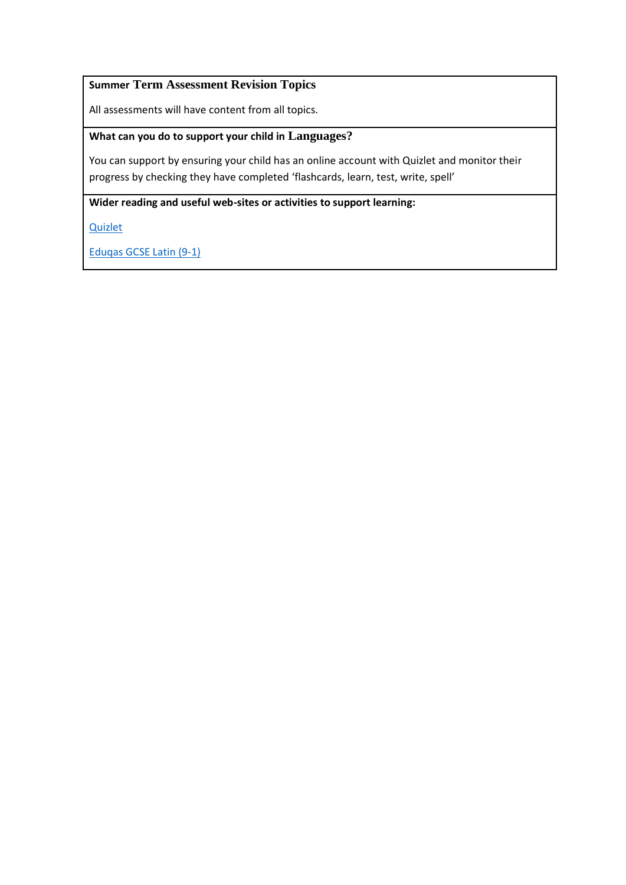**Summer Term Assessment Revision Topics**

All assessments will have content from all topics.

**What can you do to support your child in Languages?**

You can support by ensuring your child has an online account with Quizlet and monitor their progress by checking they have completed 'flashcards, learn, test, write, spell'

**Wider reading and useful web-sites or activities to support learning:**

Quizlet

Eduqas GCSE Latin (9-1)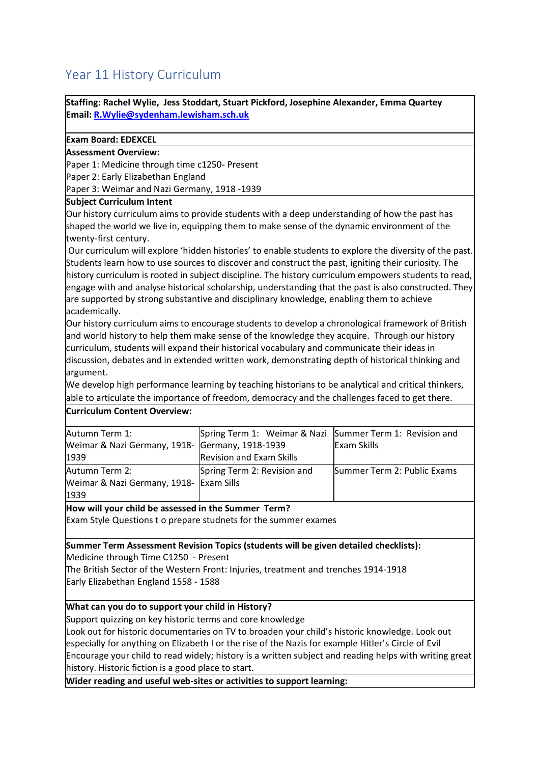# Year 11 History Curriculum

**Staffing: Rachel Wylie, Jess Stoddart, Stuart Pickford, Josephine Alexander, Emma Quartey**
**Email: R.Wylie@sydenham.lewisham.sch.uk**

**Exam Board: EDEXCEL**

**Assessment Overview:**
Paper 1: Medicine through time c1250- Present
Paper 2: Early Elizabethan England
Paper 3: Weimar and Nazi Germany, 1918 -1939

**Subject Curriculum Intent**

Our history curriculum aims to provide students with a deep understanding of how the past has shaped the world we live in, equipping them to make sense of the dynamic environment of the twenty-first century.

Our curriculum will explore 'hidden histories' to enable students to explore the diversity of the past. Students learn how to use sources to discover and construct the past, igniting their curiosity. The history curriculum is rooted in subject discipline. The history curriculum empowers students to read, engage with and analyse historical scholarship, understanding that the past is also constructed. They are supported by strong substantive and disciplinary knowledge, enabling them to achieve academically.

Our history curriculum aims to encourage students to develop a chronological framework of British and world history to help them make sense of the knowledge they acquire. Through our history curriculum, students will expand their historical vocabulary and communicate their ideas in discussion, debates and in extended written work, demonstrating depth of historical thinking and argument.

We develop high performance learning by teaching historians to be analytical and critical thinkers, able to articulate the importance of freedom, democracy and the challenges faced to get there.

**Curriculum Content Overview:**

| | | |
|---|---|---|
| Autumn Term 1: Weimar & Nazi Germany, 1918-1939 | Spring Term 1: Weimar & Nazi Germany, 1918-1939 Revision and Exam Skills | Summer Term 1: Revision and Exam Skills |
| Autumn Term 2: Weimar & Nazi Germany, 1918-1939 | Spring Term 2: Revision and Exam Sills | Summer Term 2: Public Exams |

**How will your child be assessed in the Summer Term?**
Exam Style Questions t o prepare studnets for the summer exames

**Summer Term Assessment Revision Topics (students will be given detailed checklists):**
Medicine through Time C1250 - Present
The British Sector of the Western Front: Injuries, treatment and trenches 1914-1918
Early Elizabethan England 1558 - 1588

**What can you do to support your child in History?**
Support quizzing on key historic terms and core knowledge
Look out for historic documentaries on TV to broaden your child's historic knowledge. Look out especially for anything on Elizabeth I or the rise of the Nazis for example Hitler's Circle of Evil
Encourage your child to read widely; history is a written subject and reading helps with writing great history. Historic fiction is a good place to start.

**Wider reading and useful web-sites or activities to support learning:**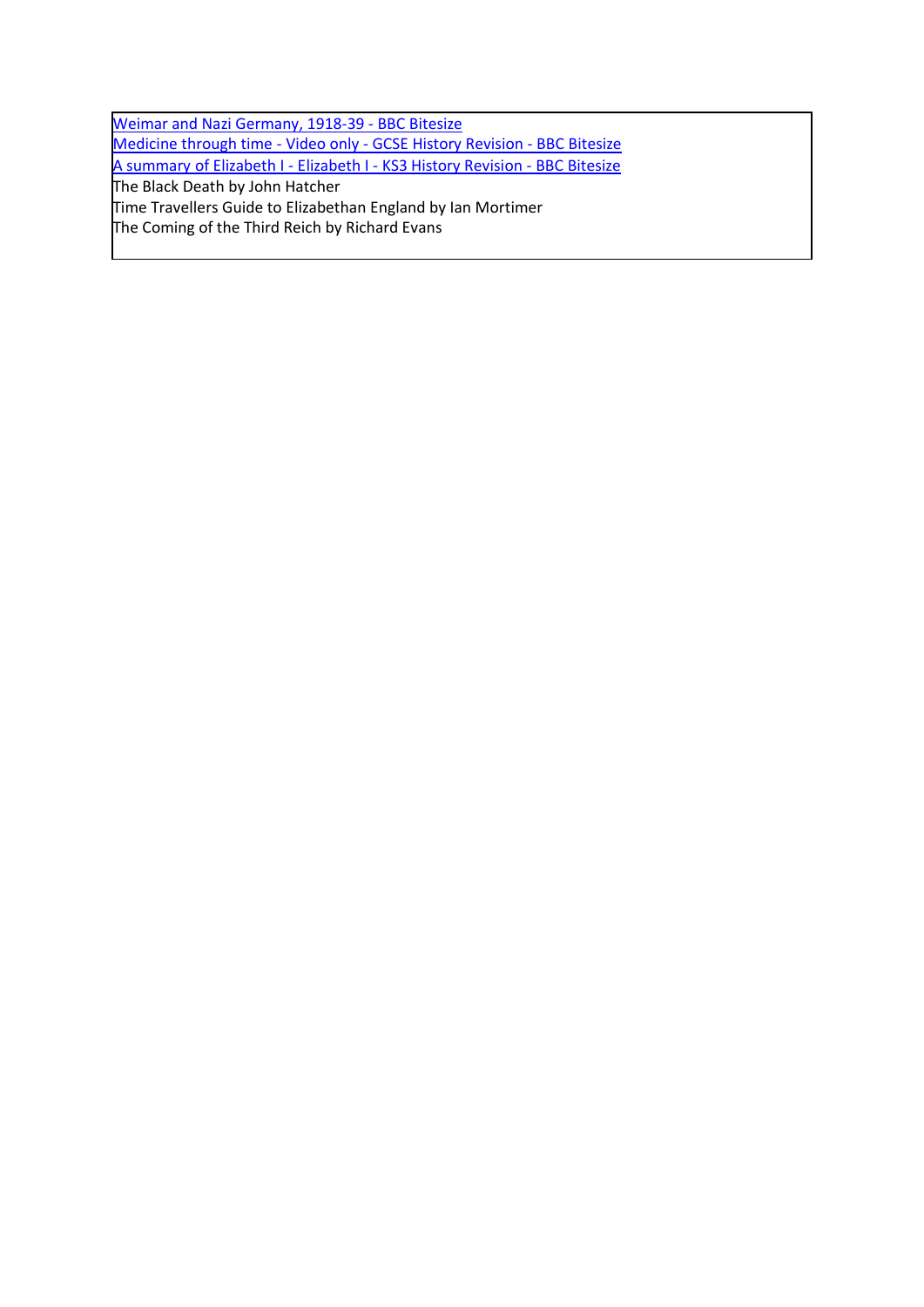Weimar and Nazi Germany, 1918-39 - BBC Bitesize
Medicine through time - Video only - GCSE History Revision - BBC Bitesize
A summary of Elizabeth I - Elizabeth I - KS3 History Revision - BBC Bitesize
The Black Death by John Hatcher
Time Travellers Guide to Elizabethan England by Ian Mortimer
The Coming of the Third Reich by Richard Evans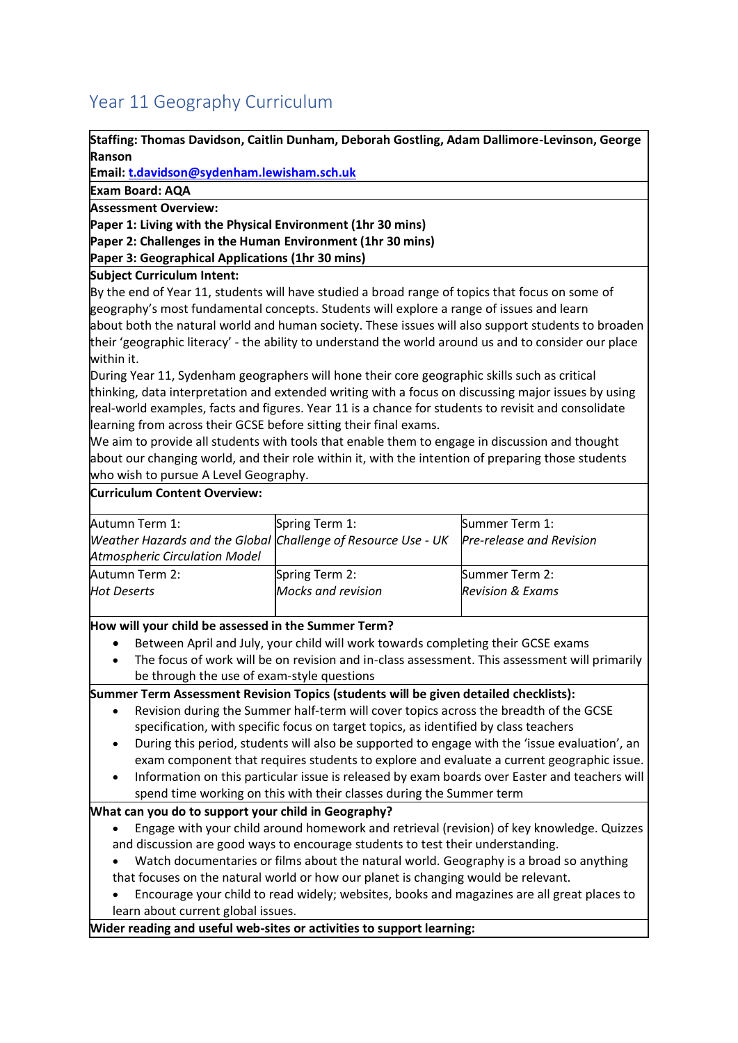# Year 11 Geography Curriculum

**Staffing: Thomas Davidson, Caitlin Dunham, Deborah Gostling, Adam Dallimore-Levinson, George Ranson**

**Email: t.davidson@sydenham.lewisham.sch.uk**

**Exam Board: AQA**

**Assessment Overview:**

**Paper 1: Living with the Physical Environment (1hr 30 mins)**

**Paper 2: Challenges in the Human Environment (1hr 30 mins)**

**Paper 3: Geographical Applications (1hr 30 mins)**

**Subject Curriculum Intent:**

By the end of Year 11, students will have studied a broad range of topics that focus on some of geography's most fundamental concepts. Students will explore a range of issues and learn about both the natural world and human society. These issues will also support students to broaden their 'geographic literacy' - the ability to understand the world around us and to consider our place within it.

During Year 11, Sydenham geographers will hone their core geographic skills such as critical thinking, data interpretation and extended writing with a focus on discussing major issues by using real-world examples, facts and figures. Year 11 is a chance for students to revisit and consolidate learning from across their GCSE before sitting their final exams.

We aim to provide all students with tools that enable them to engage in discussion and thought about our changing world, and their role within it, with the intention of preparing those students who wish to pursue A Level Geography.

**Curriculum Content Overview:**

| Autumn Term 1: *Weather Hazards and the Global Atmospheric Circulation Model* | Spring Term 1: *Challenge of Resource Use - UK* | Summer Term 1: *Pre-release and Revision* |
|---|---|---|
| Autumn Term 2: *Hot Deserts* | Spring Term 2: *Mocks and revision* | Summer Term 2: *Revision & Exams* |

**How will your child be assessed in the Summer Term?**

- Between April and July, your child will work towards completing their GCSE exams
- The focus of work will be on revision and in-class assessment. This assessment will primarily be through the use of exam-style questions

**Summer Term Assessment Revision Topics (students will be given detailed checklists):**

- Revision during the Summer half-term will cover topics across the breadth of the GCSE specification, with specific focus on target topics, as identified by class teachers
- During this period, students will also be supported to engage with the 'issue evaluation', an exam component that requires students to explore and evaluate a current geographic issue.
- Information on this particular issue is released by exam boards over Easter and teachers will spend time working on this with their classes during the Summer term

**What can you do to support your child in Geography?**

- Engage with your child around homework and retrieval (revision) of key knowledge. Quizzes and discussion are good ways to encourage students to test their understanding.
- Watch documentaries or films about the natural world. Geography is a broad so anything that focuses on the natural world or how our planet is changing would be relevant.
- Encourage your child to read widely; websites, books and magazines are all great places to learn about current global issues.

**Wider reading and useful web-sites or activities to support learning:**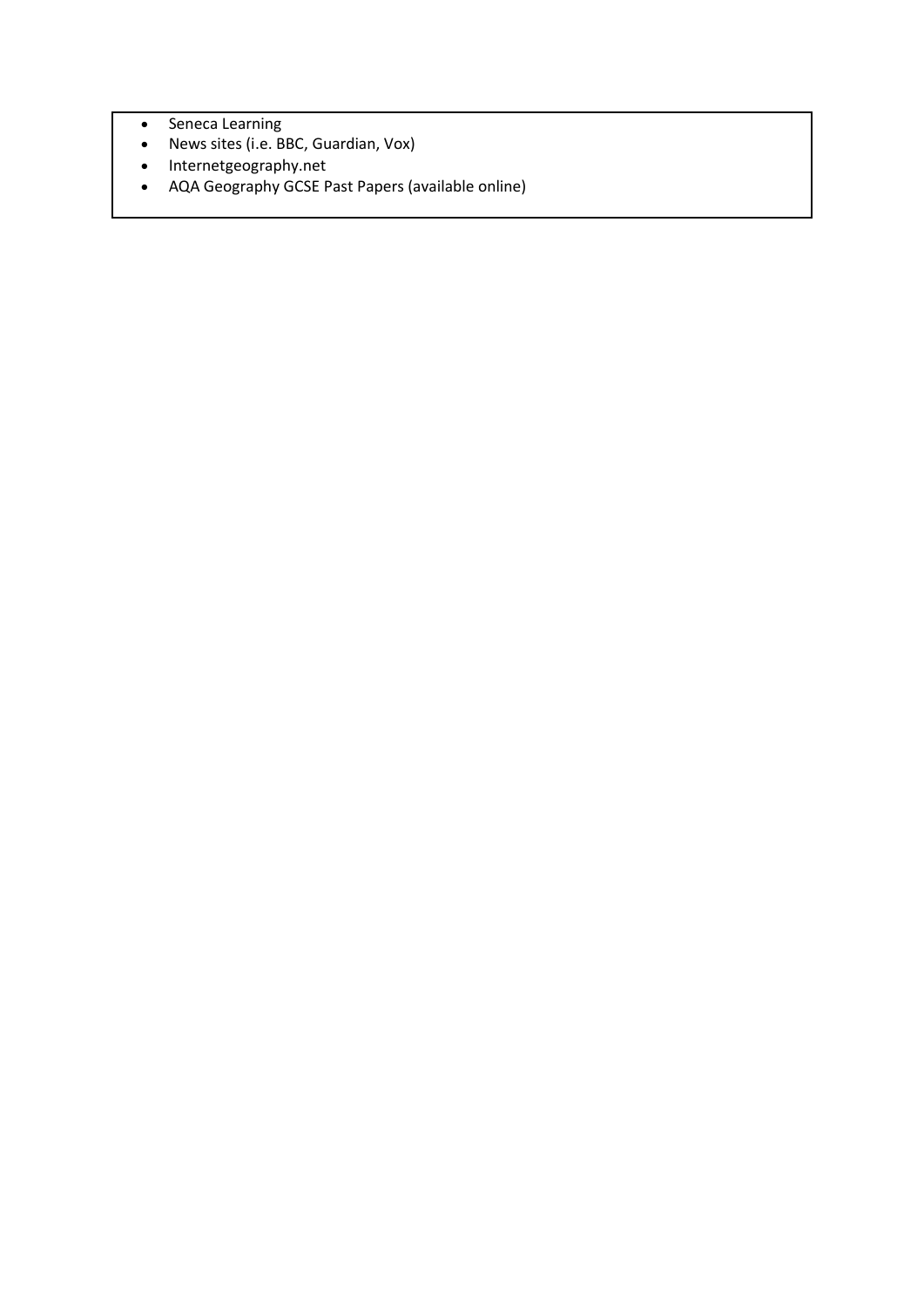- Seneca Learning
- News sites (i.e. BBC, Guardian, Vox)
- Internetgeography.net
- AQA Geography GCSE Past Papers (available online)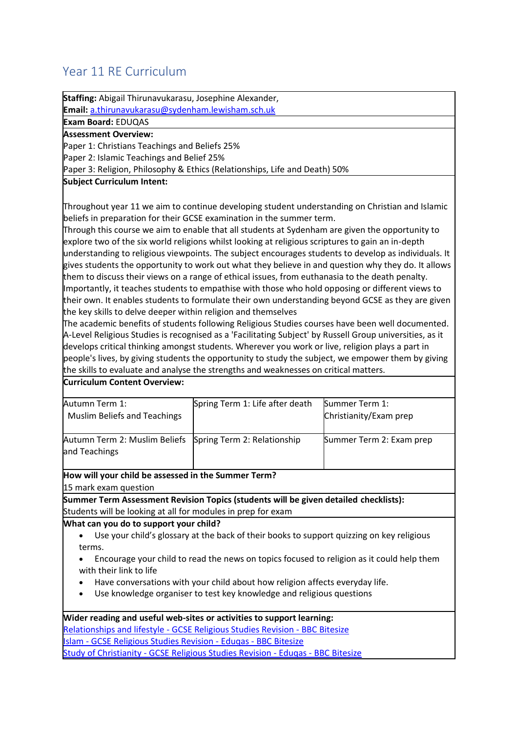# Year 11 RE Curriculum

**Staffing:** Abigail Thirunavukarasu, Josephine Alexander,

**Email:** a.thirunavukarasu@sydenham.lewisham.sch.uk

**Exam Board:** EDUQAS

**Assessment Overview:**

Paper 1: Christians Teachings and Beliefs 25%

Paper 2: Islamic Teachings and Belief 25%

Paper 3: Religion, Philosophy & Ethics (Relationships, Life and Death) 50%

**Subject Curriculum Intent:**

Throughout year 11 we aim to continue developing student understanding on Christian and Islamic beliefs in preparation for their GCSE examination in the summer term.

Through this course we aim to enable that all students at Sydenham are given the opportunity to explore two of the six world religions whilst looking at religious scriptures to gain an in-depth understanding to religious viewpoints. The subject encourages students to develop as individuals. It gives students the opportunity to work out what they believe in and question why they do. It allows them to discuss their views on a range of ethical issues, from euthanasia to the death penalty. Importantly, it teaches students to empathise with those who hold opposing or different views to their own. It enables students to formulate their own understanding beyond GCSE as they are given the key skills to delve deeper within religion and themselves

The academic benefits of students following Religious Studies courses have been well documented. A-Level Religious Studies is recognised as a 'Facilitating Subject' by Russell Group universities, as it develops critical thinking amongst students. Wherever you work or live, religion plays a part in people's lives, by giving students the opportunity to study the subject, we empower them by giving the skills to evaluate and analyse the strengths and weaknesses on critical matters.

**Curriculum Content Overview:**

| | | |
|---|---|---|
| Autumn Term 1: Muslim Beliefs and Teachings | Spring Term 1: Life after death | Summer Term 1: Christianity/Exam prep |
| Autumn Term 2: Muslim Beliefs and Teachings | Spring Term 2: Relationship | Summer Term 2: Exam prep |

**How will your child be assessed in the Summer Term?**

15 mark exam question

**Summer Term Assessment Revision Topics (students will be given detailed checklists):**

Students will be looking at all for modules in prep for exam

**What can you do to support your child?**

- Use your child's glossary at the back of their books to support quizzing on key religious terms.
- Encourage your child to read the news on topics focused to religion as it could help them with their link to life
- Have conversations with your child about how religion affects everyday life.
- Use knowledge organiser to test key knowledge and religious questions

**Wider reading and useful web-sites or activities to support learning:**

Relationships and lifestyle - GCSE Religious Studies Revision - BBC Bitesize

Islam - GCSE Religious Studies Revision - Eduqas - BBC Bitesize

Study of Christianity - GCSE Religious Studies Revision - Eduqas - BBC Bitesize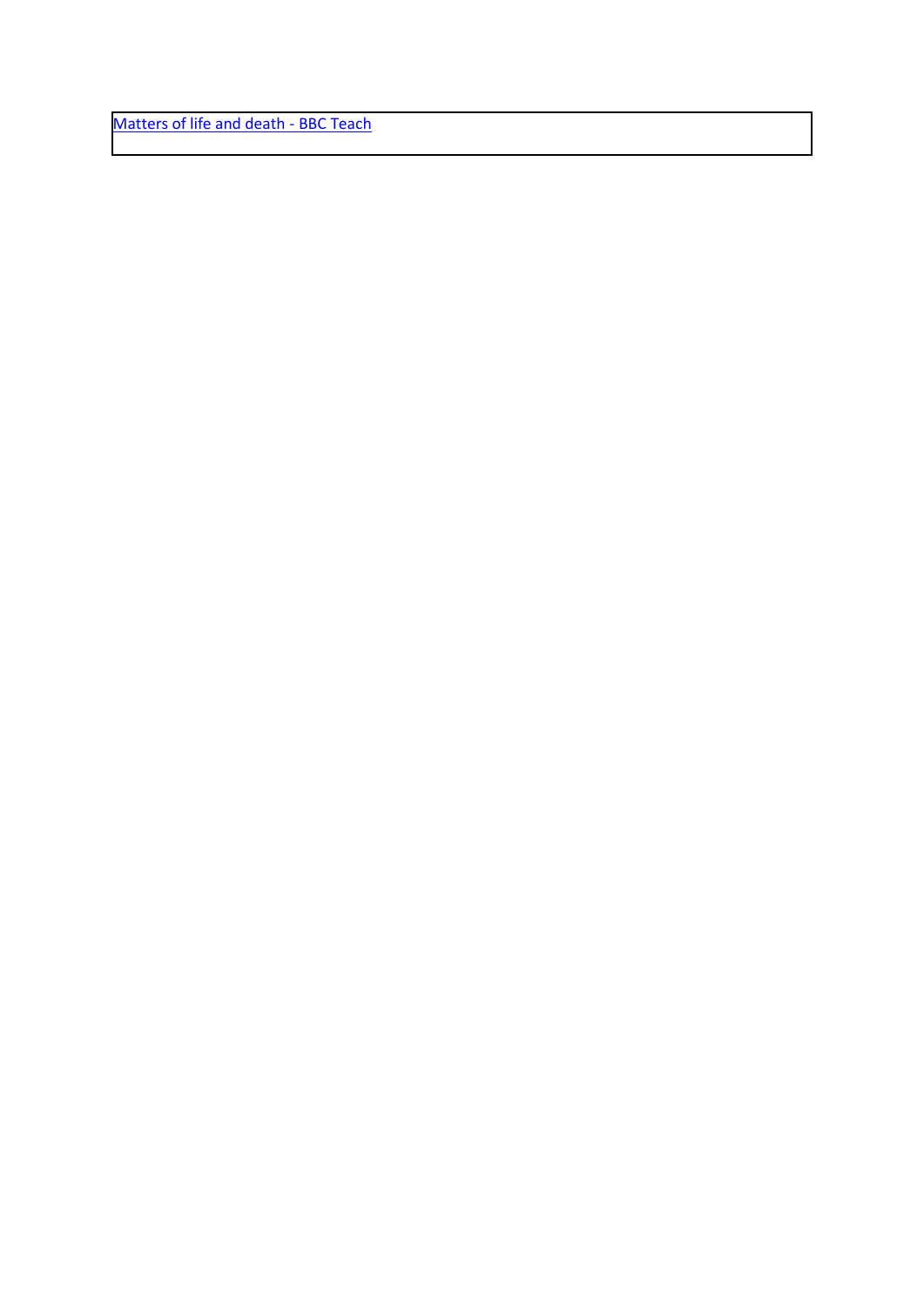| Matters of life and death - BBC Teach |
| --- |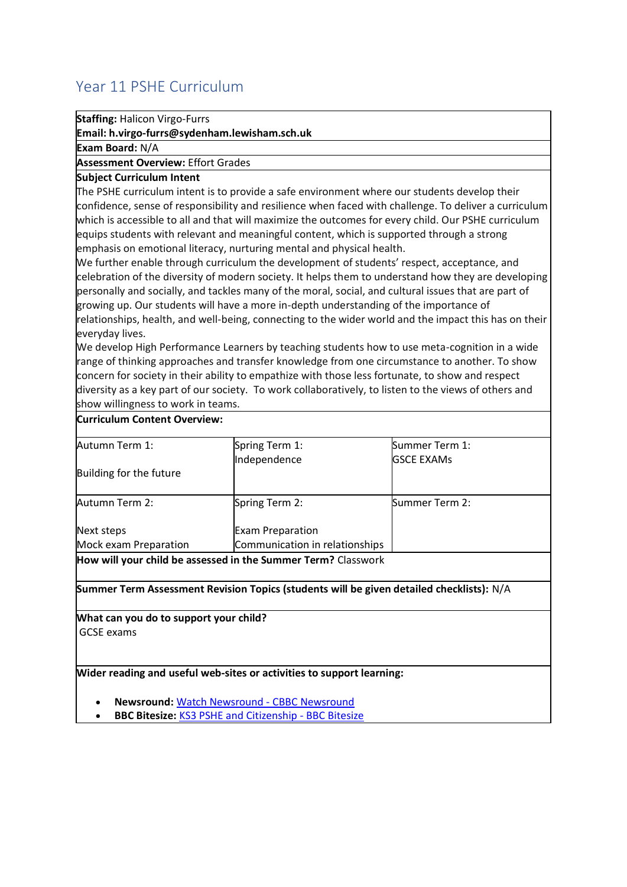# Year 11 PSHE Curriculum

**Staffing:** Halicon Virgo-Furrs
**Email: h.virgo-furrs@sydenham.lewisham.sch.uk**

**Exam Board:** N/A

**Assessment Overview:** Effort Grades

**Subject Curriculum Intent**

The PSHE curriculum intent is to provide a safe environment where our students develop their confidence, sense of responsibility and resilience when faced with challenge. To deliver a curriculum which is accessible to all and that will maximize the outcomes for every child. Our PSHE curriculum equips students with relevant and meaningful content, which is supported through a strong emphasis on emotional literacy, nurturing mental and physical health.

We further enable through curriculum the development of students' respect, acceptance, and celebration of the diversity of modern society. It helps them to understand how they are developing personally and socially, and tackles many of the moral, social, and cultural issues that are part of growing up. Our students will have a more in-depth understanding of the importance of relationships, health, and well-being, connecting to the wider world and the impact this has on their everyday lives.

We develop High Performance Learners by teaching students how to use meta-cognition in a wide range of thinking approaches and transfer knowledge from one circumstance to another. To show concern for society in their ability to empathize with those less fortunate, to show and respect diversity as a key part of our society. To work collaboratively, to listen to the views of others and show willingness to work in teams.

**Curriculum Content Overview:**

| Autumn Term 1: | Spring Term 1: | Summer Term 1: |
|---|---|---|
| Building for the future | Independence | GSCE EXAMs |
| **Autumn Term 2:** | **Spring Term 2:** | **Summer Term 2:** |
| Next steps<br>Mock exam Preparation | Exam Preparation<br>Communication in relationships | |

**How will your child be assessed in the Summer Term?** Classwork

**Summer Term Assessment Revision Topics (students will be given detailed checklists):** N/A

**What can you do to support your child?**
GCSE exams

**Wider reading and useful web-sites or activities to support learning:**

- **Newsround:** Watch Newsround - CBBC Newsround
- **BBC Bitesize:** KS3 PSHE and Citizenship - BBC Bitesize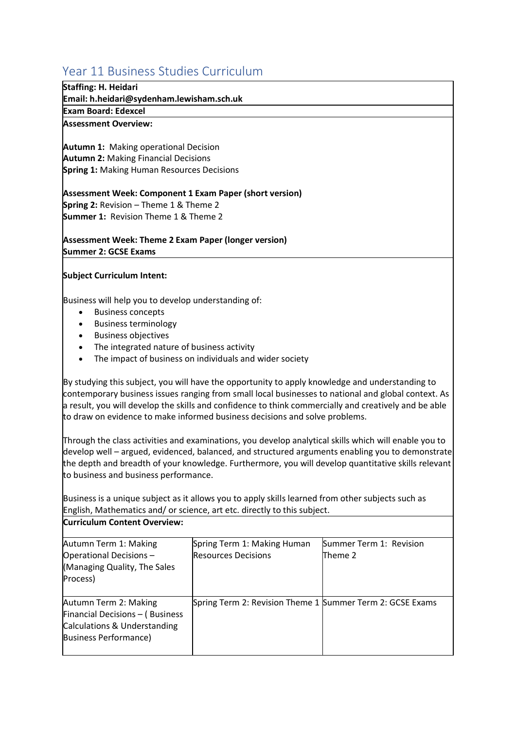# Year 11 Business Studies Curriculum

**Staffing: H. Heidari**
**Email: h.heidari@sydenham.lewisham.sch.uk**

**Exam Board: Edexcel**

**Assessment Overview:**

**Autumn 1:** Making operational Decision
**Autumn 2:** Making Financial Decisions
**Spring 1:** Making Human Resources Decisions

**Assessment Week: Component 1 Exam Paper (short version)**
**Spring 2:** Revision – Theme 1 & Theme 2
**Summer 1:** Revision Theme 1 & Theme 2

**Assessment Week: Theme 2 Exam Paper (longer version)**
**Summer 2: GCSE Exams**

**Subject Curriculum Intent:**

Business will help you to develop understanding of:

- Business concepts
- Business terminology
- Business objectives
- The integrated nature of business activity
- The impact of business on individuals and wider society

By studying this subject, you will have the opportunity to apply knowledge and understanding to contemporary business issues ranging from small local businesses to national and global context. As a result, you will develop the skills and confidence to think commercially and creatively and be able to draw on evidence to make informed business decisions and solve problems.

Through the class activities and examinations, you develop analytical skills which will enable you to develop well – argued, evidenced, balanced, and structured arguments enabling you to demonstrate the depth and breadth of your knowledge. Furthermore, you will develop quantitative skills relevant to business and business performance.

Business is a unique subject as it allows you to apply skills learned from other subjects such as English, Mathematics and/ or science, art etc. directly to this subject.

**Curriculum Content Overview:**

| | | |
|---|---|---|
| Autumn Term 1: Making Operational Decisions – (Managing Quality, The Sales Process) | Spring Term 1: Making Human Resources Decisions | Summer Term 1: Revision Theme 2 |
| Autumn Term 2: Making Financial Decisions – ( Business Calculations & Understanding Business Performance) | Spring Term 2: Revision Theme 1 | Summer Term 2: GCSE Exams |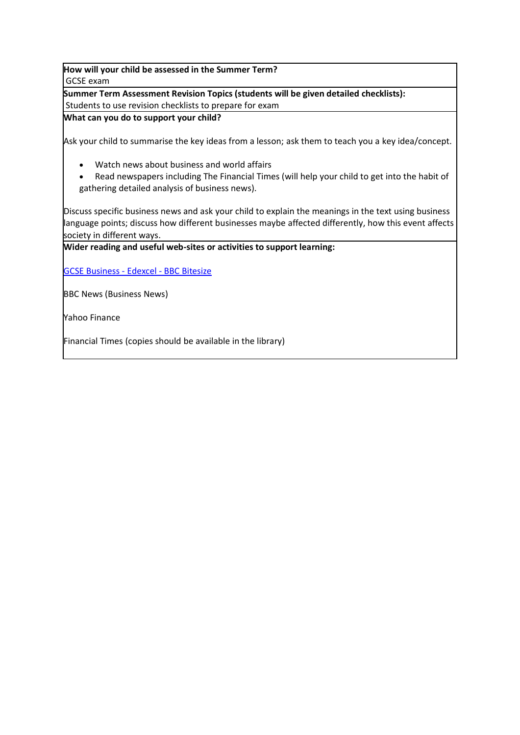**How will your child be assessed in the Summer Term?**

GCSE exam

**Summer Term Assessment Revision Topics (students will be given detailed checklists):**

Students to use revision checklists to prepare for exam

**What can you do to support your child?**

Ask your child to summarise the key ideas from a lesson; ask them to teach you a key idea/concept.

- Watch news about business and world affairs
- Read newspapers including The Financial Times (will help your child to get into the habit of gathering detailed analysis of business news).

Discuss specific business news and ask your child to explain the meanings in the text using business language points; discuss how different businesses maybe affected differently, how this event affects society in different ways.

**Wider reading and useful web-sites or activities to support learning:**

GCSE Business - Edexcel - BBC Bitesize

BBC News (Business News)

Yahoo Finance

Financial Times (copies should be available in the library)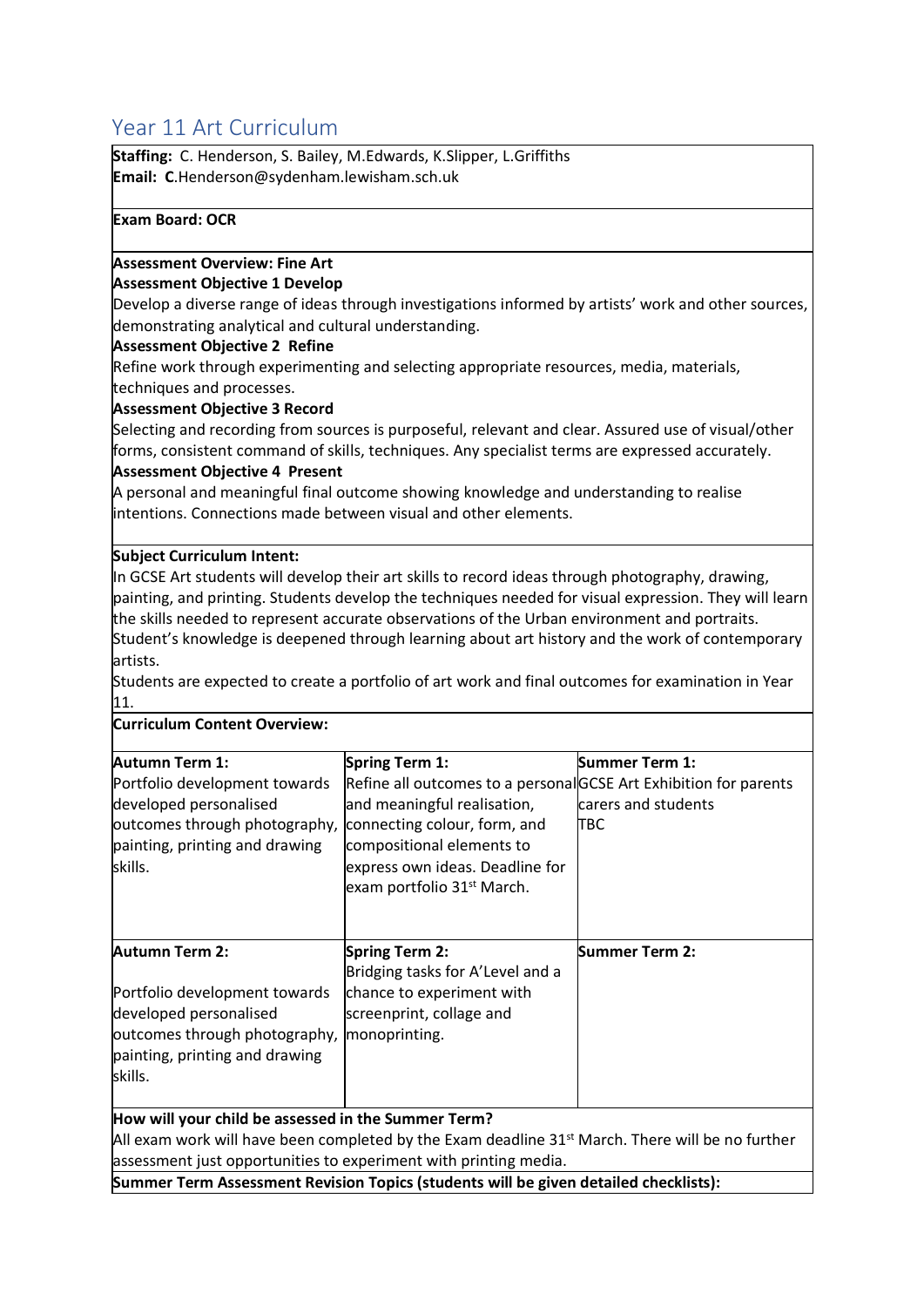# Year 11 Art Curriculum

**Staffing:** C. Henderson, S. Bailey, M.Edwards, K.Slipper, L.Griffiths
**Email:** **C**.Henderson@sydenham.lewisham.sch.uk

**Exam Board: OCR**

**Assessment Overview: Fine Art**

**Assessment Objective 1 Develop**

Develop a diverse range of ideas through investigations informed by artists' work and other sources, demonstrating analytical and cultural understanding.

**Assessment Objective 2 Refine**

Refine work through experimenting and selecting appropriate resources, media, materials, techniques and processes.

**Assessment Objective 3 Record**

Selecting and recording from sources is purposeful, relevant and clear. Assured use of visual/other forms, consistent command of skills, techniques. Any specialist terms are expressed accurately.

**Assessment Objective 4 Present**

A personal and meaningful final outcome showing knowledge and understanding to realise intentions. Connections made between visual and other elements.

**Subject Curriculum Intent:**

In GCSE Art students will develop their art skills to record ideas through photography, drawing, painting, and printing. Students develop the techniques needed for visual expression. They will learn the skills needed to represent accurate observations of the Urban environment and portraits. Student's knowledge is deepened through learning about art history and the work of contemporary artists.

Students are expected to create a portfolio of art work and final outcomes for examination in Year 11.

**Curriculum Content Overview:**

| **Autumn Term 1:** | **Spring Term 1:** | **Summer Term 1:** |
|---|---|---|
| Portfolio development towards developed personalised outcomes through photography, painting, printing and drawing skills. | Refine all outcomes to a personal and meaningful realisation, connecting colour, form, and compositional elements to express own ideas. Deadline for exam portfolio 31st March. | GCSE Art Exhibition for parents carers and students TBC |
| **Autumn Term 2:** | **Spring Term 2:** | **Summer Term 2:** |
| Portfolio development towards developed personalised outcomes through photography, painting, printing and drawing skills. | Bridging tasks for A'Level and a chance to experiment with screenprint, collage and monoprinting. | |

**How will your child be assessed in the Summer Term?**

All exam work will have been completed by the Exam deadline 31st March. There will be no further assessment just opportunities to experiment with printing media.

**Summer Term Assessment Revision Topics (students will be given detailed checklists):**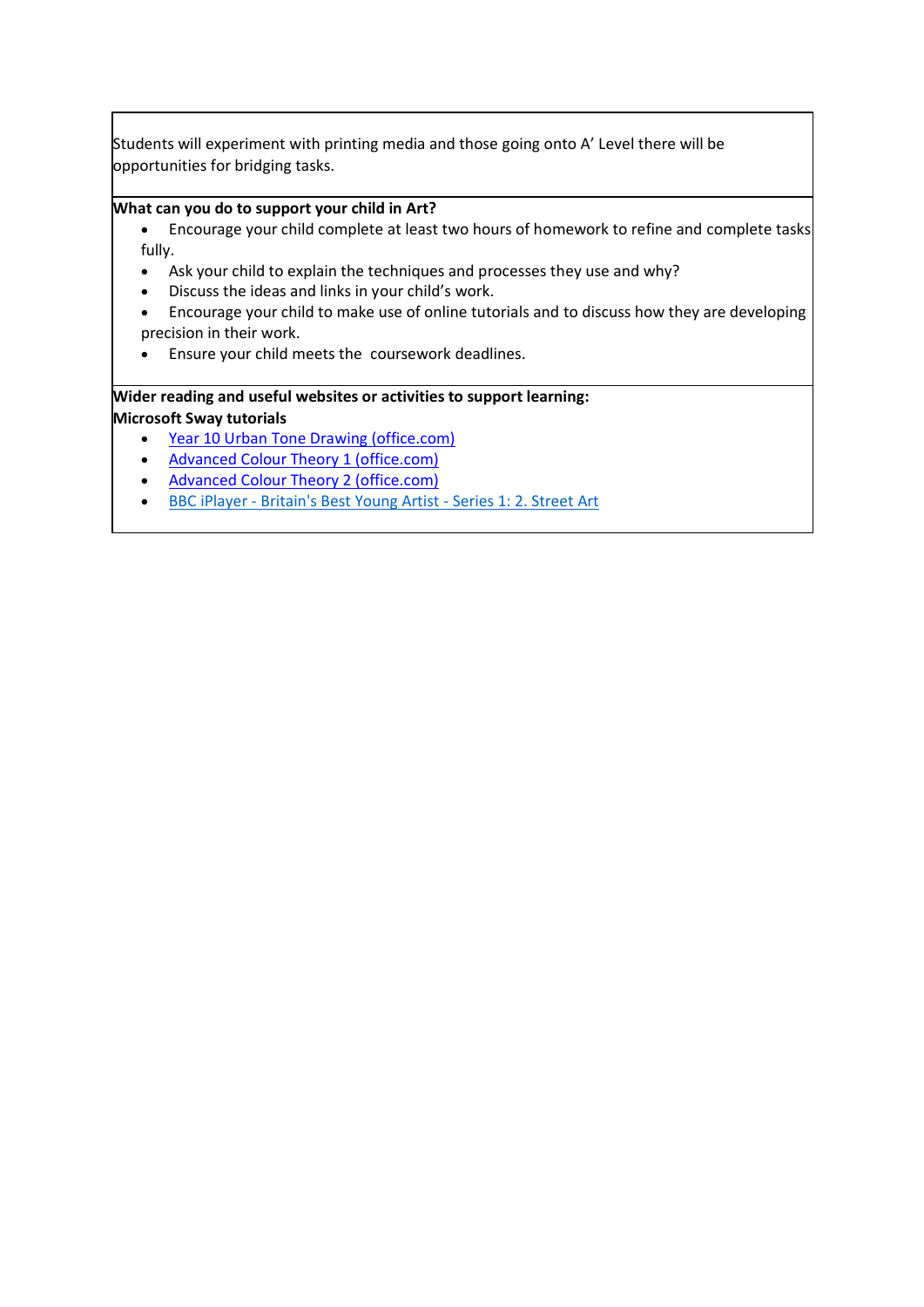Students will experiment with printing media and those going onto A' Level there will be opportunities for bridging tasks.

**What can you do to support your child in Art?**

- Encourage your child complete at least two hours of homework to refine and complete tasks fully.
- Ask your child to explain the techniques and processes they use and why?
- Discuss the ideas and links in your child's work.
- Encourage your child to make use of online tutorials and to discuss how they are developing precision in their work.
- Ensure your child meets the coursework deadlines.

**Wider reading and useful websites or activities to support learning:**
**Microsoft Sway tutorials**

- Year 10 Urban Tone Drawing (office.com)
- Advanced Colour Theory 1 (office.com)
- Advanced Colour Theory 2 (office.com)
- BBC iPlayer - Britain's Best Young Artist - Series 1: 2. Street Art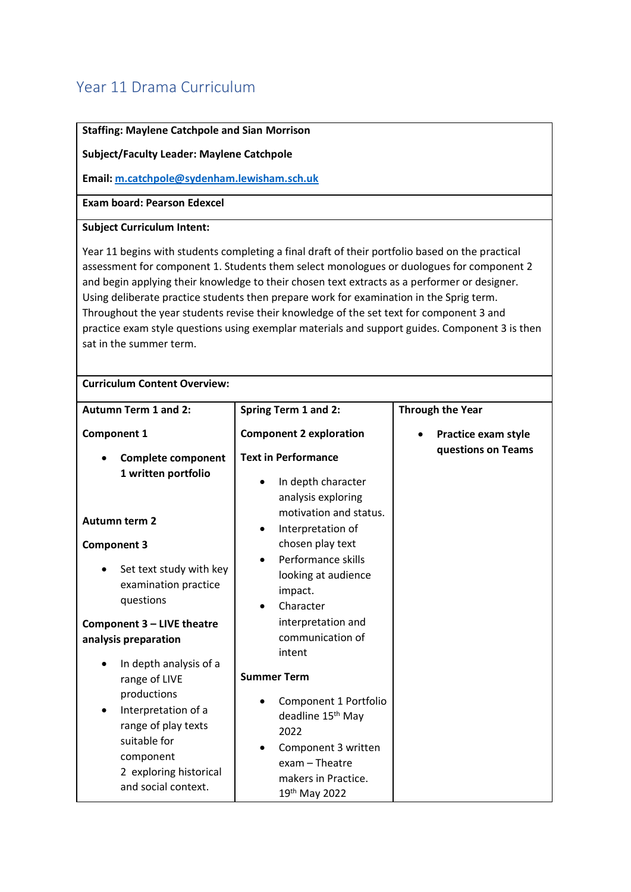# Year 11 Drama Curriculum

**Staffing: Maylene Catchpole and Sian Morrison**

**Subject/Faculty Leader: Maylene Catchpole**

**Email: m.catchpole@sydenham.lewisham.sch.uk**

**Exam board: Pearson Edexcel**

**Subject Curriculum Intent:**

Year 11 begins with students completing a final draft of their portfolio based on the practical assessment for component 1. Students them select monologues or duologues for component 2 and begin applying their knowledge to their chosen text extracts as a performer or designer. Using deliberate practice students then prepare work for examination in the Sprig term. Throughout the year students revise their knowledge of the set text for component 3 and practice exam style questions using exemplar materials and support guides. Component 3 is then sat in the summer term.

**Curriculum Content Overview:**

| **Autumn Term 1 and 2:** | **Spring Term 1 and 2:** | **Through the Year** |
|---|---|---|
| **Component 1**<br>• **Complete component 1 written portfolio**<br><br>**Autumn term 2**<br><br>**Component 3**<br>• Set text study with key examination practice questions<br><br>**Component 3 – LIVE theatre analysis preparation**<br>• In depth analysis of a range of LIVE productions<br>• Interpretation of a range of play texts suitable for component 2 exploring historical and social context. | **Component 2 exploration**<br><br>**Text in Performance**<br>• In depth character analysis exploring motivation and status.<br>• Interpretation of chosen play text<br>• Performance skills looking at audience impact.<br>• Character interpretation and communication of intent<br><br>**Summer Term**<br>• Component 1 Portfolio deadline 15th May 2022<br>• Component 3 written exam – Theatre makers in Practice. 19th May 2022 | • **Practice exam style questions on Teams** |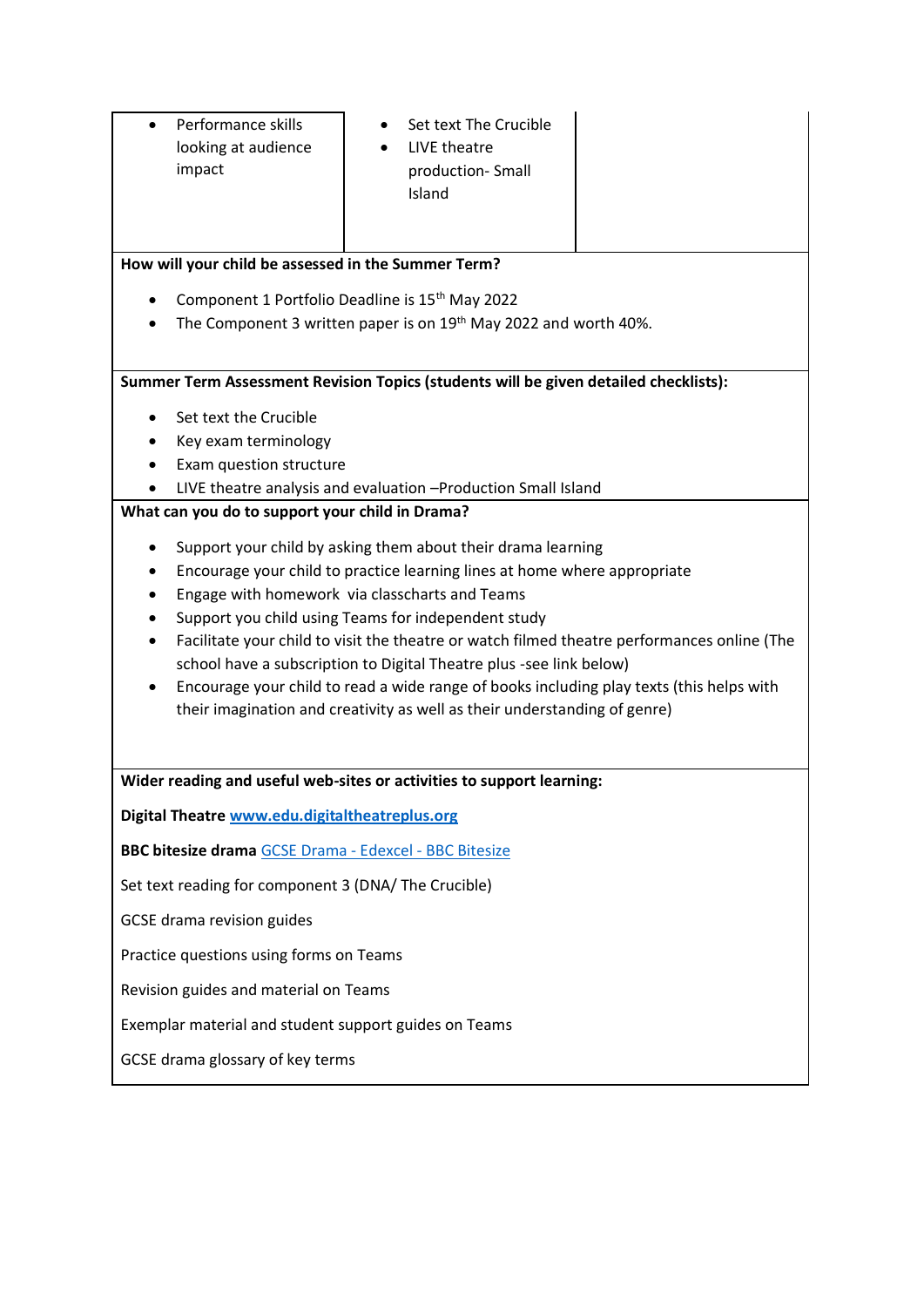| | | |
|---|---|---|
| • Performance skills looking at audience impact | • Set text The Crucible<br>• LIVE theatre production- Small Island | |

**How will your child be assessed in the Summer Term?**

- Component 1 Portfolio Deadline is 15th May 2022
- The Component 3 written paper is on 19th May 2022 and worth 40%.

**Summer Term Assessment Revision Topics (students will be given detailed checklists):**

- Set text the Crucible
- Key exam terminology
- Exam question structure
- LIVE theatre analysis and evaluation –Production Small Island

**What can you do to support your child in Drama?**

- Support your child by asking them about their drama learning
- Encourage your child to practice learning lines at home where appropriate
- Engage with homework via classcharts and Teams
- Support you child using Teams for independent study
- Facilitate your child to visit the theatre or watch filmed theatre performances online (The school have a subscription to Digital Theatre plus -see link below)
- Encourage your child to read a wide range of books including play texts (this helps with their imagination and creativity as well as their understanding of genre)

**Wider reading and useful web-sites or activities to support learning:**

**Digital Theatre** www.edu.digitaltheatreplus.org

**BBC bitesize drama** GCSE Drama - Edexcel - BBC Bitesize

Set text reading for component 3 (DNA/ The Crucible)

GCSE drama revision guides

Practice questions using forms on Teams

Revision guides and material on Teams

Exemplar material and student support guides on Teams

GCSE drama glossary of key terms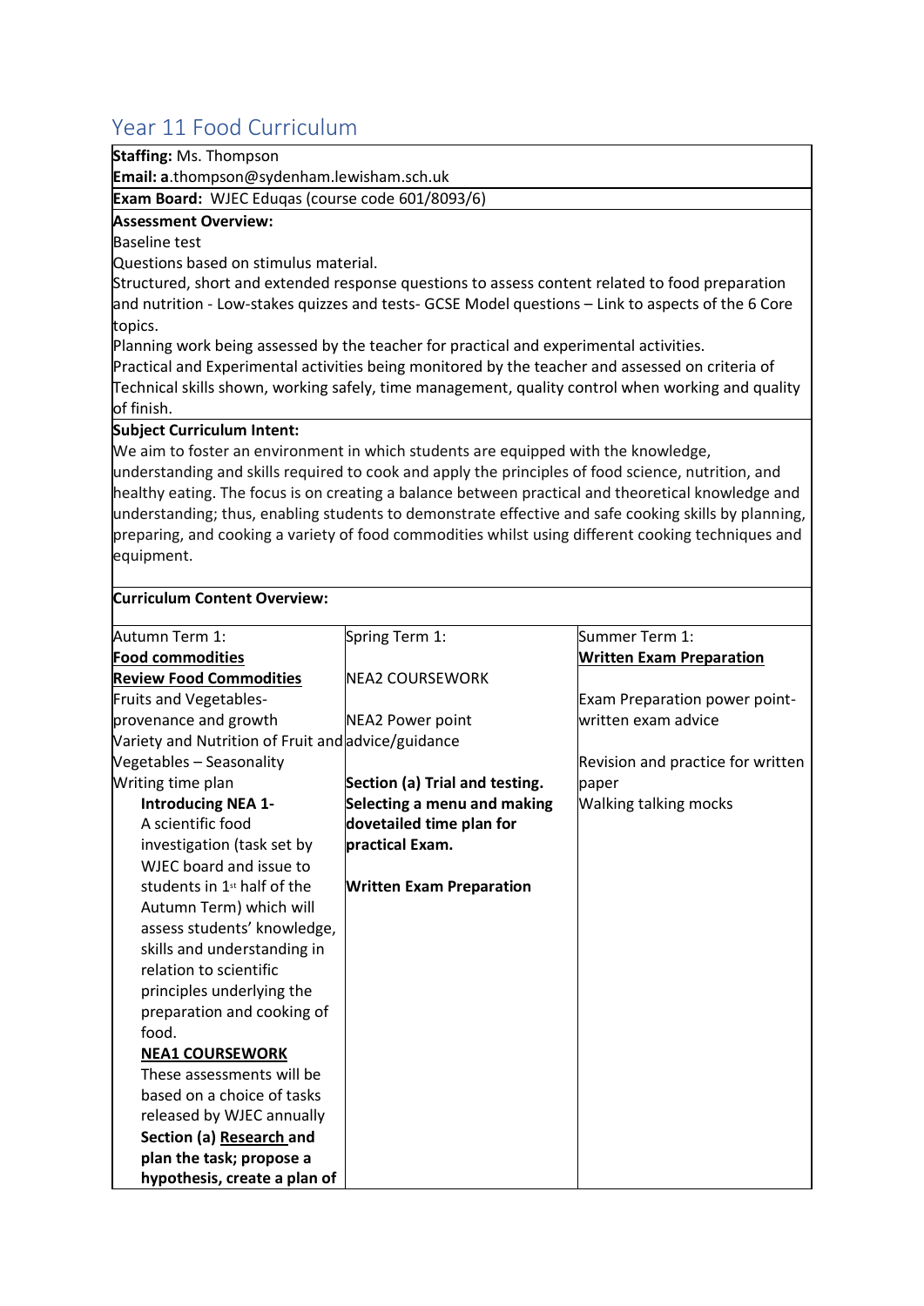# Year 11 Food Curriculum

**Staffing:** Ms. Thompson

**Email: a**.thompson@sydenham.lewisham.sch.uk

**Exam Board:** WJEC Eduqas (course code 601/8093/6)

**Assessment Overview:**

Baseline test

Questions based on stimulus material.

Structured, short and extended response questions to assess content related to food preparation and nutrition - Low-stakes quizzes and tests- GCSE Model questions – Link to aspects of the 6 Core topics.

Planning work being assessed by the teacher for practical and experimental activities.

Practical and Experimental activities being monitored by the teacher and assessed on criteria of Technical skills shown, working safely, time management, quality control when working and quality of finish.

**Subject Curriculum Intent:**

We aim to foster an environment in which students are equipped with the knowledge, understanding and skills required to cook and apply the principles of food science, nutrition, and healthy eating. The focus is on creating a balance between practical and theoretical knowledge and understanding; thus, enabling students to demonstrate effective and safe cooking skills by planning, preparing, and cooking a variety of food commodities whilst using different cooking techniques and equipment.

**Curriculum Content Overview:**

| Autumn Term 1: | Spring Term 1: | Summer Term 1: |
|---|---|---|
| **Food commodities**<br>**Review Food Commodities**<br>Fruits and Vegetables- provenance and growth<br>Variety and Nutrition of Fruit and advice/guidance<br>Vegetables – Seasonality<br>Writing time plan<br>**Introducing NEA 1-** A scientific food investigation (task set by WJEC board and issue to students in 1st half of the Autumn Term) which will assess students' knowledge, skills and understanding in relation to scientific principles underlying the preparation and cooking of food.<br>**NEA1 COURSEWORK**<br>These assessments will be based on a choice of tasks released by WJEC annually<br>**Section (a) Research and plan the task; propose a hypothesis, create a plan of** | NEA2 COURSEWORK<br><br>NEA2 Power point<br><br>**Section (a) Trial and testing. Selecting a menu and making dovetailed time plan for practical Exam.**<br><br>**Written Exam Preparation** | **Written Exam Preparation**<br><br>Exam Preparation power point- written exam advice<br><br>Revision and practice for written paper<br>Walking talking mocks |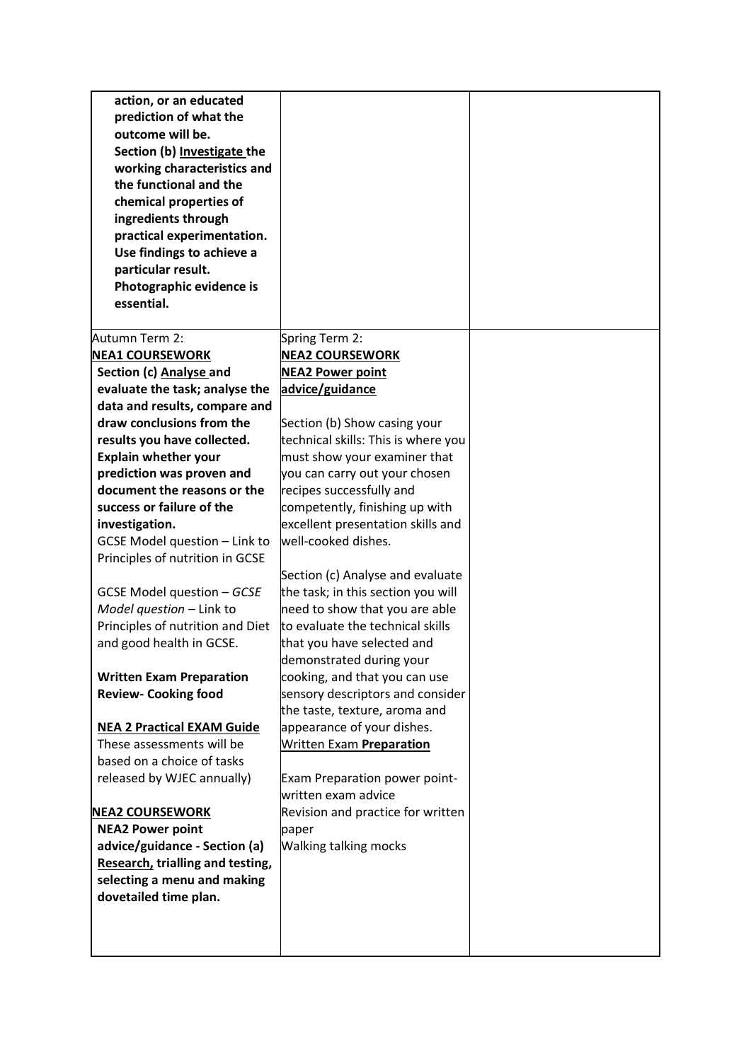| | | |
|---|---|---|
| **action, or an educated prediction of what the outcome will be.**<br>**Section (b) <u>Investigate</u> the working characteristics and the functional and the chemical properties of ingredients through practical experimentation. Use findings to achieve a particular result. Photographic evidence is essential.** | | |
| Autumn Term 2:<br>**<u>NEA1 COURSEWORK</u>**<br>**Section (c) <u>Analyse</u> and evaluate the task; analyse the data and results, compare and draw conclusions from the results you have collected. Explain whether your prediction was proven and document the reasons or the success or failure of the investigation.**<br>GCSE Model question – Link to Principles of nutrition in GCSE<br><br>GCSE Model question – *GCSE Model question* – Link to Principles of nutrition and Diet and good health in GCSE.<br><br>**Written Exam Preparation Review- Cooking food**<br><br>**<u>NEA 2 Practical EXAM Guide</u>**<br>These assessments will be based on a choice of tasks released by WJEC annually)<br><br>**<u>NEA2 COURSEWORK</u>**<br>**NEA2 Power point advice/guidance - Section (a) <u>Research,</u> trialling and testing, selecting a menu and making dovetailed time plan.** | Spring Term 2:<br>**<u>NEA2 COURSEWORK</u>**<br>**<u>NEA2 Power point advice/guidance</u>**<br><br>Section (b) Show casing your technical skills: This is where you must show your examiner that you can carry out your chosen recipes successfully and competently, finishing up with excellent presentation skills and well-cooked dishes.<br><br>Section (c) Analyse and evaluate the task; in this section you will need to show that you are able to evaluate the technical skills that you have selected and demonstrated during your cooking, and that you can use sensory descriptors and consider the taste, texture, aroma and appearance of your dishes.<br><u>Written Exam **Preparation**</u><br><br>Exam Preparation power point-written exam advice<br>Revision and practice for written paper<br>Walking talking mocks | |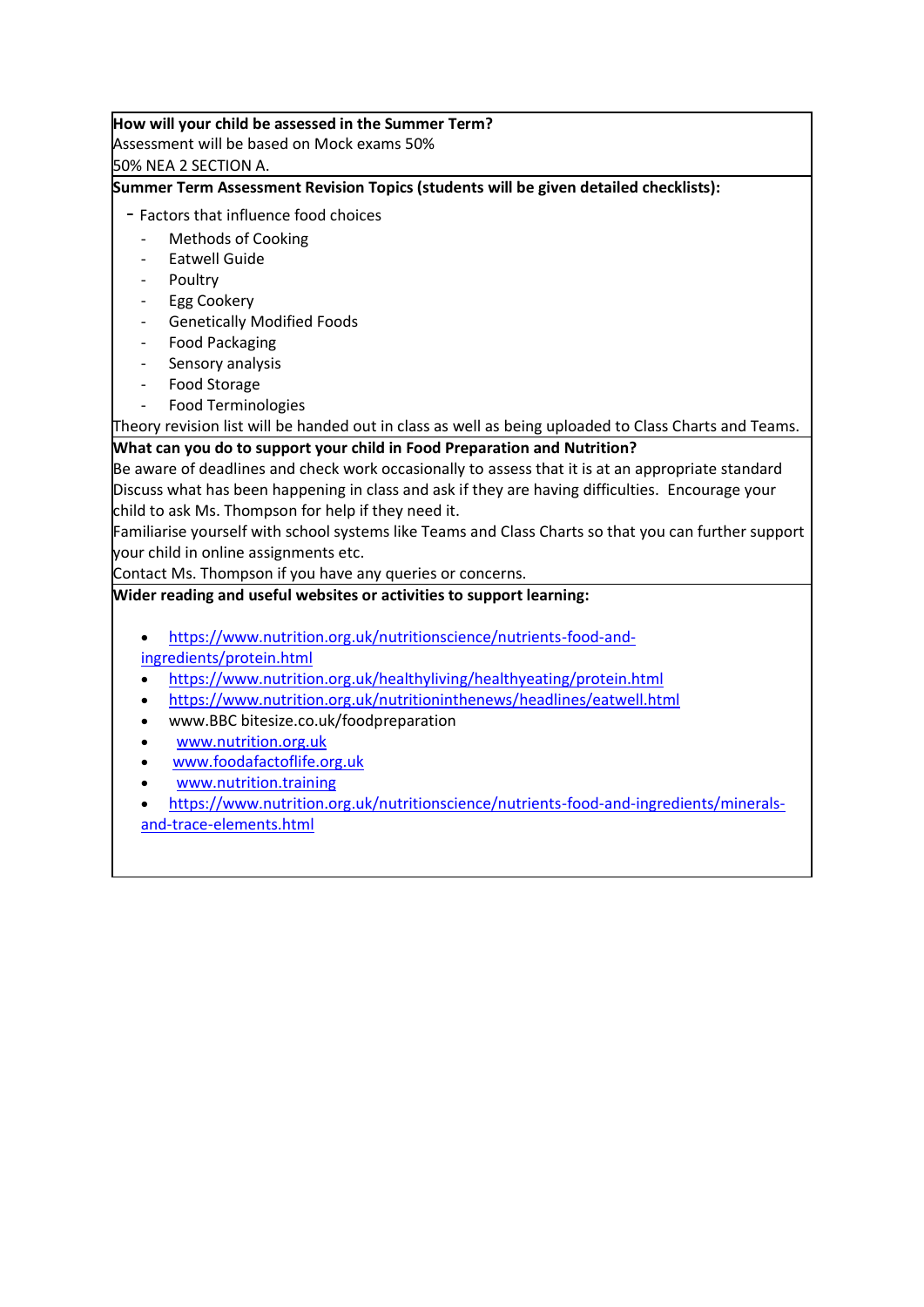**How will your child be assessed in the Summer Term?**

Assessment will be based on Mock exams 50%

50% NEA 2 SECTION A.

**Summer Term Assessment Revision Topics (students will be given detailed checklists):**

- Factors that influence food choices
- Methods of Cooking
- Eatwell Guide
- Poultry
- Egg Cookery
- Genetically Modified Foods
- Food Packaging
- Sensory analysis
- Food Storage
- Food Terminologies

Theory revision list will be handed out in class as well as being uploaded to Class Charts and Teams.

**What can you do to support your child in Food Preparation and Nutrition?**

Be aware of deadlines and check work occasionally to assess that it is at an appropriate standard

Discuss what has been happening in class and ask if they are having difficulties. Encourage your child to ask Ms. Thompson for help if they need it.

Familiarise yourself with school systems like Teams and Class Charts so that you can further support your child in online assignments etc.

Contact Ms. Thompson if you have any queries or concerns.

**Wider reading and useful websites or activities to support learning:**

- https://www.nutrition.org.uk/nutritionscience/nutrients-food-and-ingredients/protein.html
- https://www.nutrition.org.uk/healthyliving/healthyeating/protein.html
- https://www.nutrition.org.uk/nutritioninthenews/headlines/eatwell.html
- www.BBC bitesize.co.uk/foodpreparation
- www.nutrition.org.uk
- www.foodafactoflife.org.uk
- www.nutrition.training
- https://www.nutrition.org.uk/nutritionscience/nutrients-food-and-ingredients/minerals-and-trace-elements.html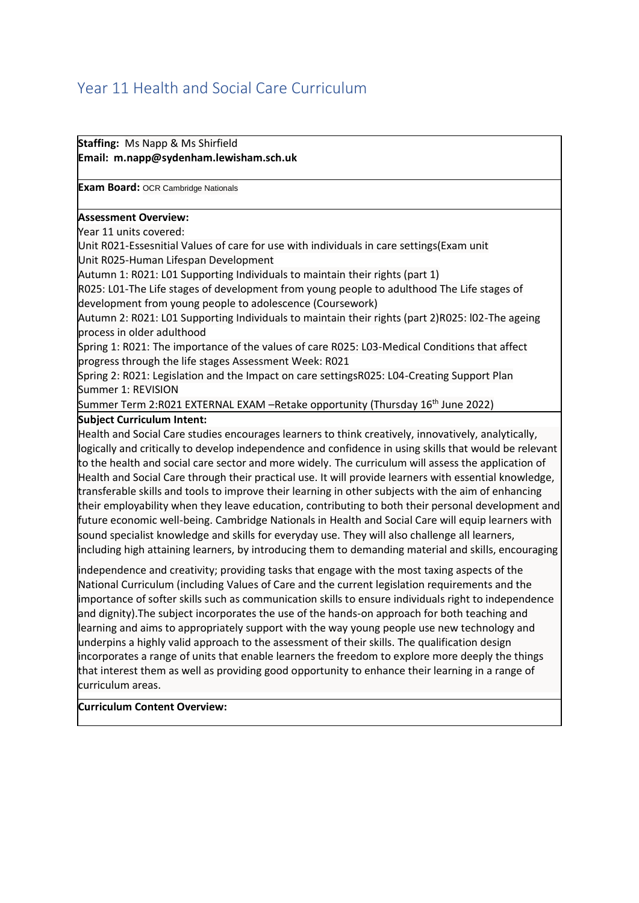# Year 11 Health and Social Care Curriculum

**Staffing:** Ms Napp & Ms Shirfield
**Email: m.napp@sydenham.lewisham.sch.uk**

**Exam Board:** OCR Cambridge Nationals

**Assessment Overview:**

Year 11 units covered:

Unit R021-Essesnitial Values of care for use with individuals in care settings(Exam unit

Unit R025-Human Lifespan Development

Autumn 1: R021: L01 Supporting Individuals to maintain their rights (part 1)

R025: L01-The Life stages of development from young people to adulthood The Life stages of development from young people to adolescence (Coursework)

Autumn 2: R021: L01 Supporting Individuals to maintain their rights (part 2)R025: l02-The ageing process in older adulthood

Spring 1: R021: The importance of the values of care R025: L03-Medical Conditions that affect progress through the life stages Assessment Week: R021

Spring 2: R021: Legislation and the Impact on care settingsR025: L04-Creating Support Plan

Summer 1: REVISION

Summer Term 2:R021 EXTERNAL EXAM –Retake opportunity (Thursday 16th June 2022)

**Subject Curriculum Intent:**

Health and Social Care studies encourages learners to think creatively, innovatively, analytically, logically and critically to develop independence and confidence in using skills that would be relevant to the health and social care sector and more widely. The curriculum will assess the application of Health and Social Care through their practical use. It will provide learners with essential knowledge, transferable skills and tools to improve their learning in other subjects with the aim of enhancing their employability when they leave education, contributing to both their personal development and future economic well-being. Cambridge Nationals in Health and Social Care will equip learners with sound specialist knowledge and skills for everyday use. They will also challenge all learners, including high attaining learners, by introducing them to demanding material and skills, encouraging independence and creativity; providing tasks that engage with the most taxing aspects of the National Curriculum (including Values of Care and the current legislation requirements and the importance of softer skills such as communication skills to ensure individuals right to independence and dignity).The subject incorporates the use of the hands-on approach for both teaching and learning and aims to appropriately support with the way young people use new technology and underpins a highly valid approach to the assessment of their skills. The qualification design incorporates a range of units that enable learners the freedom to explore more deeply the things that interest them as well as providing good opportunity to enhance their learning in a range of curriculum areas.

**Curriculum Content Overview:**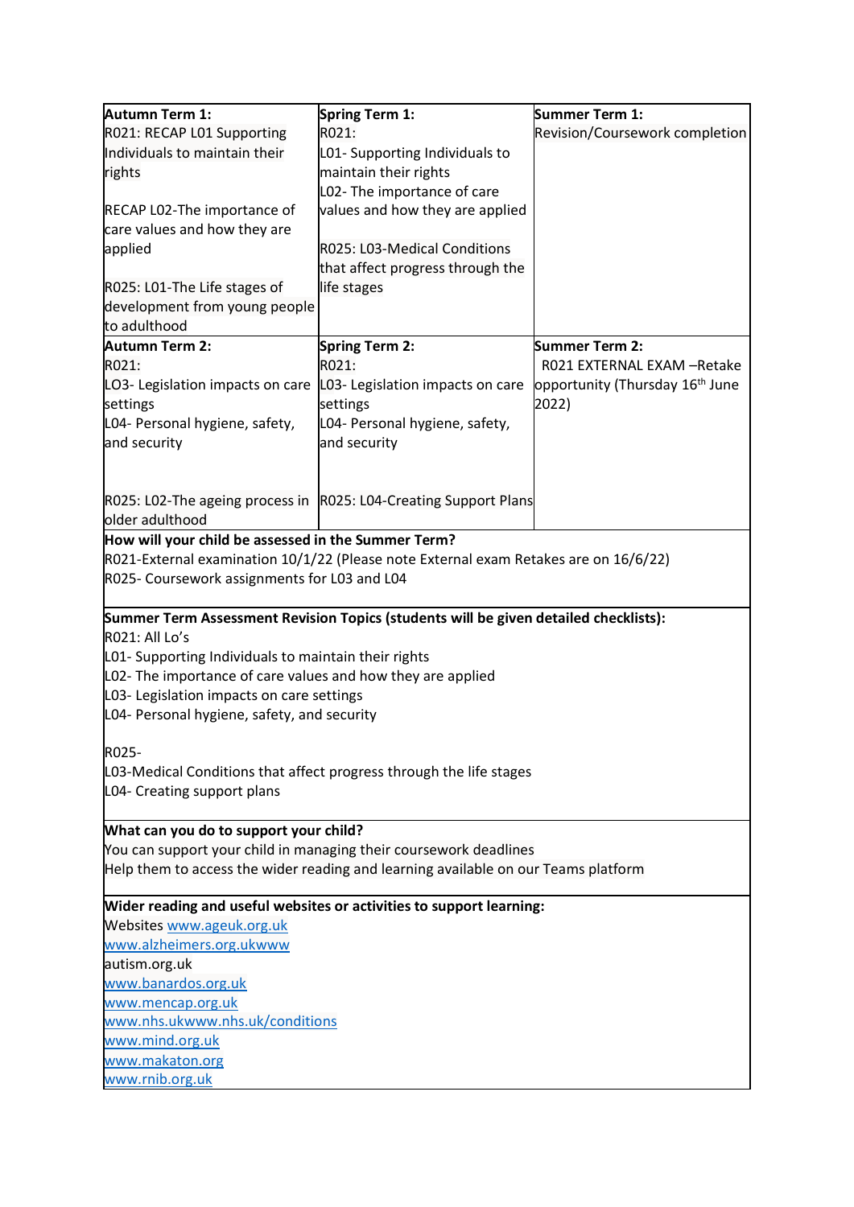| Autumn Term 1: | Spring Term 1: | Summer Term 1: |
|---|---|---|
| R021: RECAP L01 Supporting Individuals to maintain their rights<br><br>RECAP L02-The importance of care values and how they are applied<br><br>R025: L01-The Life stages of development from young people to adulthood | R021:<br>L01- Supporting Individuals to maintain their rights<br>L02- The importance of care values and how they are applied<br><br>R025: L03-Medical Conditions that affect progress through the life stages | Revision/Coursework completion |
| **Autumn Term 2:**<br>R021:<br>LO3- Legislation impacts on care settings<br>L04- Personal hygiene, safety, and security<br><br>R025: L02-The ageing process in older adulthood | **Spring Term 2:**<br>R021:<br>L03- Legislation impacts on care settings<br>L04- Personal hygiene, safety, and security<br><br>R025: L04-Creating Support Plans | **Summer Term 2:**<br>R021 EXTERNAL EXAM –Retake opportunity (Thursday 16th June 2022) |

**How will your child be assessed in the Summer Term?**

R021-External examination 10/1/22 (Please note External exam Retakes are on 16/6/22)
R025- Coursework assignments for L03 and L04

**Summer Term Assessment Revision Topics (students will be given detailed checklists):**

R021: All Lo's
L01- Supporting Individuals to maintain their rights
L02- The importance of care values and how they are applied
L03- Legislation impacts on care settings
L04- Personal hygiene, safety, and security

R025-
L03-Medical Conditions that affect progress through the life stages
L04- Creating support plans

**What can you do to support your child?**

You can support your child in managing their coursework deadlines
Help them to access the wider reading and learning available on our Teams platform

**Wider reading and useful websites or activities to support learning:**

Websites www.ageuk.org.uk
www.alzheimers.org.ukwww
autism.org.uk
www.banardos.org.uk
www.mencap.org.uk
www.nhs.ukwww.nhs.uk/conditions
www.mind.org.uk
www.makaton.org
www.rnib.org.uk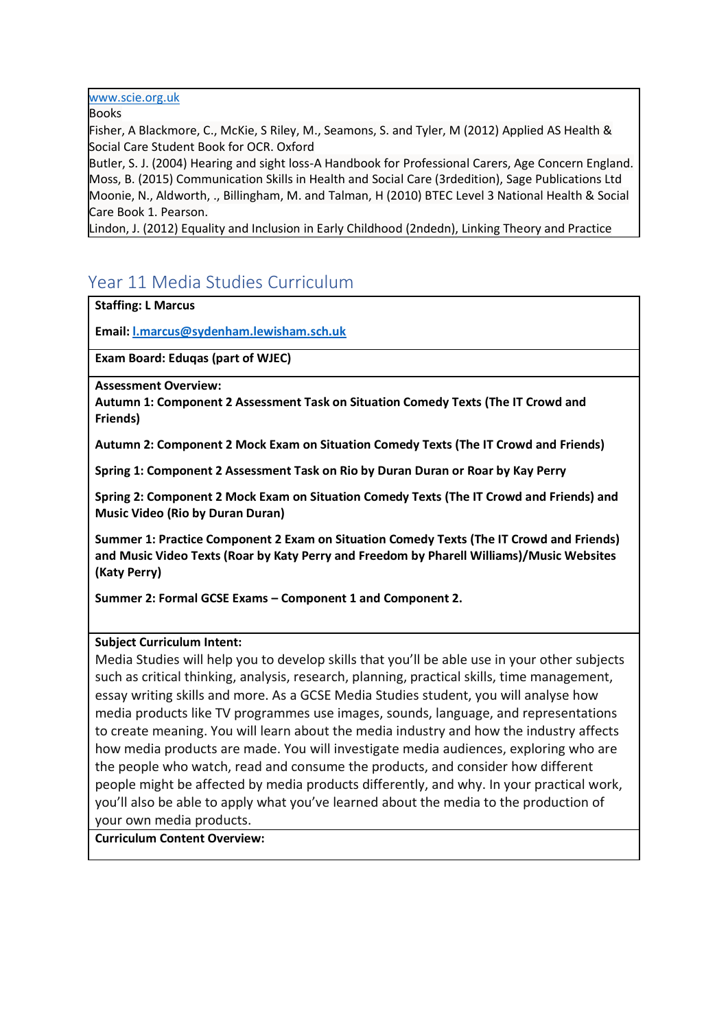www.scie.org.uk

Books

Fisher, A Blackmore, C., McKie, S Riley, M., Seamons, S. and Tyler, M (2012) Applied AS Health & Social Care Student Book for OCR. Oxford

Butler, S. J. (2004) Hearing and sight loss-A Handbook for Professional Carers, Age Concern England.

Moss, B. (2015) Communication Skills in Health and Social Care (3rdedition), Sage Publications Ltd

Moonie, N., Aldworth, ., Billingham, M. and Talman, H (2010) BTEC Level 3 National Health & Social Care Book 1. Pearson.

Lindon, J. (2012) Equality and Inclusion in Early Childhood (2ndedn), Linking Theory and Practice

## Year 11 Media Studies Curriculum

**Staffing: L Marcus**

**Email: l.marcus@sydenham.lewisham.sch.uk**

**Exam Board: Eduqas (part of WJEC)**

**Assessment Overview:**

**Autumn 1: Component 2 Assessment Task on Situation Comedy Texts (The IT Crowd and Friends)**

**Autumn 2: Component 2 Mock Exam on Situation Comedy Texts (The IT Crowd and Friends)**

**Spring 1: Component 2 Assessment Task on Rio by Duran Duran or Roar by Kay Perry**

**Spring 2: Component 2 Mock Exam on Situation Comedy Texts (The IT Crowd and Friends) and Music Video (Rio by Duran Duran)**

**Summer 1: Practice Component 2 Exam on Situation Comedy Texts (The IT Crowd and Friends) and Music Video Texts (Roar by Katy Perry and Freedom by Pharell Williams)/Music Websites (Katy Perry)**

**Summer 2: Formal GCSE Exams – Component 1 and Component 2.**

**Subject Curriculum Intent:**

Media Studies will help you to develop skills that you'll be able use in your other subjects such as critical thinking, analysis, research, planning, practical skills, time management, essay writing skills and more. As a GCSE Media Studies student, you will analyse how media products like TV programmes use images, sounds, language, and representations to create meaning. You will learn about the media industry and how the industry affects how media products are made. You will investigate media audiences, exploring who are the people who watch, read and consume the products, and consider how different people might be affected by media products differently, and why. In your practical work, you'll also be able to apply what you've learned about the media to the production of your own media products.

**Curriculum Content Overview:**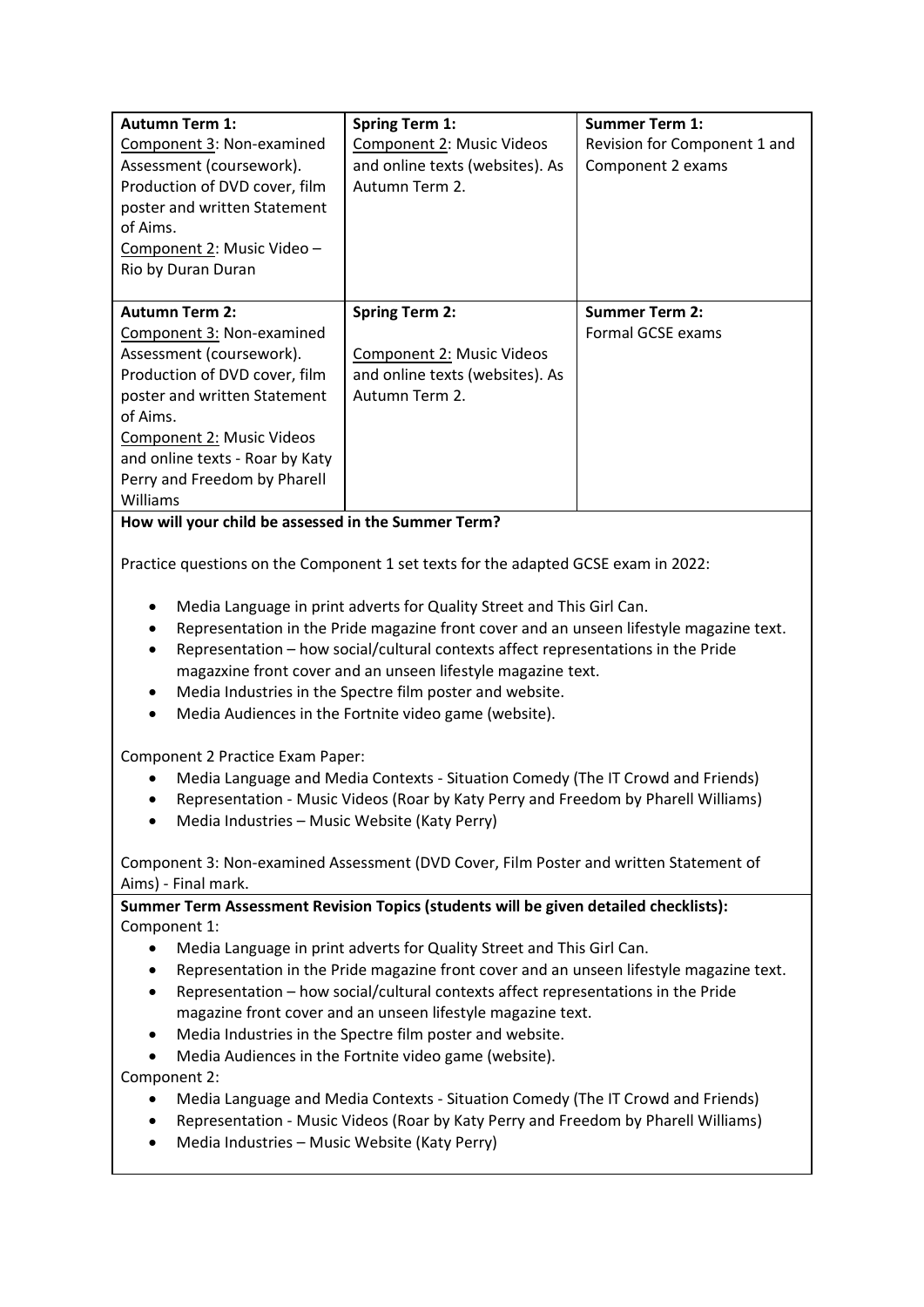| **Autumn Term 1:** | **Spring Term 1:** | **Summer Term 1:** |
|---|---|---|
| Component 3: Non-examined Assessment (coursework). Production of DVD cover, film poster and written Statement of Aims.<br>Component 2: Music Video – Rio by Duran Duran | Component 2: Music Videos and online texts (websites). As Autumn Term 2. | Revision for Component 1 and Component 2 exams |
| **Autumn Term 2:**<br>Component 3: Non-examined Assessment (coursework). Production of DVD cover, film poster and written Statement of Aims.<br>Component 2: Music Videos and online texts - Roar by Katy Perry and Freedom by Pharell Williams | **Spring Term 2:**<br>Component 2: Music Videos and online texts (websites). As Autumn Term 2. | **Summer Term 2:**<br>Formal GCSE exams |

**How will your child be assessed in the Summer Term?**

Practice questions on the Component 1 set texts for the adapted GCSE exam in 2022:

- Media Language in print adverts for Quality Street and This Girl Can.
- Representation in the Pride magazine front cover and an unseen lifestyle magazine text.
- Representation – how social/cultural contexts affect representations in the Pride magazxine front cover and an unseen lifestyle magazine text.
- Media Industries in the Spectre film poster and website.
- Media Audiences in the Fortnite video game (website).

Component 2 Practice Exam Paper:

- Media Language and Media Contexts - Situation Comedy (The IT Crowd and Friends)
- Representation - Music Videos (Roar by Katy Perry and Freedom by Pharell Williams)
- Media Industries – Music Website (Katy Perry)

Component 3: Non-examined Assessment (DVD Cover, Film Poster and written Statement of Aims) - Final mark.

**Summer Term Assessment Revision Topics (students will be given detailed checklists):**

Component 1:

- Media Language in print adverts for Quality Street and This Girl Can.
- Representation in the Pride magazine front cover and an unseen lifestyle magazine text.
- Representation – how social/cultural contexts affect representations in the Pride magazine front cover and an unseen lifestyle magazine text.
- Media Industries in the Spectre film poster and website.
- Media Audiences in the Fortnite video game (website).

Component 2:

- Media Language and Media Contexts - Situation Comedy (The IT Crowd and Friends)
- Representation - Music Videos (Roar by Katy Perry and Freedom by Pharell Williams)
- Media Industries – Music Website (Katy Perry)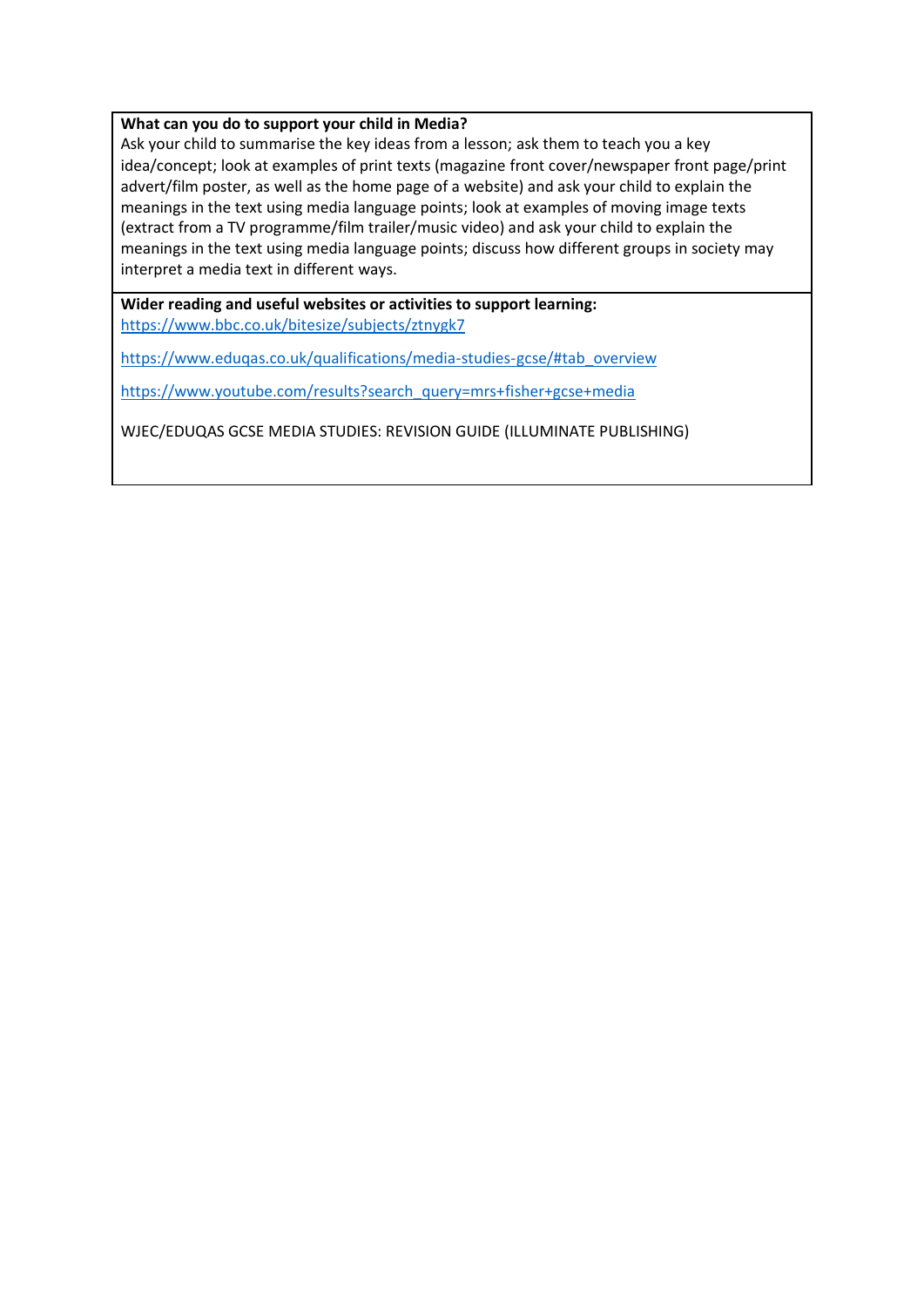**What can you do to support your child in Media?**

Ask your child to summarise the key ideas from a lesson; ask them to teach you a key idea/concept; look at examples of print texts (magazine front cover/newspaper front page/print advert/film poster, as well as the home page of a website) and ask your child to explain the meanings in the text using media language points; look at examples of moving image texts (extract from a TV programme/film trailer/music video) and ask your child to explain the meanings in the text using media language points; discuss how different groups in society may interpret a media text in different ways.

**Wider reading and useful websites or activities to support learning:**

https://www.bbc.co.uk/bitesize/subjects/ztnygk7

https://www.eduqas.co.uk/qualifications/media-studies-gcse/#tab_overview

https://www.youtube.com/results?search_query=mrs+fisher+gcse+media

WJEC/EDUQAS GCSE MEDIA STUDIES: REVISION GUIDE (ILLUMINATE PUBLISHING)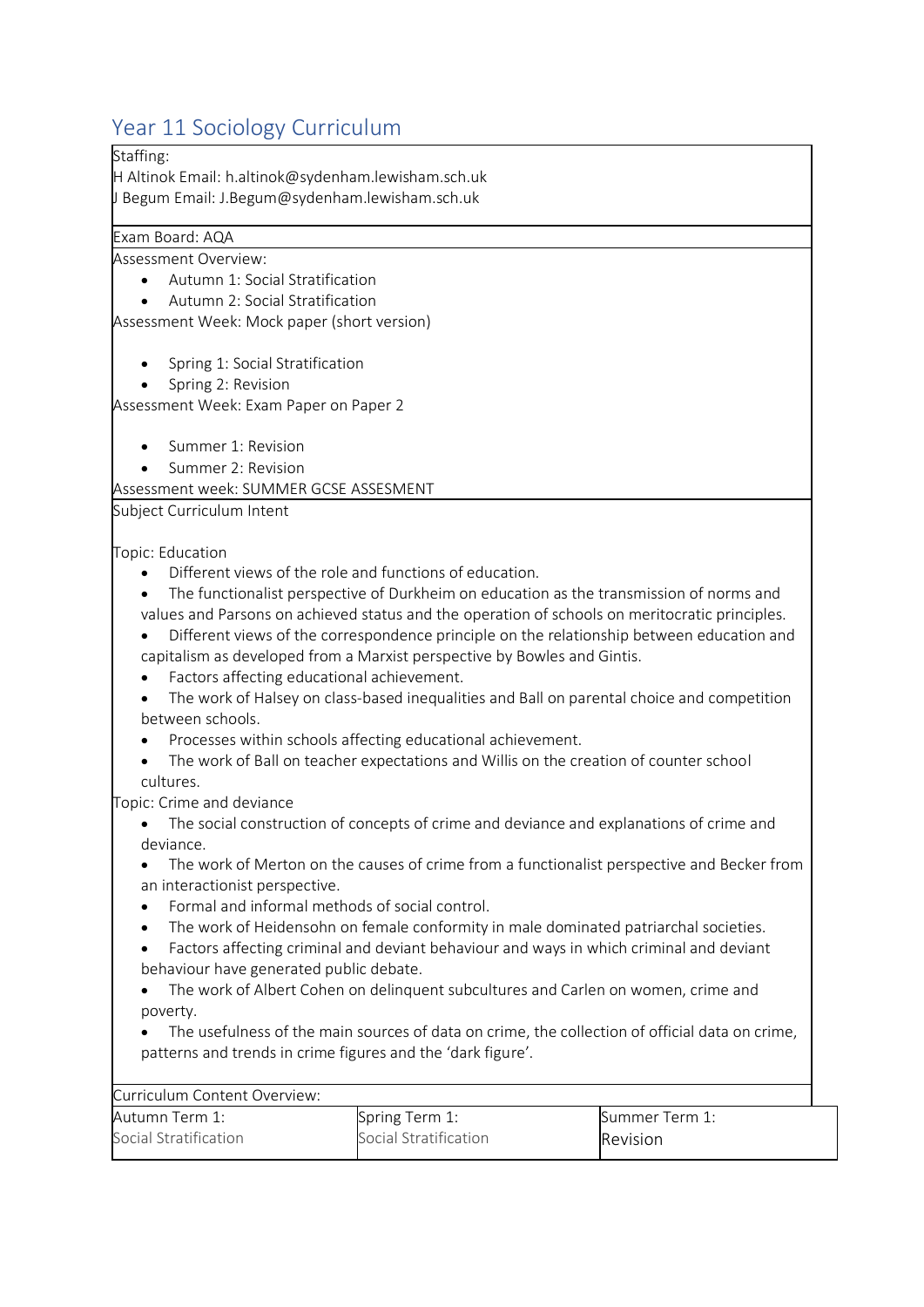# Year 11 Sociology Curriculum

Staffing:
H Altinok Email: h.altinok@sydenham.lewisham.sch.uk
J Begum Email: J.Begum@sydenham.lewisham.sch.uk

Exam Board: AQA

Assessment Overview:

- Autumn 1: Social Stratification
- Autumn 2: Social Stratification

Assessment Week: Mock paper (short version)

- Spring 1: Social Stratification
- Spring 2: Revision

Assessment Week: Exam Paper on Paper 2

- Summer 1: Revision
- Summer 2: Revision

Assessment week: SUMMER GCSE ASSESMENT

Subject Curriculum Intent

Topic: Education

- Different views of the role and functions of education.
- The functionalist perspective of Durkheim on education as the transmission of norms and values and Parsons on achieved status and the operation of schools on meritocratic principles.
- Different views of the correspondence principle on the relationship between education and capitalism as developed from a Marxist perspective by Bowles and Gintis.
- Factors affecting educational achievement.
- The work of Halsey on class-based inequalities and Ball on parental choice and competition between schools.
- Processes within schools affecting educational achievement.
- The work of Ball on teacher expectations and Willis on the creation of counter school cultures.

Topic: Crime and deviance

- The social construction of concepts of crime and deviance and explanations of crime and deviance.
- The work of Merton on the causes of crime from a functionalist perspective and Becker from an interactionist perspective.
- Formal and informal methods of social control.
- The work of Heidensohn on female conformity in male dominated patriarchal societies.
- Factors affecting criminal and deviant behaviour and ways in which criminal and deviant behaviour have generated public debate.
- The work of Albert Cohen on delinquent subcultures and Carlen on women, crime and poverty.
- The usefulness of the main sources of data on crime, the collection of official data on crime, patterns and trends in crime figures and the 'dark figure'.

Curriculum Content Overview:

| Autumn Term 1: | Spring Term 1: | Summer Term 1: |
|---|---|---|
| Social Stratification | Social Stratification | Revision |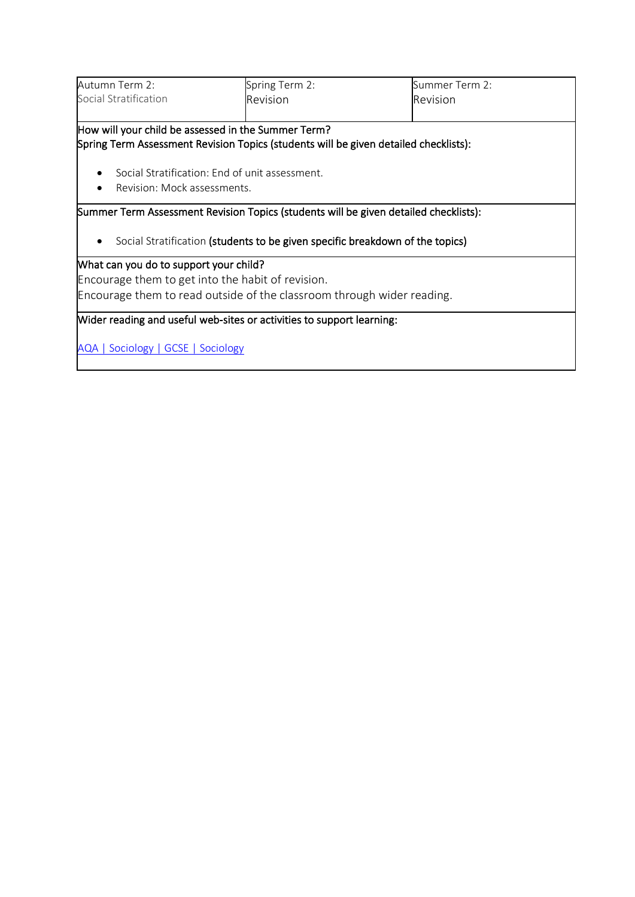| Autumn Term 2: Social Stratification | Spring Term 2: Revision | Summer Term 2: Revision |
|---|---|---|

**How will your child be assessed in the Summer Term?**

**Spring Term Assessment Revision Topics (students will be given detailed checklists):**

- Social Stratification: End of unit assessment.
- Revision: Mock assessments.

**Summer Term Assessment Revision Topics (students will be given detailed checklists):**

- Social Stratification **(students to be given specific breakdown of the topics)**

**What can you do to support your child?**

Encourage them to get into the habit of revision.

Encourage them to read outside of the classroom through wider reading.

**Wider reading and useful web-sites or activities to support learning:**

[AQA | Sociology | GCSE | Sociology]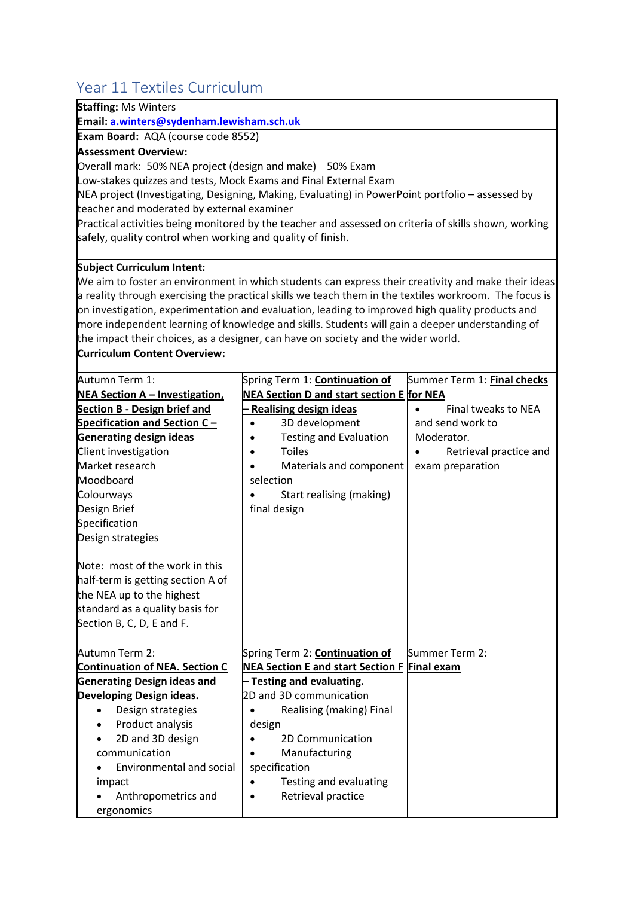# Year 11 Textiles Curriculum

**Staffing:** Ms Winters
**Email:** **a.winters@sydenham.lewisham.sch.uk**

**Exam Board:** AQA (course code 8552)

**Assessment Overview:**
Overall mark: 50% NEA project (design and make) 50% Exam
Low-stakes quizzes and tests, Mock Exams and Final External Exam
NEA project (Investigating, Designing, Making, Evaluating) in PowerPoint portfolio – assessed by teacher and moderated by external examiner
Practical activities being monitored by the teacher and assessed on criteria of skills shown, working safely, quality control when working and quality of finish.

**Subject Curriculum Intent:**
We aim to foster an environment in which students can express their creativity and make their ideas a reality through exercising the practical skills we teach them in the textiles workroom. The focus is on investigation, experimentation and evaluation, leading to improved high quality products and more independent learning of knowledge and skills. Students will gain a deeper understanding of the impact their choices, as a designer, can have on society and the wider world.

**Curriculum Content Overview:**

| | | |
|---|---|---|
| Autumn Term 1: **NEA Section A – Investigation, Section B - Design brief and Specification and Section C – Generating design ideas**<br>Client investigation<br>Market research<br>Moodboard<br>Colourways<br>Design Brief<br>Specification<br>Design strategies<br><br>Note: most of the work in this half-term is getting section A of the NEA up to the highest standard as a quality basis for Section B, C, D, E and F. | Spring Term 1: **Continuation of NEA Section D and start section E – Realising design ideas**<br>• 3D development<br>• Testing and Evaluation<br>• Toiles<br>• Materials and component selection<br>• Start realising (making) final design | Summer Term 1: **Final checks for NEA**<br>• Final tweaks to NEA and send work to Moderator.<br>• Retrieval practice and exam preparation |
| Autumn Term 2: **Continuation of NEA. Section C Generating Design ideas and Developing Design ideas.**<br>• Design strategies<br>• Product analysis<br>• 2D and 3D design communication<br>• Environmental and social impact<br>• Anthropometrics and ergonomics | Spring Term 2: **Continuation of NEA Section E and start Section F – Testing and evaluating.**<br>2D and 3D communication<br>• Realising (making) Final design<br>• 2D Communication<br>• Manufacturing specification<br>• Testing and evaluating<br>• Retrieval practice | Summer Term 2: **Final exam** |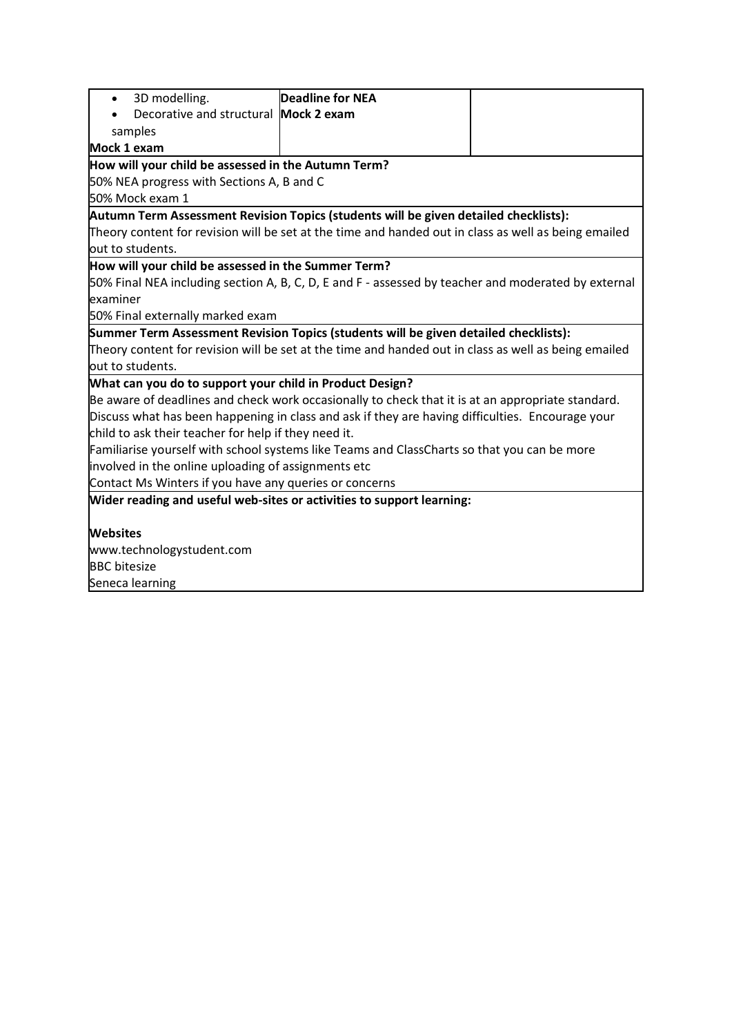| | | |
|---|---|---|
| • 3D modelling.<br>• Decorative and structural samples<br>**Mock 1 exam** | **Deadline for NEA**<br>**Mock 2 exam** | |

**How will your child be assessed in the Autumn Term?**

50% NEA progress with Sections A, B and C

50% Mock exam 1

**Autumn Term Assessment Revision Topics (students will be given detailed checklists):**

Theory content for revision will be set at the time and handed out in class as well as being emailed out to students.

**How will your child be assessed in the Summer Term?**

50% Final NEA including section A, B, C, D, E and F - assessed by teacher and moderated by external examiner

50% Final externally marked exam

**Summer Term Assessment Revision Topics (students will be given detailed checklists):**

Theory content for revision will be set at the time and handed out in class as well as being emailed out to students.

**What can you do to support your child in Product Design?**

Be aware of deadlines and check work occasionally to check that it is at an appropriate standard.

Discuss what has been happening in class and ask if they are having difficulties. Encourage your child to ask their teacher for help if they need it.

Familiarise yourself with school systems like Teams and ClassCharts so that you can be more involved in the online uploading of assignments etc

Contact Ms Winters if you have any queries or concerns

**Wider reading and useful web-sites or activities to support learning:**

**Websites**

www.technologystudent.com

BBC bitesize

Seneca learning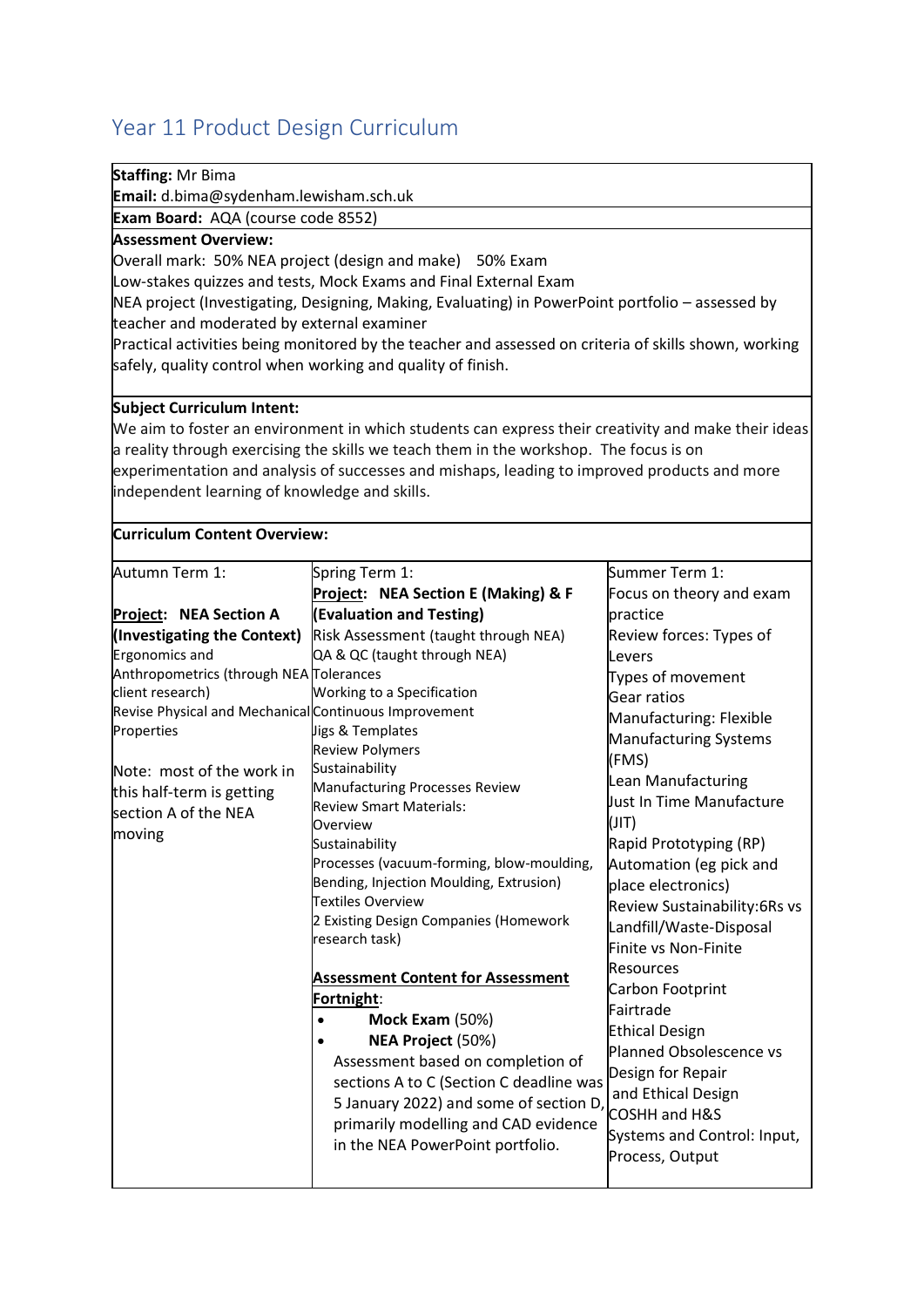# Year 11 Product Design Curriculum

**Staffing:** Mr Bima

**Email:** d.bima@sydenham.lewisham.sch.uk

**Exam Board:** AQA (course code 8552)

**Assessment Overview:**

Overall mark: 50% NEA project (design and make) 50% Exam

Low-stakes quizzes and tests, Mock Exams and Final External Exam

NEA project (Investigating, Designing, Making, Evaluating) in PowerPoint portfolio – assessed by teacher and moderated by external examiner

Practical activities being monitored by the teacher and assessed on criteria of skills shown, working safely, quality control when working and quality of finish.

**Subject Curriculum Intent:**

We aim to foster an environment in which students can express their creativity and make their ideas a reality through exercising the skills we teach them in the workshop. The focus is on experimentation and analysis of successes and mishaps, leading to improved products and more independent learning of knowledge and skills.

**Curriculum Content Overview:**

| Autumn Term 1: | Spring Term 1: | Summer Term 1: |
|---|---|---|
| **Project: NEA Section A (Investigating the Context)**<br>Ergonomics and Anthropometrics (through NEA client research)<br>Revise Physical and Mechanical Properties<br><br>Note: most of the work in this half-term is getting section A of the NEA moving | **Project: NEA Section E (Making) & F (Evaluation and Testing)**<br>Risk Assessment (taught through NEA)<br>QA & QC (taught through NEA)<br>Tolerances<br>Working to a Specification<br>Continuous Improvement<br>Jigs & Templates<br>Review Polymers<br>Sustainability<br>Manufacturing Processes Review<br>Review Smart Materials:<br>Overview<br>Sustainability<br>Processes (vacuum-forming, blow-moulding, Bending, Injection Moulding, Extrusion)<br>Textiles Overview<br>2 Existing Design Companies (Homework research task)<br><br>**Assessment Content for Assessment Fortnight**:<br>• **Mock Exam** (50%)<br>• **NEA Project** (50%)<br>Assessment based on completion of sections A to C (Section C deadline was 5 January 2022) and some of section D, primarily modelling and CAD evidence in the NEA PowerPoint portfolio. | Focus on theory and exam practice<br>Review forces: Types of Levers<br>Types of movement<br>Gear ratios<br>Manufacturing: Flexible Manufacturing Systems (FMS)<br>Lean Manufacturing<br>Just In Time Manufacture (JIT)<br>Rapid Prototyping (RP)<br>Automation (eg pick and place electronics)<br>Review Sustainability:6Rs vs Landfill/Waste-Disposal<br>Finite vs Non-Finite Resources<br>Carbon Footprint<br>Fairtrade<br>Ethical Design<br>Planned Obsolescence vs Design for Repair and Ethical Design<br>COSHH and H&S<br>Systems and Control: Input, Process, Output |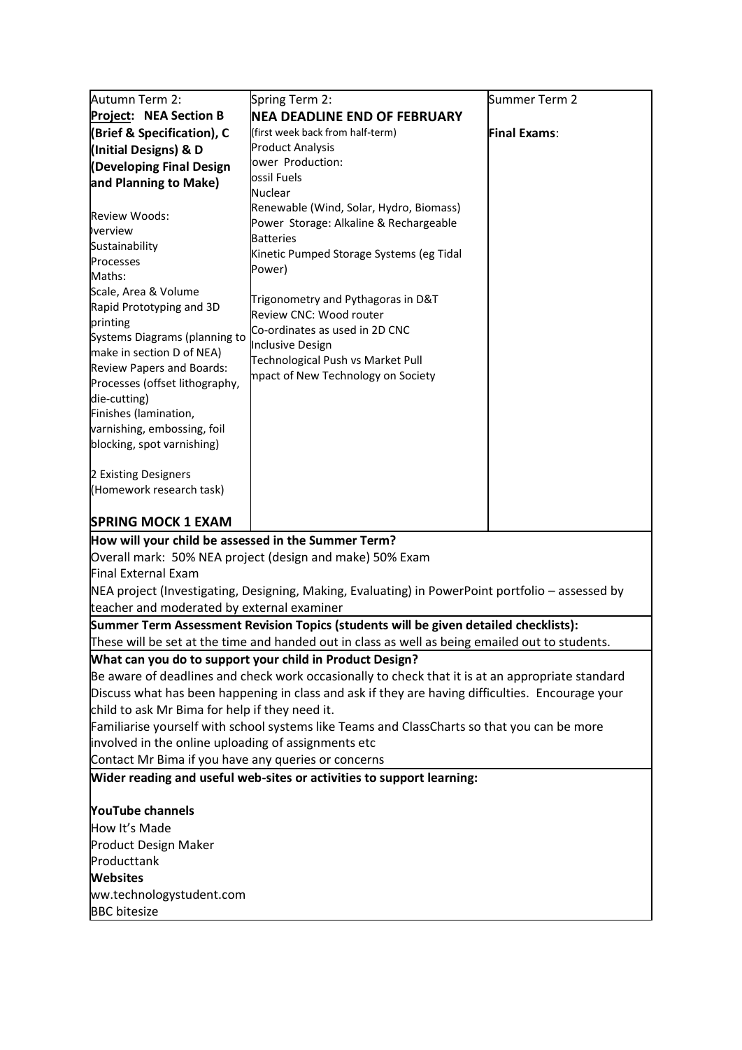| Autumn Term 2: | Spring Term 2: | Summer Term 2 |
|---|---|---|
| **Project: NEA Section B (Brief & Specification), C (Initial Designs) & D (Developing Final Design and Planning to Make)**<br><br>Review Woods:<br>)verview<br>Sustainability<br>Processes<br>Maths:<br>Scale, Area & Volume<br>Rapid Prototyping and 3D printing<br>Systems Diagrams (planning to make in section D of NEA)<br>Review Papers and Boards:<br>Processes (offset lithography, die-cutting)<br>Finishes (lamination, varnishing, embossing, foil blocking, spot varnishing)<br><br>2 Existing Designers<br>(Homework research task)<br><br>**SPRING MOCK 1 EXAM** | **NEA DEADLINE END OF FEBRUARY**<br>(first week back from half-term)<br>Product Analysis<br>ower Production:<br>ossil Fuels<br>Nuclear<br>Renewable (Wind, Solar, Hydro, Biomass)<br>Power Storage: Alkaline & Rechargeable Batteries<br>Kinetic Pumped Storage Systems (eg Tidal Power)<br><br>Trigonometry and Pythagoras in D&T<br>Review CNC: Wood router<br>Co-ordinates as used in 2D CNC<br>Inclusive Design<br>Technological Push vs Market Pull<br>npact of New Technology on Society | **Final Exams**: |

**How will your child be assessed in the Summer Term?**

Overall mark: 50% NEA project (design and make) 50% Exam
Final External Exam
NEA project (Investigating, Designing, Making, Evaluating) in PowerPoint portfolio – assessed by teacher and moderated by external examiner

**Summer Term Assessment Revision Topics (students will be given detailed checklists):**

These will be set at the time and handed out in class as well as being emailed out to students.

**What can you do to support your child in Product Design?**

Be aware of deadlines and check work occasionally to check that it is at an appropriate standard
Discuss what has been happening in class and ask if they are having difficulties. Encourage your child to ask Mr Bima for help if they need it.
Familiarise yourself with school systems like Teams and ClassCharts so that you can be more involved in the online uploading of assignments etc
Contact Mr Bima if you have any queries or concerns

**Wider reading and useful web-sites or activities to support learning:**

**YouTube channels**
How It's Made
Product Design Maker
Producttank
**Websites**
ww.technologystudent.com
BBC bitesize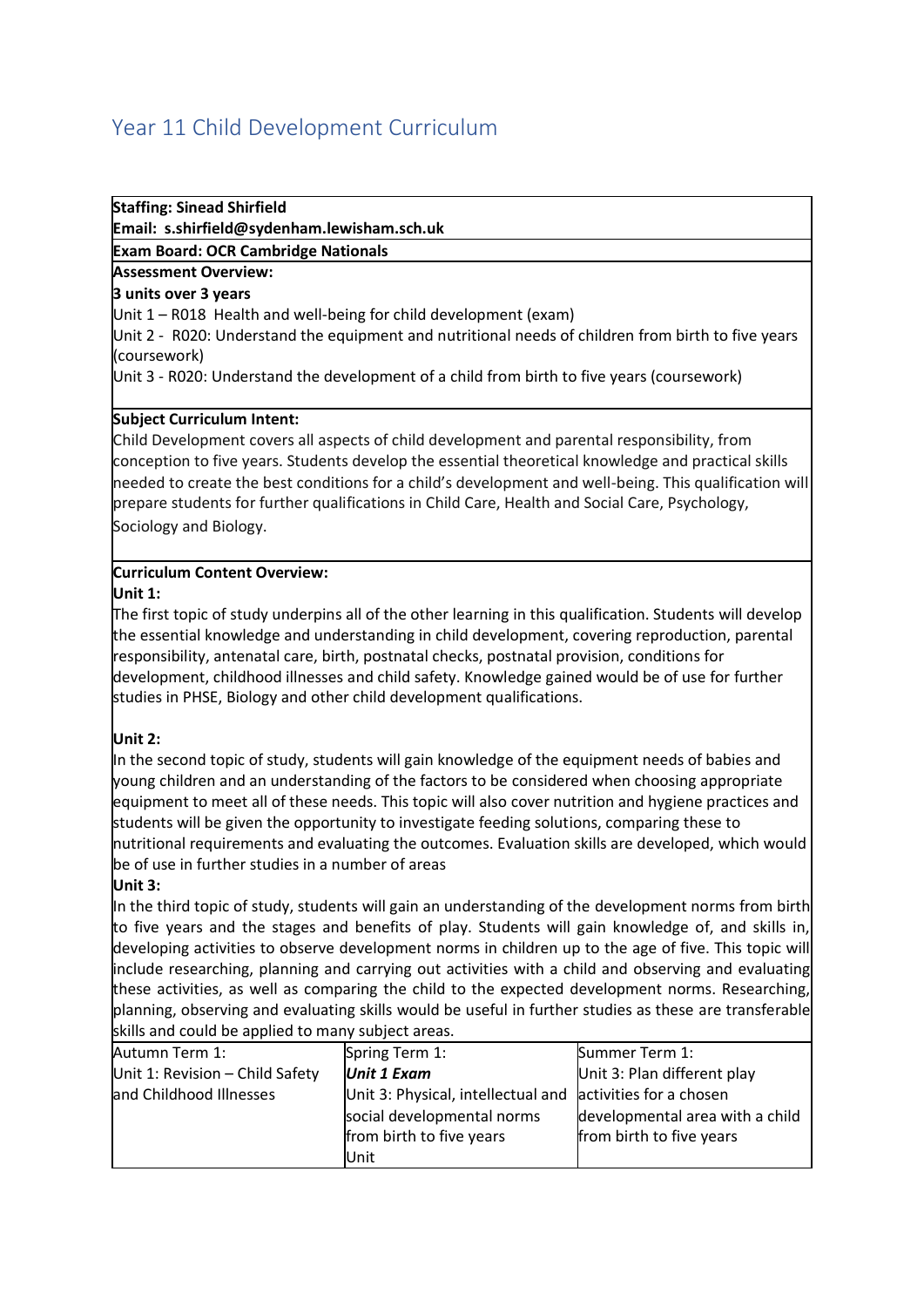# Year 11 Child Development Curriculum

**Staffing: Sinead Shirfield**
**Email: s.shirfield@sydenham.lewisham.sch.uk**

**Exam Board: OCR Cambridge Nationals**

**Assessment Overview:**
**3 units over 3 years**
Unit 1 – R018 Health and well-being for child development (exam)
Unit 2 - R020: Understand the equipment and nutritional needs of children from birth to five years (coursework)
Unit 3 - R020: Understand the development of a child from birth to five years (coursework)

**Subject Curriculum Intent:**
Child Development covers all aspects of child development and parental responsibility, from conception to five years. Students develop the essential theoretical knowledge and practical skills needed to create the best conditions for a child's development and well-being. This qualification will prepare students for further qualifications in Child Care, Health and Social Care, Psychology, Sociology and Biology.

**Curriculum Content Overview:**

**Unit 1:**
The first topic of study underpins all of the other learning in this qualification. Students will develop the essential knowledge and understanding in child development, covering reproduction, parental responsibility, antenatal care, birth, postnatal checks, postnatal provision, conditions for development, childhood illnesses and child safety. Knowledge gained would be of use for further studies in PHSE, Biology and other child development qualifications.

**Unit 2:**
In the second topic of study, students will gain knowledge of the equipment needs of babies and young children and an understanding of the factors to be considered when choosing appropriate equipment to meet all of these needs. This topic will also cover nutrition and hygiene practices and students will be given the opportunity to investigate feeding solutions, comparing these to nutritional requirements and evaluating the outcomes. Evaluation skills are developed, which would be of use in further studies in a number of areas

**Unit 3:**
In the third topic of study, students will gain an understanding of the development norms from birth to five years and the stages and benefits of play. Students will gain knowledge of, and skills in, developing activities to observe development norms in children up to the age of five. This topic will include researching, planning and carrying out activities with a child and observing and evaluating these activities, as well as comparing the child to the expected development norms. Researching, planning, observing and evaluating skills would be useful in further studies as these are transferable skills and could be applied to many subject areas.

| Autumn Term 1: | Spring Term 1: | Summer Term 1: |
| --- | --- | --- |
| Unit 1: Revision – Child Safety and Childhood Illnesses | ***Unit 1 Exam***<br>Unit 3: Physical, intellectual and social developmental norms from birth to five years<br>Unit | Unit 3: Plan different play activities for a chosen developmental area with a child from birth to five years |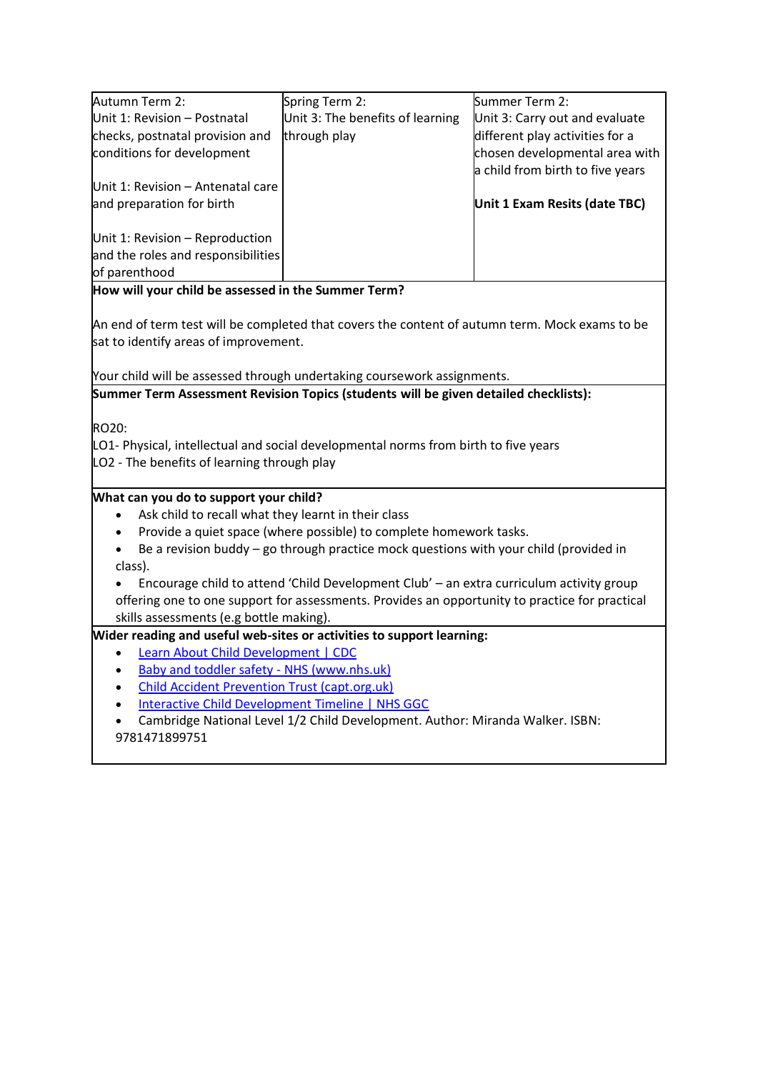| Autumn Term 2: | Spring Term 2: | Summer Term 2: |
| --- | --- | --- |
| Unit 1: Revision – Postnatal checks, postnatal provision and conditions for development<br><br>Unit 1: Revision – Antenatal care and preparation for birth<br><br>Unit 1: Revision – Reproduction and the roles and responsibilities of parenthood | Unit 3: The benefits of learning through play | Unit 3: Carry out and evaluate different play activities for a chosen developmental area with a child from birth to five years<br><br>**Unit 1 Exam Resits (date TBC)** |

**How will your child be assessed in the Summer Term?**

An end of term test will be completed that covers the content of autumn term. Mock exams to be sat to identify areas of improvement.

Your child will be assessed through undertaking coursework assignments.

**Summer Term Assessment Revision Topics (students will be given detailed checklists):**

RO20:
LO1- Physical, intellectual and social developmental norms from birth to five years
LO2 - The benefits of learning through play

**What can you do to support your child?**

- Ask child to recall what they learnt in their class
- Provide a quiet space (where possible) to complete homework tasks.
- Be a revision buddy – go through practice mock questions with your child (provided in class).
- Encourage child to attend 'Child Development Club' – an extra curriculum activity group offering one to one support for assessments. Provides an opportunity to practice for practical skills assessments (e.g bottle making).

**Wider reading and useful web-sites or activities to support learning:**

- Learn About Child Development | CDC
- Baby and toddler safety - NHS (www.nhs.uk)
- Child Accident Prevention Trust (capt.org.uk)
- Interactive Child Development Timeline | NHS GGC
- Cambridge National Level 1/2 Child Development. Author: Miranda Walker. ISBN: 9781471899751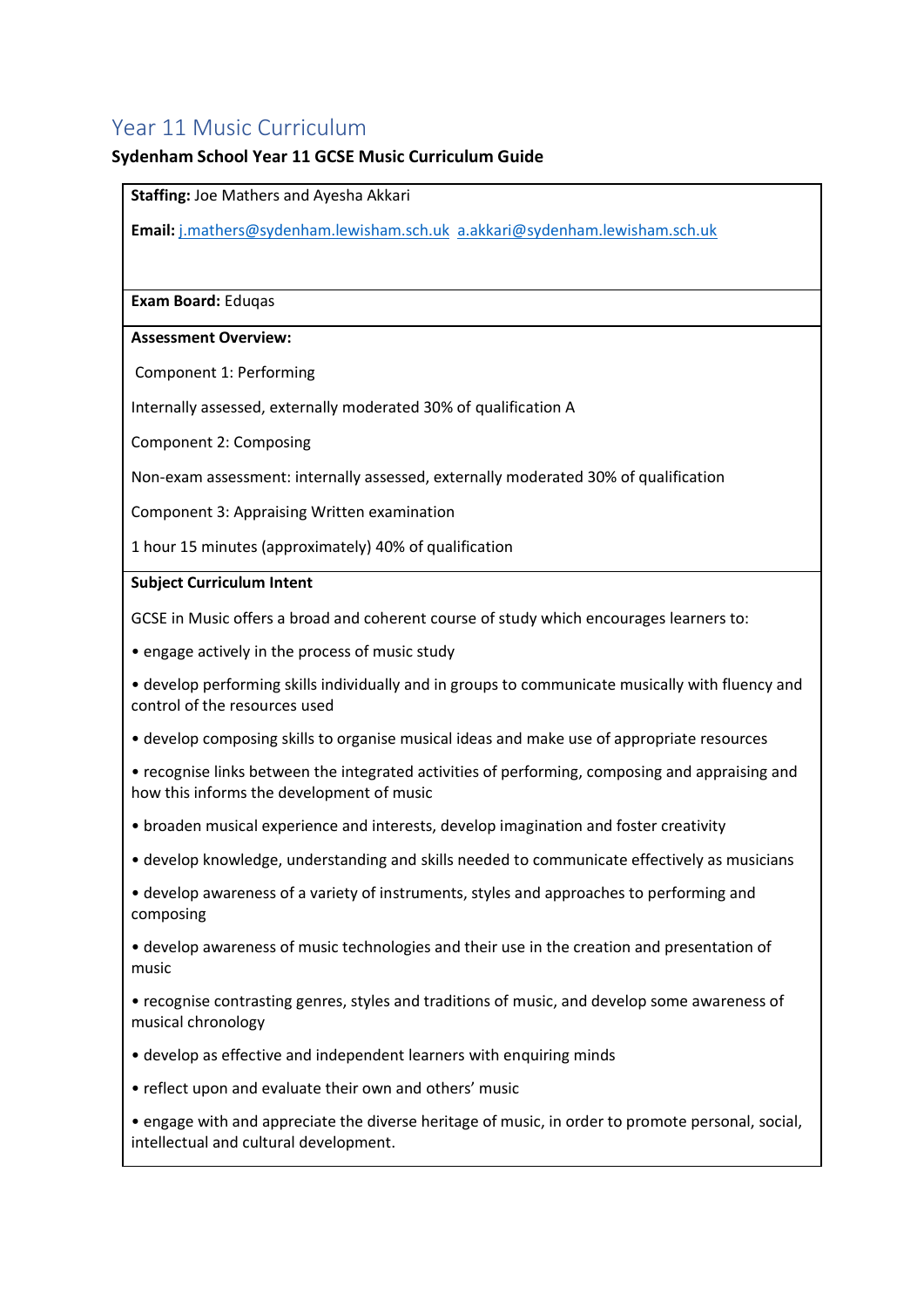## Year 11 Music Curriculum

**Sydenham School Year 11 GCSE Music Curriculum Guide**

**Staffing:** Joe Mathers and Ayesha Akkari

**Email:** j.mathers@sydenham.lewisham.sch.uk a.akkari@sydenham.lewisham.sch.uk

**Exam Board:** Eduqas

**Assessment Overview:**

Component 1: Performing

Internally assessed, externally moderated 30% of qualification A

Component 2: Composing

Non-exam assessment: internally assessed, externally moderated 30% of qualification

Component 3: Appraising Written examination

1 hour 15 minutes (approximately) 40% of qualification

**Subject Curriculum Intent**

GCSE in Music offers a broad and coherent course of study which encourages learners to:

- engage actively in the process of music study
- develop performing skills individually and in groups to communicate musically with fluency and control of the resources used
- develop composing skills to organise musical ideas and make use of appropriate resources
- recognise links between the integrated activities of performing, composing and appraising and how this informs the development of music
- broaden musical experience and interests, develop imagination and foster creativity
- develop knowledge, understanding and skills needed to communicate effectively as musicians
- develop awareness of a variety of instruments, styles and approaches to performing and composing
- develop awareness of music technologies and their use in the creation and presentation of music
- recognise contrasting genres, styles and traditions of music, and develop some awareness of musical chronology
- develop as effective and independent learners with enquiring minds
- reflect upon and evaluate their own and others' music
- engage with and appreciate the diverse heritage of music, in order to promote personal, social, intellectual and cultural development.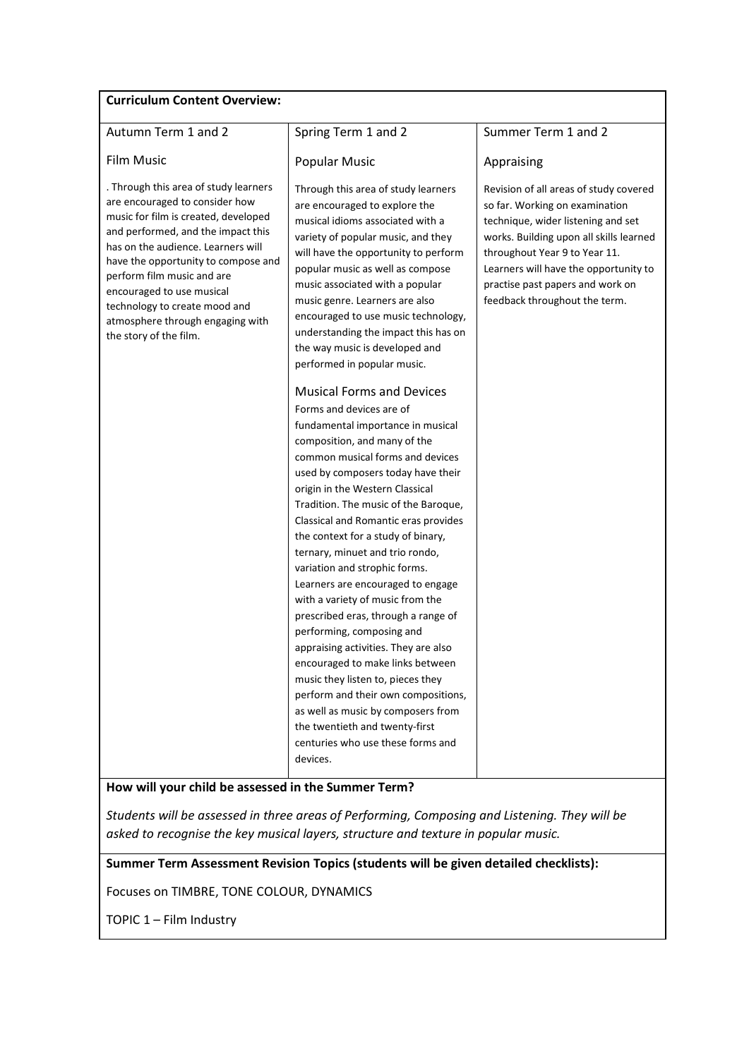**Curriculum Content Overview:**

| Autumn Term 1 and 2 | Spring Term 1 and 2 | Summer Term 1 and 2 |
|---|---|---|
| Film Music<br><br>. Through this area of study learners are encouraged to consider how music for film is created, developed and performed, and the impact this has on the audience. Learners will have the opportunity to compose and perform film music and are encouraged to use musical technology to create mood and atmosphere through engaging with the story of the film. | Popular Music<br><br>Through this area of study learners are encouraged to explore the musical idioms associated with a variety of popular music, and they will have the opportunity to perform popular music as well as compose music associated with a popular music genre. Learners are also encouraged to use music technology, understanding the impact this has on the way music is developed and performed in popular music.<br><br>Musical Forms and Devices<br>Forms and devices are of fundamental importance in musical composition, and many of the common musical forms and devices used by composers today have their origin in the Western Classical Tradition. The music of the Baroque, Classical and Romantic eras provides the context for a study of binary, ternary, minuet and trio rondo, variation and strophic forms. Learners are encouraged to engage with a variety of music from the prescribed eras, through a range of performing, composing and appraising activities. They are also encouraged to make links between music they listen to, pieces they perform and their own compositions, as well as music by composers from the twentieth and twenty-first centuries who use these forms and devices. | Appraising<br><br>Revision of all areas of study covered so far. Working on examination technique, wider listening and set works. Building upon all skills learned throughout Year 9 to Year 11. Learners will have the opportunity to practise past papers and work on feedback throughout the term. |

**How will your child be assessed in the Summer Term?**

*Students will be assessed in three areas of Performing, Composing and Listening. They will be asked to recognise the key musical layers, structure and texture in popular music.*

**Summer Term Assessment Revision Topics (students will be given detailed checklists):**

Focuses on TIMBRE, TONE COLOUR, DYNAMICS

TOPIC 1 – Film Industry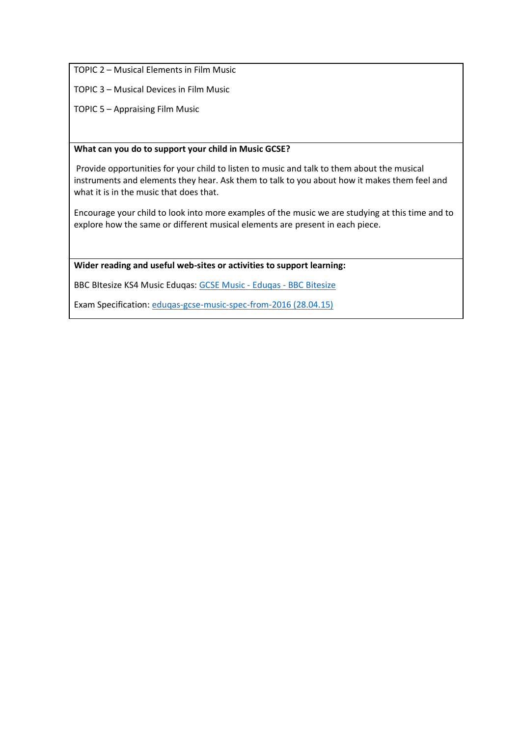TOPIC 2 – Musical Elements in Film Music

TOPIC 3 – Musical Devices in Film Music

TOPIC 5 – Appraising Film Music

**What can you do to support your child in Music GCSE?**

Provide opportunities for your child to listen to music and talk to them about the musical instruments and elements they hear. Ask them to talk to you about how it makes them feel and what it is in the music that does that.

Encourage your child to look into more examples of the music we are studying at this time and to explore how the same or different musical elements are present in each piece.

**Wider reading and useful web-sites or activities to support learning:**

BBC BItesize KS4 Music Eduqas: [GCSE Music - Eduqas - BBC Bitesize]

Exam Specification: [eduqas-gcse-music-spec-from-2016 (28.04.15)]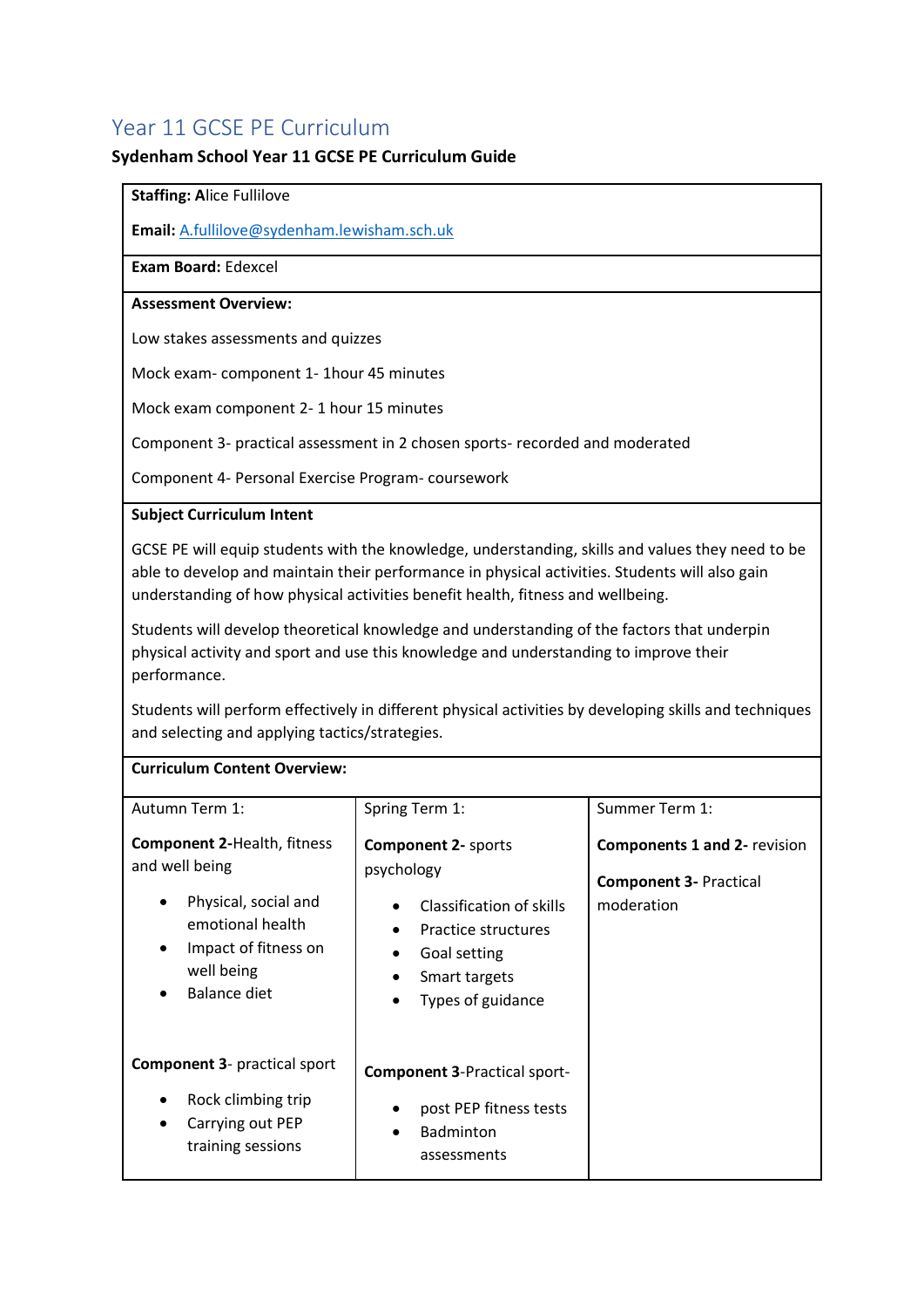# Year 11 GCSE PE Curriculum

**Sydenham School Year 11 GCSE PE Curriculum Guide**

**Staffing:** Alice Fullilove

**Email:** A.fullilove@sydenham.lewisham.sch.uk

**Exam Board:** Edexcel

**Assessment Overview:**

Low stakes assessments and quizzes

Mock exam- component 1- 1hour 45 minutes

Mock exam component 2- 1 hour 15 minutes

Component 3- practical assessment in 2 chosen sports- recorded and moderated

Component 4- Personal Exercise Program- coursework

**Subject Curriculum Intent**

GCSE PE will equip students with the knowledge, understanding, skills and values they need to be able to develop and maintain their performance in physical activities. Students will also gain understanding of how physical activities benefit health, fitness and wellbeing.

Students will develop theoretical knowledge and understanding of the factors that underpin physical activity and sport and use this knowledge and understanding to improve their performance.

Students will perform effectively in different physical activities by developing skills and techniques and selecting and applying tactics/strategies.

**Curriculum Content Overview:**

| Autumn Term 1: | Spring Term 1: | Summer Term 1: |
|---|---|---|
| **Component 2**-Health, fitness and well being<br>• Physical, social and emotional health<br>• Impact of fitness on well being<br>• Balance diet<br><br>**Component 3**- practical sport<br>• Rock climbing trip<br>• Carrying out PEP training sessions | **Component 2-** sports psychology<br>• Classification of skills<br>• Practice structures<br>• Goal setting<br>• Smart targets<br>• Types of guidance<br><br>**Component 3**-Practical sport-<br>• post PEP fitness tests<br>• Badminton assessments | **Components 1 and 2-** revision<br><br>**Component 3-** Practical moderation |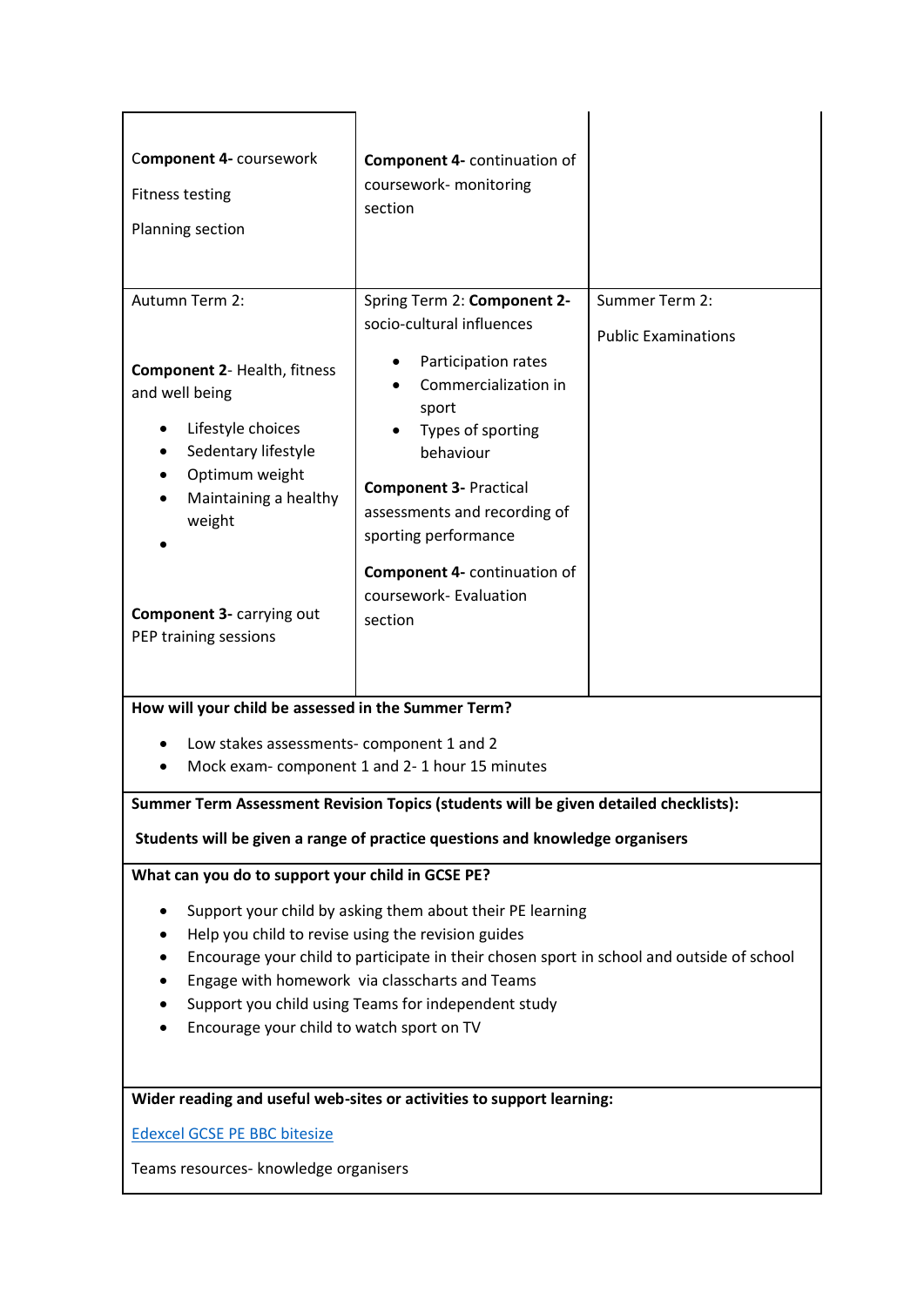| | | |
|---|---|---|
| **Component 4-** coursework<br><br>Fitness testing<br><br>Planning section | **Component 4-** continuation of coursework- monitoring section | |
| Autumn Term 2:<br><br>**Component 2**- Health, fitness and well being<br><br>• Lifestyle choices<br>• Sedentary lifestyle<br>• Optimum weight<br>• Maintaining a healthy weight<br>•<br><br>**Component 3-** carrying out PEP training sessions | Spring Term 2: **Component 2-** socio-cultural influences<br><br>• Participation rates<br>• Commercialization in sport<br>• Types of sporting behaviour<br><br>**Component 3-** Practical assessments and recording of sporting performance<br><br>**Component 4-** continuation of coursework- Evaluation section | Summer Term 2:<br><br>Public Examinations |

**How will your child be assessed in the Summer Term?**

- Low stakes assessments- component 1 and 2
- Mock exam- component 1 and 2- 1 hour 15 minutes

**Summer Term Assessment Revision Topics (students will be given detailed checklists):**

**Students will be given a range of practice questions and knowledge organisers**

**What can you do to support your child in GCSE PE?**

- Support your child by asking them about their PE learning
- Help you child to revise using the revision guides
- Encourage your child to participate in their chosen sport in school and outside of school
- Engage with homework via classcharts and Teams
- Support you child using Teams for independent study
- Encourage your child to watch sport on TV

**Wider reading and useful web-sites or activities to support learning:**

Edexcel GCSE PE BBC bitesize

Teams resources- knowledge organisers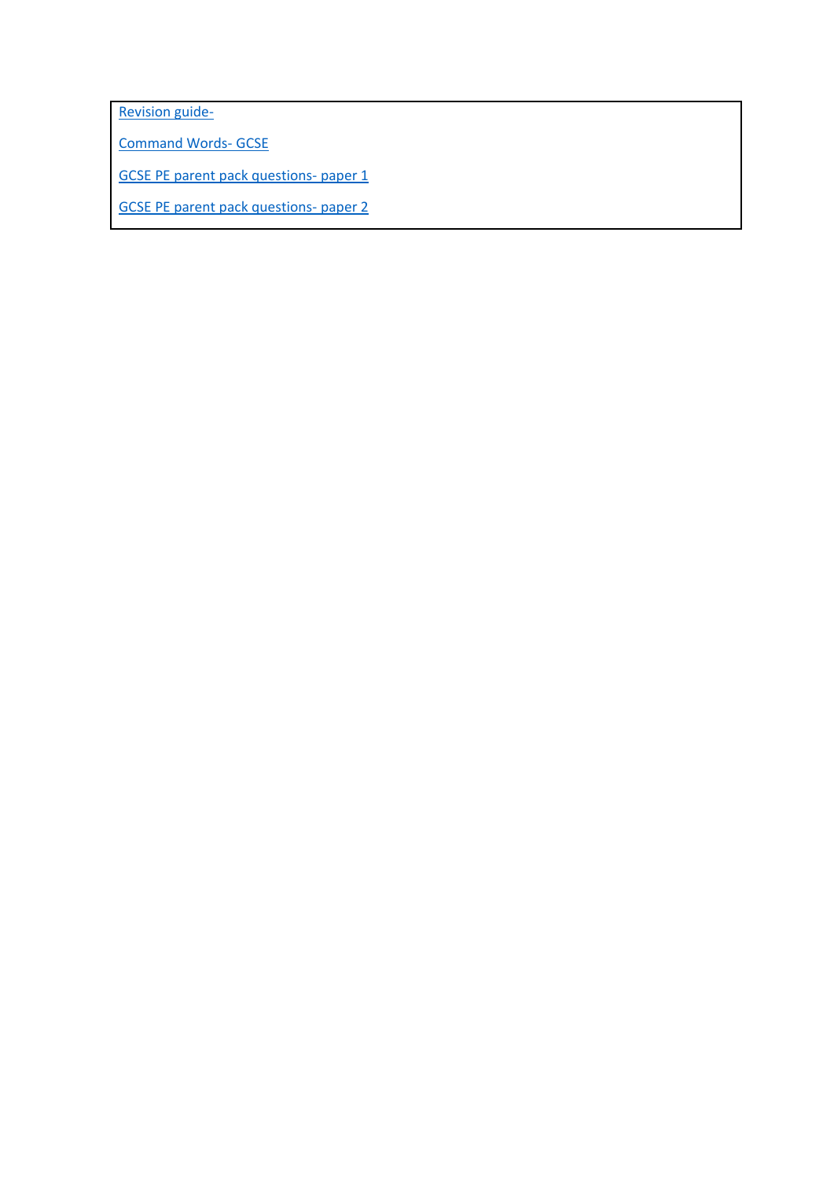Revision guide-

Command Words- GCSE

GCSE PE parent pack questions- paper 1

GCSE PE parent pack questions- paper 2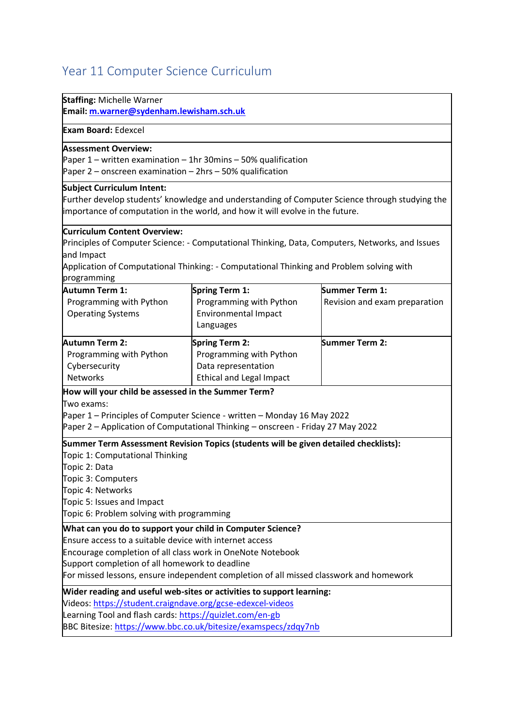# Year 11 Computer Science Curriculum

**Staffing:** Michelle Warner
**Email:** m.warner@sydenham.lewisham.sch.uk

**Exam Board:** Edexcel

**Assessment Overview:**
Paper 1 – written examination – 1hr 30mins – 50% qualification
Paper 2 – onscreen examination – 2hrs – 50% qualification

**Subject Curriculum Intent:**
Further develop students' knowledge and understanding of Computer Science through studying the importance of computation in the world, and how it will evolve in the future.

**Curriculum Content Overview:**
Principles of Computer Science: - Computational Thinking, Data, Computers, Networks, and Issues and Impact
Application of Computational Thinking: - Computational Thinking and Problem solving with programming

| **Autumn Term 1:** | **Spring Term 1:** | **Summer Term 1:** |
|---|---|---|
| Programming with Python<br>Operating Systems | Programming with Python<br>Environmental Impact<br>Languages | Revision and exam preparation |
| **Autumn Term 2:**<br>Programming with Python<br>Cybersecurity<br>Networks | **Spring Term 2:**<br>Programming with Python<br>Data representation<br>Ethical and Legal Impact | **Summer Term 2:** |

**How will your child be assessed in the Summer Term?**
Two exams:
Paper 1 – Principles of Computer Science - written – Monday 16 May 2022
Paper 2 – Application of Computational Thinking – onscreen - Friday 27 May 2022

**Summer Term Assessment Revision Topics (students will be given detailed checklists):**
Topic 1: Computational Thinking
Topic 2: Data
Topic 3: Computers
Topic 4: Networks
Topic 5: Issues and Impact
Topic 6: Problem solving with programming

**What can you do to support your child in Computer Science?**
Ensure access to a suitable device with internet access
Encourage completion of all class work in OneNote Notebook
Support completion of all homework to deadline
For missed lessons, ensure independent completion of all missed classwork and homework

**Wider reading and useful web-sites or activities to support learning:**
Videos: https://student.craigndave.org/gcse-edexcel-videos
Learning Tool and flash cards: https://quizlet.com/en-gb
BBC Bitesize: https://www.bbc.co.uk/bitesize/examspecs/zdqy7nb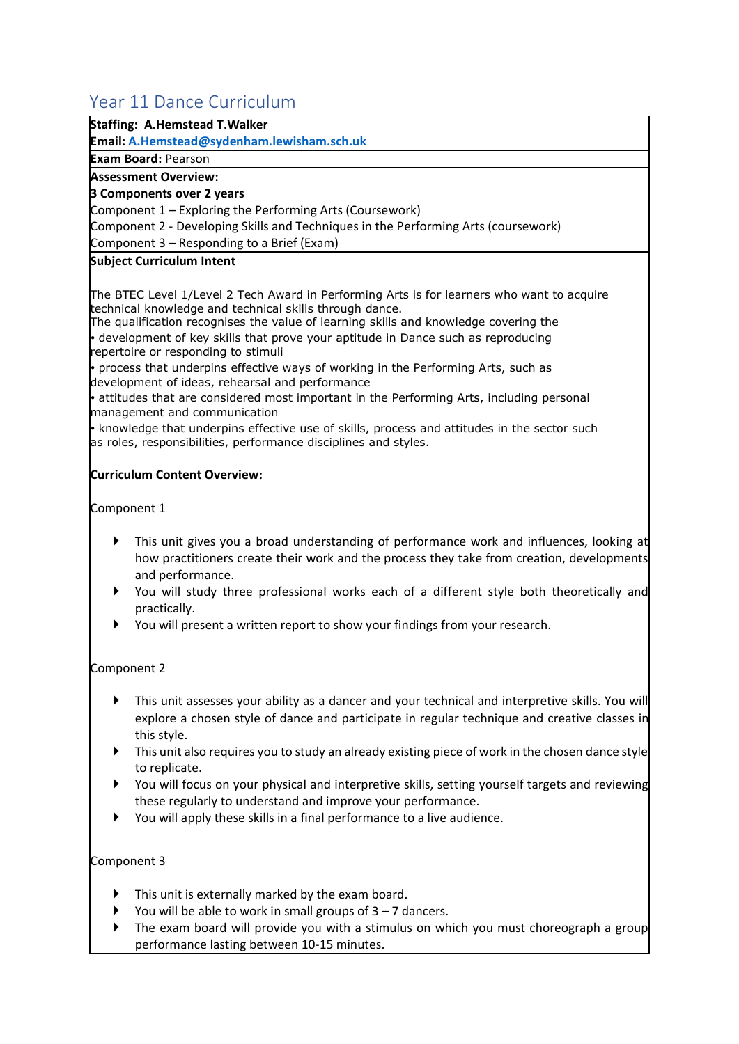# Year 11 Dance Curriculum

**Staffing:** **A.Hemstead T.Walker**

**Email:** **A.Hemstead@sydenham.lewisham.sch.uk**

**Exam Board:** Pearson

**Assessment Overview:**

**3 Components over 2 years**

Component 1 – Exploring the Performing Arts (Coursework)

Component 2 - Developing Skills and Techniques in the Performing Arts (coursework)

Component 3 – Responding to a Brief (Exam)

**Subject Curriculum Intent**

The BTEC Level 1/Level 2 Tech Award in Performing Arts is for learners who want to acquire technical knowledge and technical skills through dance.

The qualification recognises the value of learning skills and knowledge covering the

- development of key skills that prove your aptitude in Dance such as reproducing repertoire or responding to stimuli
- process that underpins effective ways of working in the Performing Arts, such as development of ideas, rehearsal and performance
- attitudes that are considered most important in the Performing Arts, including personal management and communication
- knowledge that underpins effective use of skills, process and attitudes in the sector such as roles, responsibilities, performance disciplines and styles.

**Curriculum Content Overview:**

Component 1

- This unit gives you a broad understanding of performance work and influences, looking at how practitioners create their work and the process they take from creation, developments and performance.
- You will study three professional works each of a different style both theoretically and practically.
- You will present a written report to show your findings from your research.

Component 2

- This unit assesses your ability as a dancer and your technical and interpretive skills. You will explore a chosen style of dance and participate in regular technique and creative classes in this style.
- This unit also requires you to study an already existing piece of work in the chosen dance style to replicate.
- You will focus on your physical and interpretive skills, setting yourself targets and reviewing these regularly to understand and improve your performance.
- You will apply these skills in a final performance to a live audience.

Component 3

- This unit is externally marked by the exam board.
- You will be able to work in small groups of 3 – 7 dancers.
- The exam board will provide you with a stimulus on which you must choreograph a group performance lasting between 10-15 minutes.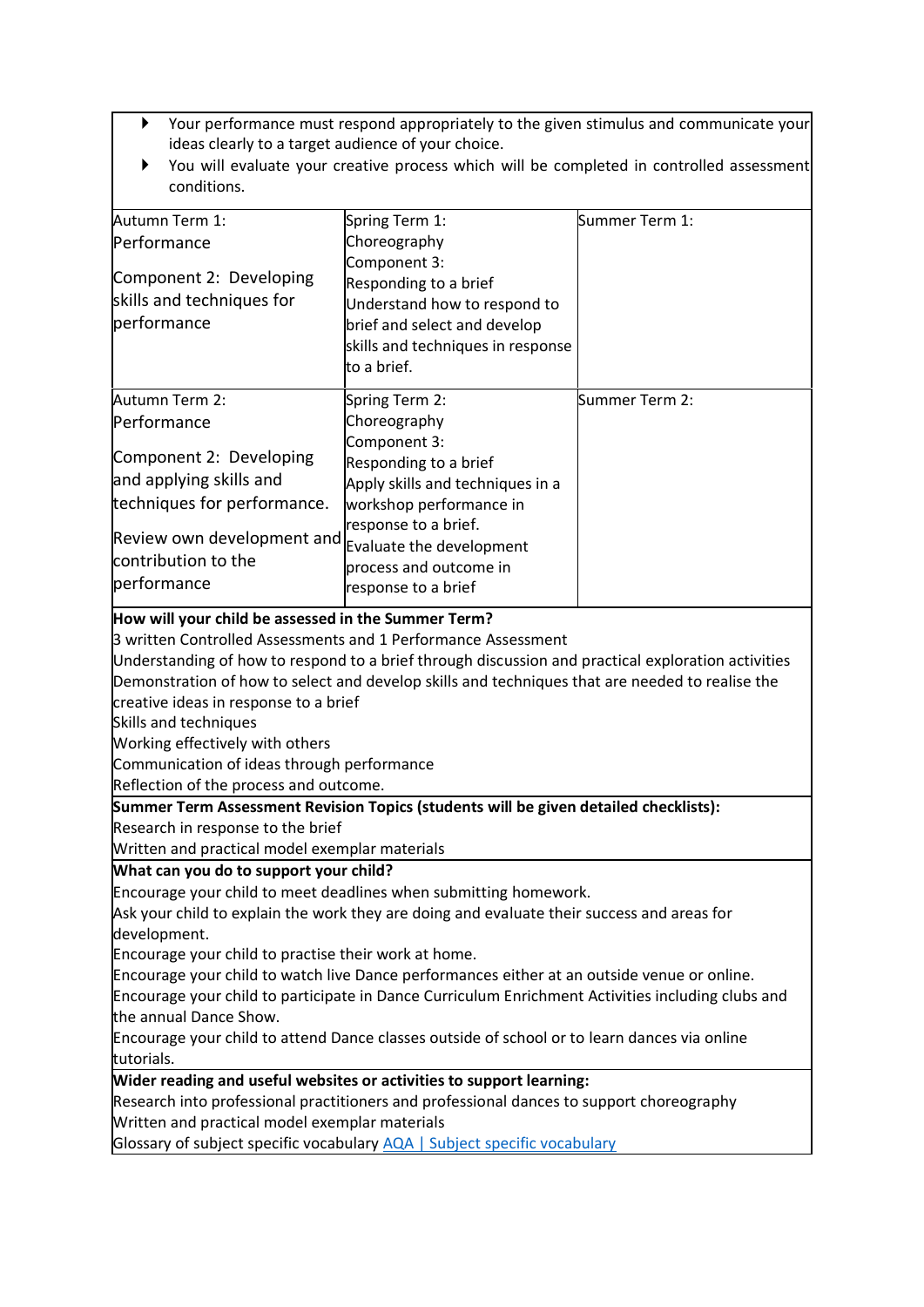- Your performance must respond appropriately to the given stimulus and communicate your ideas clearly to a target audience of your choice.
- You will evaluate your creative process which will be completed in controlled assessment conditions.

| | | |
|---|---|---|
| Autumn Term 1:<br>Performance<br><br>Component 2: Developing skills and techniques for performance | Spring Term 1:<br>Choreography<br>Component 3:<br>Responding to a brief<br>Understand how to respond to brief and select and develop skills and techniques in response to a brief. | Summer Term 1: |
| Autumn Term 2:<br>Performance<br><br>Component 2: Developing and applying skills and techniques for performance.<br><br>Review own development and contribution to the performance | Spring Term 2:<br>Choreography<br>Component 3:<br>Responding to a brief<br>Apply skills and techniques in a workshop performance in response to a brief.<br>Evaluate the development process and outcome in response to a brief | Summer Term 2: |

**How will your child be assessed in the Summer Term?**

3 written Controlled Assessments and 1 Performance Assessment
Understanding of how to respond to a brief through discussion and practical exploration activities
Demonstration of how to select and develop skills and techniques that are needed to realise the creative ideas in response to a brief
Skills and techniques
Working effectively with others
Communication of ideas through performance
Reflection of the process and outcome.

**Summer Term Assessment Revision Topics (students will be given detailed checklists):**

Research in response to the brief
Written and practical model exemplar materials

**What can you do to support your child?**

Encourage your child to meet deadlines when submitting homework.
Ask your child to explain the work they are doing and evaluate their success and areas for development.
Encourage your child to practise their work at home.
Encourage your child to watch live Dance performances either at an outside venue or online.
Encourage your child to participate in Dance Curriculum Enrichment Activities including clubs and the annual Dance Show.
Encourage your child to attend Dance classes outside of school or to learn dances via online tutorials.

**Wider reading and useful websites or activities to support learning:**

Research into professional practitioners and professional dances to support choreography
Written and practical model exemplar materials
Glossary of subject specific vocabulary [AQA | Subject specific vocabulary]